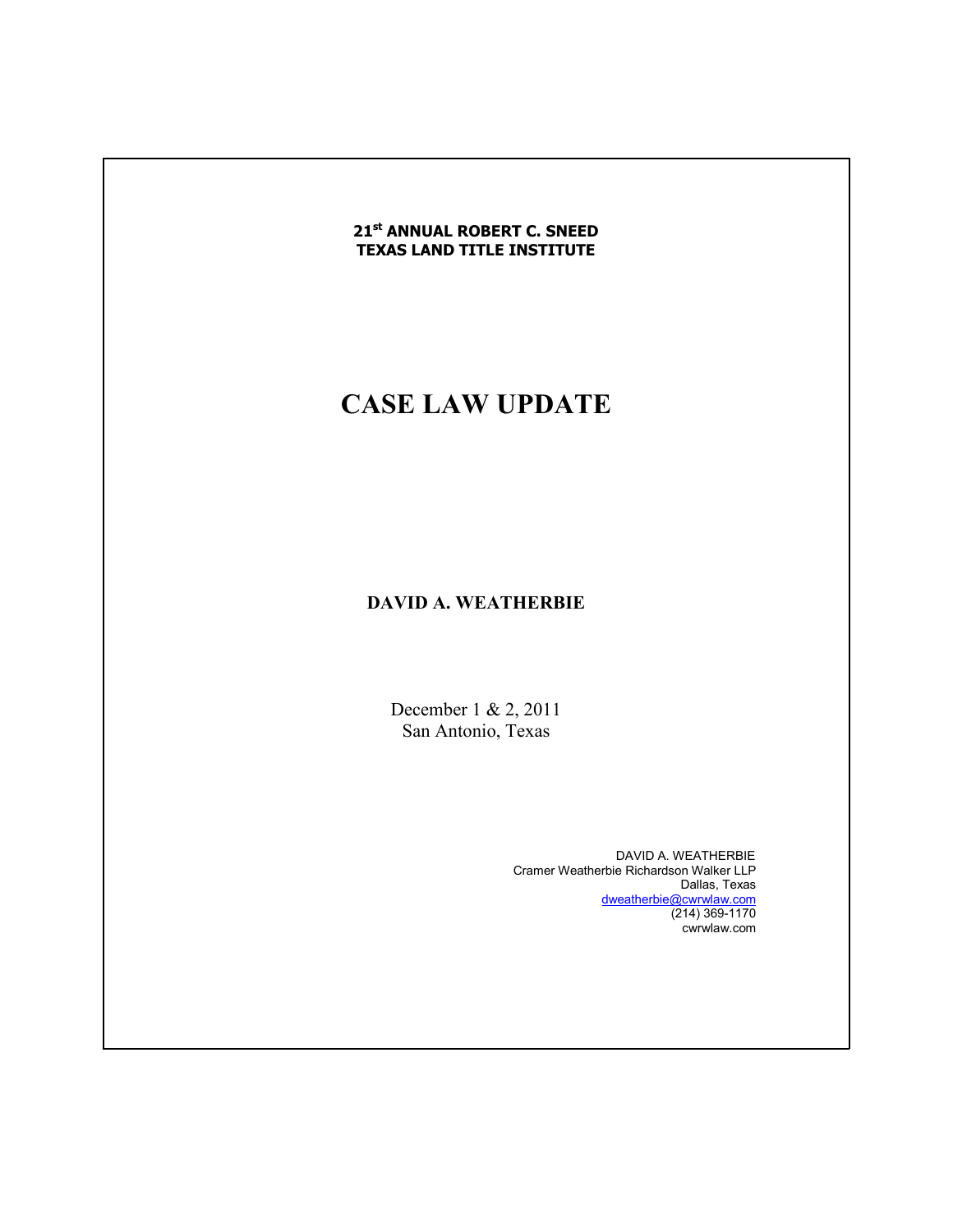**21st ANNUAL ROBERT C. SNEED**
**TEXAS LAND TITLE INSTITUTE**

# CASE LAW UPDATE

**DAVID A. WEATHERBIE**

December 1 & 2, 2011
San Antonio, Texas

DAVID A. WEATHERBIE
Cramer Weatherbie Richardson Walker LLP
Dallas, Texas
dweatherbie@cwrwlaw.com
(214) 369-1170
cwrwlaw.com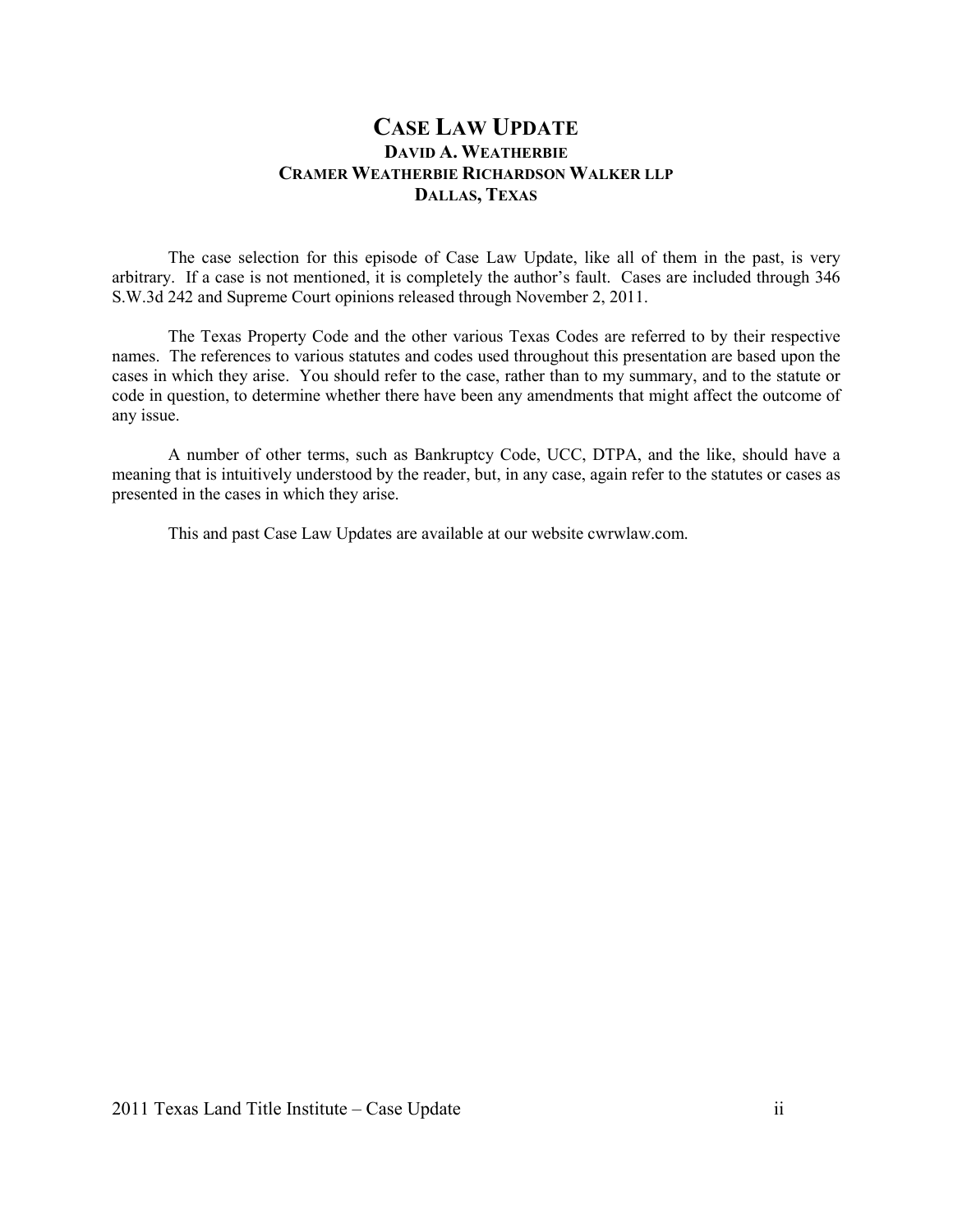# CASE LAW UPDATE

**DAVID A. WEATHERBIE**
**CRAMER WEATHERBIE RICHARDSON WALKER LLP**
**DALLAS, TEXAS**

The case selection for this episode of Case Law Update, like all of them in the past, is very arbitrary. If a case is not mentioned, it is completely the author's fault. Cases are included through 346 S.W.3d 242 and Supreme Court opinions released through November 2, 2011.

The Texas Property Code and the other various Texas Codes are referred to by their respective names. The references to various statutes and codes used throughout this presentation are based upon the cases in which they arise. You should refer to the case, rather than to my summary, and to the statute or code in question, to determine whether there have been any amendments that might affect the outcome of any issue.

A number of other terms, such as Bankruptcy Code, UCC, DTPA, and the like, should have a meaning that is intuitively understood by the reader, but, in any case, again refer to the statutes or cases as presented in the cases in which they arise.

This and past Case Law Updates are available at our website cwrwlaw.com.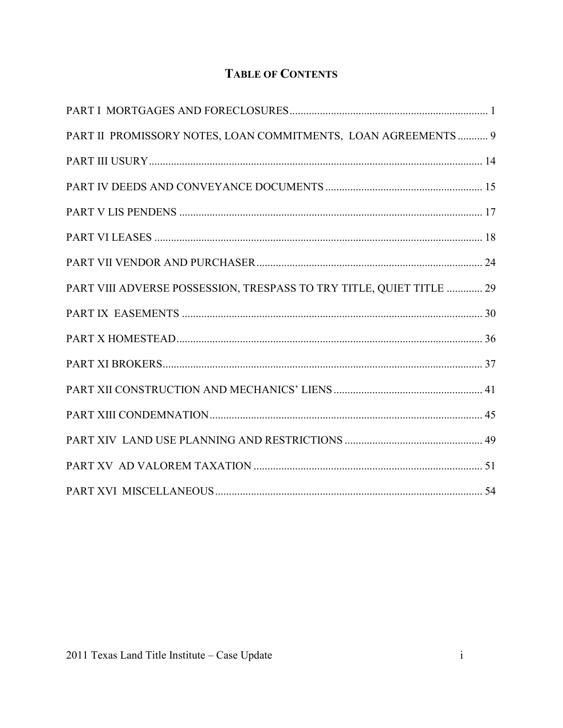# TABLE OF CONTENTS

PART I MORTGAGES AND FORECLOSURES ........................................................................ 1

PART II PROMISSORY NOTES, LOAN COMMITMENTS, LOAN AGREEMENTS ........... 9

PART III USURY ........................................................................................................................ 14

PART IV DEEDS AND CONVEYANCE DOCUMENTS ......................................................... 15

PART V LIS PENDENS .............................................................................................................. 17

PART VI LEASES ....................................................................................................................... 18

PART VII VENDOR AND PURCHASER .................................................................................. 24

PART VIII ADVERSE POSSESSION, TRESPASS TO TRY TITLE, QUIET TITLE ............. 29

PART IX EASEMENTS ............................................................................................................. 30

PART X HOMESTEAD ............................................................................................................... 36

PART XI BROKERS .................................................................................................................... 37

PART XII CONSTRUCTION AND MECHANICS' LIENS ...................................................... 41

PART XIII CONDEMNATION ................................................................................................... 45

PART XIV LAND USE PLANNING AND RESTRICTIONS .................................................. 49

PART XV AD VALOREM TAXATION .................................................................................... 51

PART XVI MISCELLANEOUS .................................................................................................. 54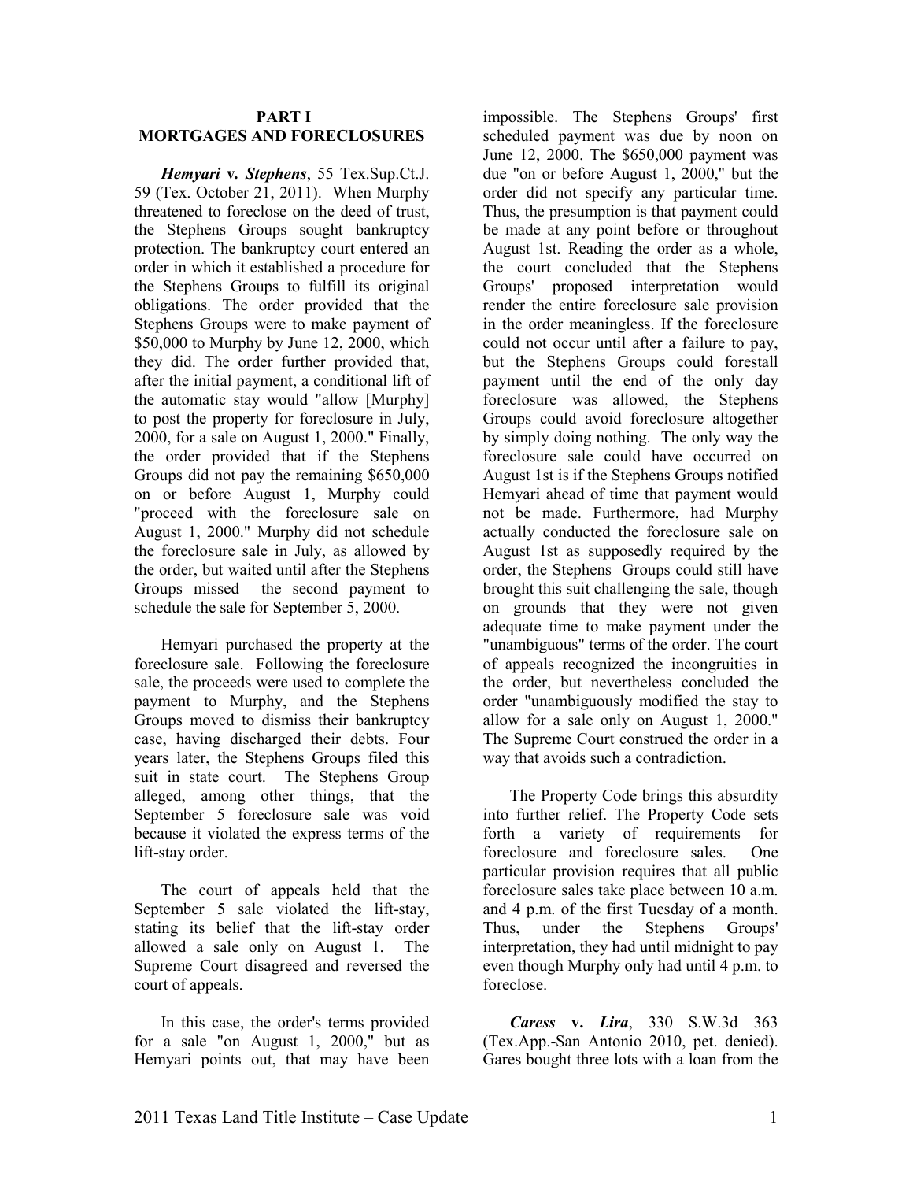## PART I
## MORTGAGES AND FORECLOSURES

***Hemyari* v. *Stephens***, 55 Tex.Sup.Ct.J. 59 (Tex. October 21, 2011). When Murphy threatened to foreclose on the deed of trust, the Stephens Groups sought bankruptcy protection. The bankruptcy court entered an order in which it established a procedure for the Stephens Groups to fulfill its original obligations. The order provided that the Stephens Groups were to make payment of $50,000 to Murphy by June 12, 2000, which they did. The order further provided that, after the initial payment, a conditional lift of the automatic stay would "allow [Murphy] to post the property for foreclosure in July, 2000, for a sale on August 1, 2000." Finally, the order provided that if the Stephens Groups did not pay the remaining $650,000 on or before August 1, Murphy could "proceed with the foreclosure sale on August 1, 2000." Murphy did not schedule the foreclosure sale in July, as allowed by the order, but waited until after the Stephens Groups missed the second payment to schedule the sale for September 5, 2000.

Hemyari purchased the property at the foreclosure sale. Following the foreclosure sale, the proceeds were used to complete the payment to Murphy, and the Stephens Groups moved to dismiss their bankruptcy case, having discharged their debts. Four years later, the Stephens Groups filed this suit in state court. The Stephens Group alleged, among other things, that the September 5 foreclosure sale was void because it violated the express terms of the lift-stay order.

The court of appeals held that the September 5 sale violated the lift-stay, stating its belief that the lift-stay order allowed a sale only on August 1. The Supreme Court disagreed and reversed the court of appeals.

In this case, the order's terms provided for a sale "on August 1, 2000," but as Hemyari points out, that may have been impossible. The Stephens Groups' first scheduled payment was due by noon on June 12, 2000. The $650,000 payment was due "on or before August 1, 2000," but the order did not specify any particular time. Thus, the presumption is that payment could be made at any point before or throughout August 1st. Reading the order as a whole, the court concluded that the Stephens Groups' proposed interpretation would render the entire foreclosure sale provision in the order meaningless. If the foreclosure could not occur until after a failure to pay, but the Stephens Groups could forestall payment until the end of the only day foreclosure was allowed, the Stephens Groups could avoid foreclosure altogether by simply doing nothing. The only way the foreclosure sale could have occurred on August 1st is if the Stephens Groups notified Hemyari ahead of time that payment would not be made. Furthermore, had Murphy actually conducted the foreclosure sale on August 1st as supposedly required by the order, the Stephens Groups could still have brought this suit challenging the sale, though on grounds that they were not given adequate time to make payment under the "unambiguous" terms of the order. The court of appeals recognized the incongruities in the order, but nevertheless concluded the order "unambiguously modified the stay to allow for a sale only on August 1, 2000." The Supreme Court construed the order in a way that avoids such a contradiction.

The Property Code brings this absurdity into further relief. The Property Code sets forth a variety of requirements for foreclosure and foreclosure sales. One particular provision requires that all public foreclosure sales take place between 10 a.m. and 4 p.m. of the first Tuesday of a month. Thus, under the Stephens Groups' interpretation, they had until midnight to pay even though Murphy only had until 4 p.m. to foreclose.

***Caress* v. *Lira***, 330 S.W.3d 363 (Tex.App.-San Antonio 2010, pet. denied). Gares bought three lots with a loan from the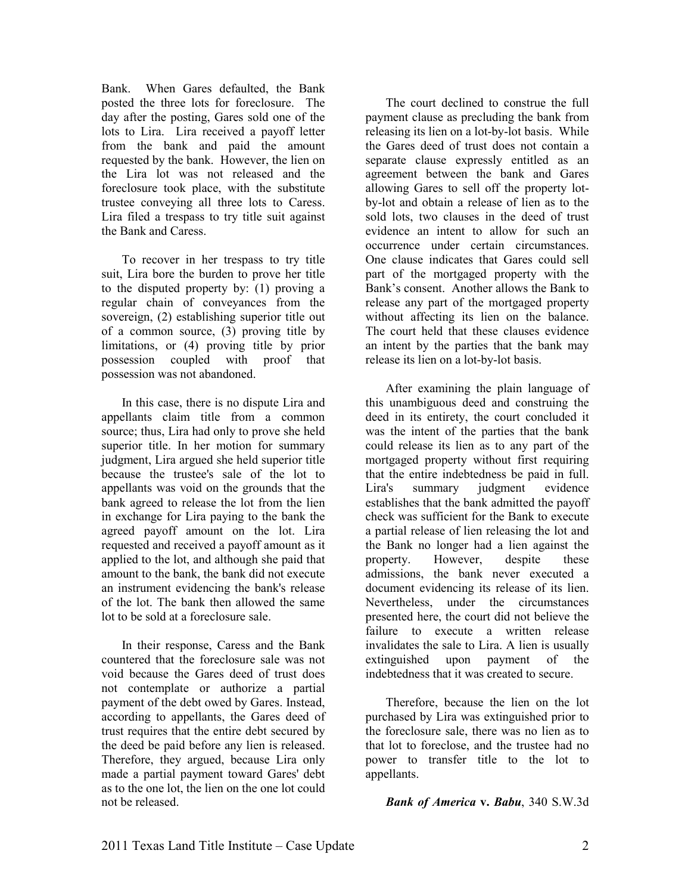Bank. When Gares defaulted, the Bank posted the three lots for foreclosure. The day after the posting, Gares sold one of the lots to Lira. Lira received a payoff letter from the bank and paid the amount requested by the bank. However, the lien on the Lira lot was not released and the foreclosure took place, with the substitute trustee conveying all three lots to Caress. Lira filed a trespass to try title suit against the Bank and Caress.

To recover in her trespass to try title suit, Lira bore the burden to prove her title to the disputed property by: (1) proving a regular chain of conveyances from the sovereign, (2) establishing superior title out of a common source, (3) proving title by limitations, or (4) proving title by prior possession coupled with proof that possession was not abandoned.

In this case, there is no dispute Lira and appellants claim title from a common source; thus, Lira had only to prove she held superior title. In her motion for summary judgment, Lira argued she held superior title because the trustee's sale of the lot to appellants was void on the grounds that the bank agreed to release the lot from the lien in exchange for Lira paying to the bank the agreed payoff amount on the lot. Lira requested and received a payoff amount as it applied to the lot, and although she paid that amount to the bank, the bank did not execute an instrument evidencing the bank's release of the lot. The bank then allowed the same lot to be sold at a foreclosure sale.

In their response, Caress and the Bank countered that the foreclosure sale was not void because the Gares deed of trust does not contemplate or authorize a partial payment of the debt owed by Gares. Instead, according to appellants, the Gares deed of trust requires that the entire debt secured by the deed be paid before any lien is released. Therefore, they argued, because Lira only made a partial payment toward Gares' debt as to the one lot, the lien on the one lot could not be released.

The court declined to construe the full payment clause as precluding the bank from releasing its lien on a lot-by-lot basis. While the Gares deed of trust does not contain a separate clause expressly entitled as an agreement between the bank and Gares allowing Gares to sell off the property lot-by-lot and obtain a release of lien as to the sold lots, two clauses in the deed of trust evidence an intent to allow for such an occurrence under certain circumstances. One clause indicates that Gares could sell part of the mortgaged property with the Bank's consent. Another allows the Bank to release any part of the mortgaged property without affecting its lien on the balance. The court held that these clauses evidence an intent by the parties that the bank may release its lien on a lot-by-lot basis.

After examining the plain language of this unambiguous deed and construing the deed in its entirety, the court concluded it was the intent of the parties that the bank could release its lien as to any part of the mortgaged property without first requiring that the entire indebtedness be paid in full. Lira's summary judgment evidence establishes that the bank admitted the payoff check was sufficient for the Bank to execute a partial release of lien releasing the lot and the Bank no longer had a lien against the property. However, despite these admissions, the bank never executed a document evidencing its release of its lien. Nevertheless, under the circumstances presented here, the court did not believe the failure to execute a written release invalidates the sale to Lira. A lien is usually extinguished upon payment of the indebtedness that it was created to secure.

Therefore, because the lien on the lot purchased by Lira was extinguished prior to the foreclosure sale, there was no lien as to that lot to foreclose, and the trustee had no power to transfer title to the lot to appellants.

***Bank of America* v. *Babu***, 340 S.W.3d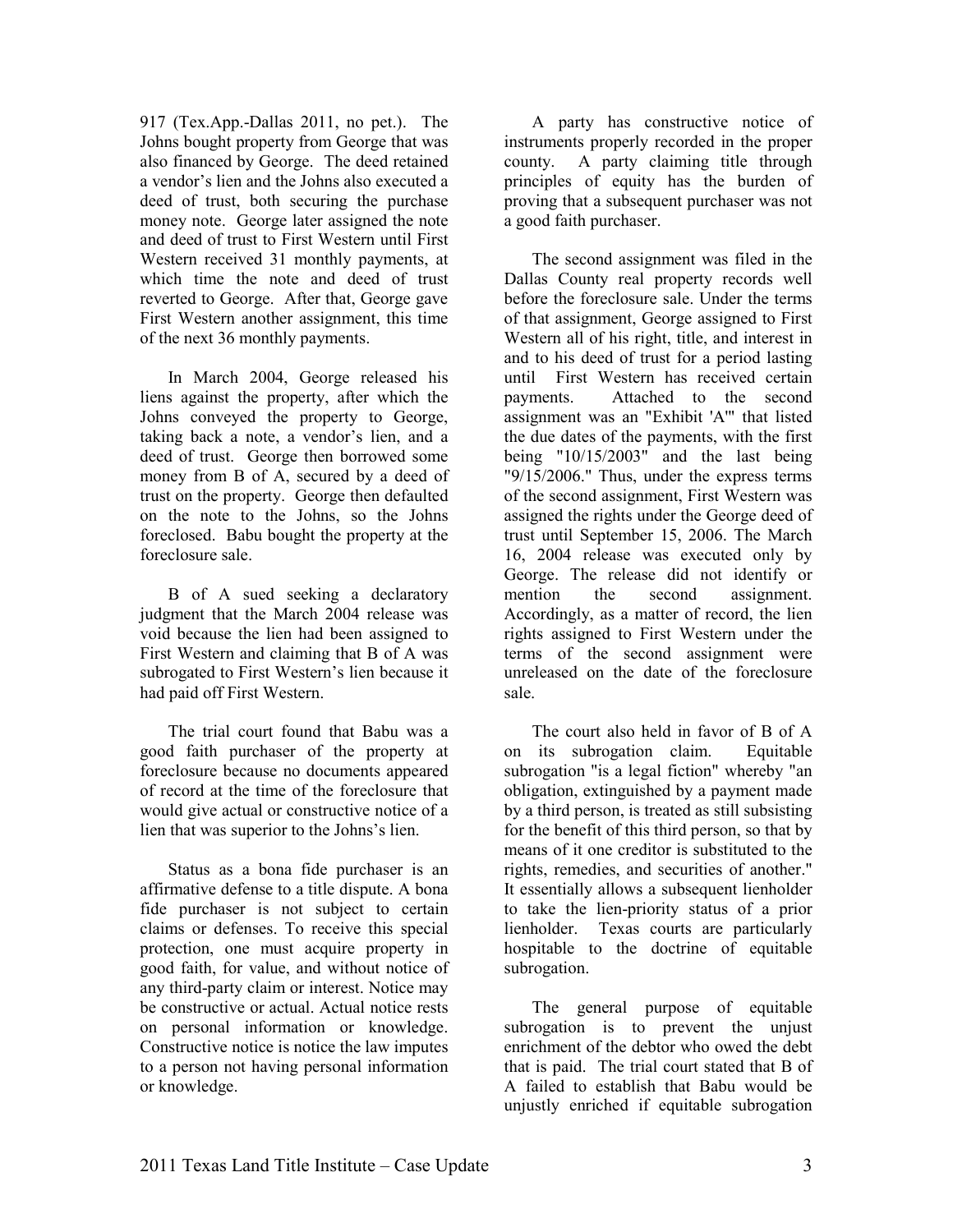917 (Tex.App.-Dallas 2011, no pet.). The Johns bought property from George that was also financed by George. The deed retained a vendor's lien and the Johns also executed a deed of trust, both securing the purchase money note. George later assigned the note and deed of trust to First Western until First Western received 31 monthly payments, at which time the note and deed of trust reverted to George. After that, George gave First Western another assignment, this time of the next 36 monthly payments.

In March 2004, George released his liens against the property, after which the Johns conveyed the property to George, taking back a note, a vendor's lien, and a deed of trust. George then borrowed some money from B of A, secured by a deed of trust on the property. George then defaulted on the note to the Johns, so the Johns foreclosed. Babu bought the property at the foreclosure sale.

B of A sued seeking a declaratory judgment that the March 2004 release was void because the lien had been assigned to First Western and claiming that B of A was subrogated to First Western's lien because it had paid off First Western.

The trial court found that Babu was a good faith purchaser of the property at foreclosure because no documents appeared of record at the time of the foreclosure that would give actual or constructive notice of a lien that was superior to the Johns's lien.

Status as a bona fide purchaser is an affirmative defense to a title dispute. A bona fide purchaser is not subject to certain claims or defenses. To receive this special protection, one must acquire property in good faith, for value, and without notice of any third-party claim or interest. Notice may be constructive or actual. Actual notice rests on personal information or knowledge. Constructive notice is notice the law imputes to a person not having personal information or knowledge.

A party has constructive notice of instruments properly recorded in the proper county. A party claiming title through principles of equity has the burden of proving that a subsequent purchaser was not a good faith purchaser.

The second assignment was filed in the Dallas County real property records well before the foreclosure sale. Under the terms of that assignment, George assigned to First Western all of his right, title, and interest in and to his deed of trust for a period lasting until First Western has received certain payments. Attached to the second assignment was an "Exhibit 'A'" that listed the due dates of the payments, with the first being "10/15/2003" and the last being "9/15/2006." Thus, under the express terms of the second assignment, First Western was assigned the rights under the George deed of trust until September 15, 2006. The March 16, 2004 release was executed only by George. The release did not identify or mention the second assignment. Accordingly, as a matter of record, the lien rights assigned to First Western under the terms of the second assignment were unreleased on the date of the foreclosure sale.

The court also held in favor of B of A on its subrogation claim. Equitable subrogation "is a legal fiction" whereby "an obligation, extinguished by a payment made by a third person, is treated as still subsisting for the benefit of this third person, so that by means of it one creditor is substituted to the rights, remedies, and securities of another." It essentially allows a subsequent lienholder to take the lien-priority status of a prior lienholder. Texas courts are particularly hospitable to the doctrine of equitable subrogation.

The general purpose of equitable subrogation is to prevent the unjust enrichment of the debtor who owed the debt that is paid. The trial court stated that B of A failed to establish that Babu would be unjustly enriched if equitable subrogation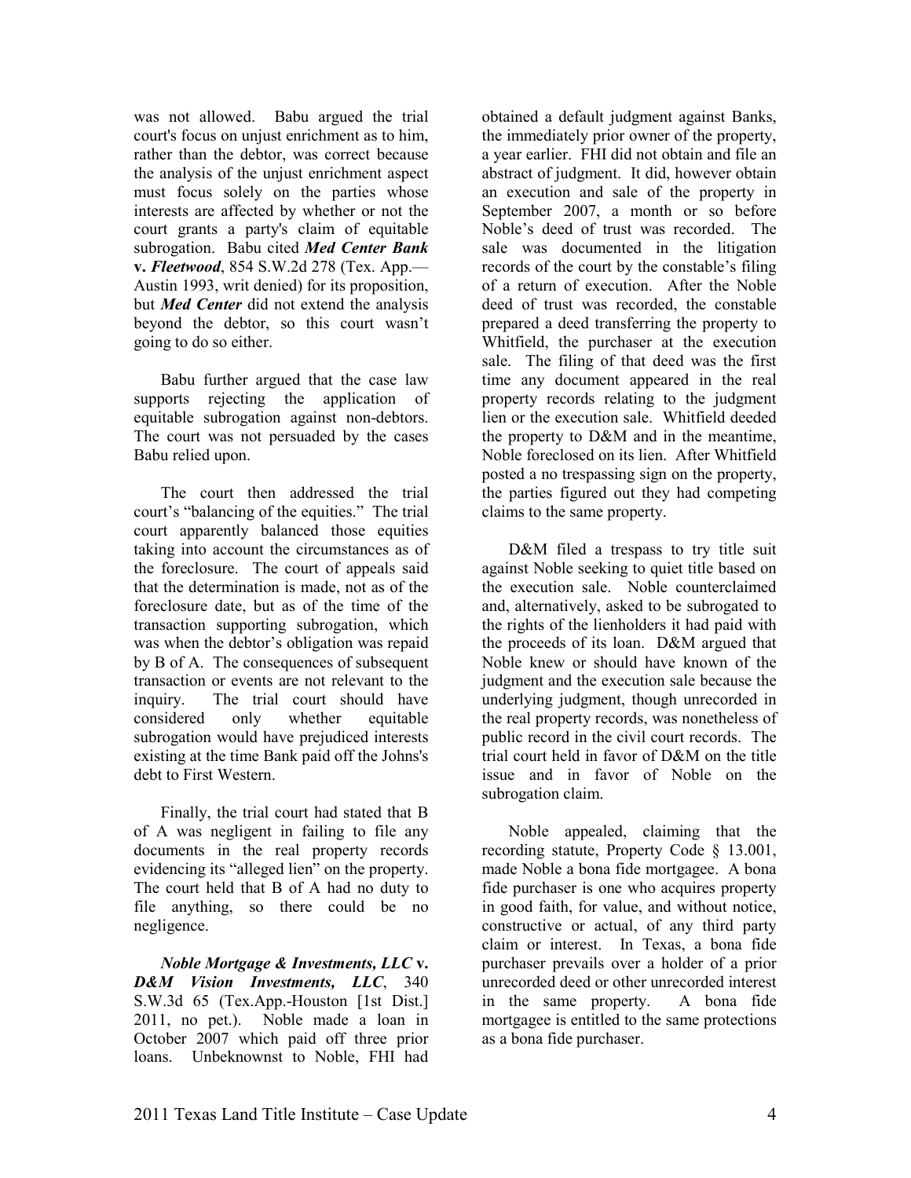was not allowed. Babu argued the trial court's focus on unjust enrichment as to him, rather than the debtor, was correct because the analysis of the unjust enrichment aspect must focus solely on the parties whose interests are affected by whether or not the court grants a party's claim of equitable subrogation. Babu cited ***Med Center Bank* v. *Fleetwood***, 854 S.W.2d 278 (Tex. App.—Austin 1993, writ denied) for its proposition, but ***Med Center*** did not extend the analysis beyond the debtor, so this court wasn't going to do so either.

Babu further argued that the case law supports rejecting the application of equitable subrogation against non-debtors. The court was not persuaded by the cases Babu relied upon.

The court then addressed the trial court's "balancing of the equities." The trial court apparently balanced those equities taking into account the circumstances as of the foreclosure. The court of appeals said that the determination is made, not as of the foreclosure date, but as of the time of the transaction supporting subrogation, which was when the debtor's obligation was repaid by B of A. The consequences of subsequent transaction or events are not relevant to the inquiry. The trial court should have considered only whether equitable subrogation would have prejudiced interests existing at the time Bank paid off the Johns's debt to First Western.

Finally, the trial court had stated that B of A was negligent in failing to file any documents in the real property records evidencing its "alleged lien" on the property. The court held that B of A had no duty to file anything, so there could be no negligence.

***Noble Mortgage & Investments, LLC* v. *D&M Vision Investments, LLC***, 340 S.W.3d 65 (Tex.App.-Houston [1st Dist.] 2011, no pet.). Noble made a loan in October 2007 which paid off three prior loans. Unbeknownst to Noble, FHI had obtained a default judgment against Banks, the immediately prior owner of the property, a year earlier. FHI did not obtain and file an abstract of judgment. It did, however obtain an execution and sale of the property in September 2007, a month or so before Noble's deed of trust was recorded. The sale was documented in the litigation records of the court by the constable's filing of a return of execution. After the Noble deed of trust was recorded, the constable prepared a deed transferring the property to Whitfield, the purchaser at the execution sale. The filing of that deed was the first time any document appeared in the real property records relating to the judgment lien or the execution sale. Whitfield deeded the property to D&M and in the meantime, Noble foreclosed on its lien. After Whitfield posted a no trespassing sign on the property, the parties figured out they had competing claims to the same property.

D&M filed a trespass to try title suit against Noble seeking to quiet title based on the execution sale. Noble counterclaimed and, alternatively, asked to be subrogated to the rights of the lienholders it had paid with the proceeds of its loan. D&M argued that Noble knew or should have known of the judgment and the execution sale because the underlying judgment, though unrecorded in the real property records, was nonetheless of public record in the civil court records. The trial court held in favor of D&M on the title issue and in favor of Noble on the subrogation claim.

Noble appealed, claiming that the recording statute, Property Code § 13.001, made Noble a bona fide mortgagee. A bona fide purchaser is one who acquires property in good faith, for value, and without notice, constructive or actual, of any third party claim or interest. In Texas, a bona fide purchaser prevails over a holder of a prior unrecorded deed or other unrecorded interest in the same property. A bona fide mortgagee is entitled to the same protections as a bona fide purchaser.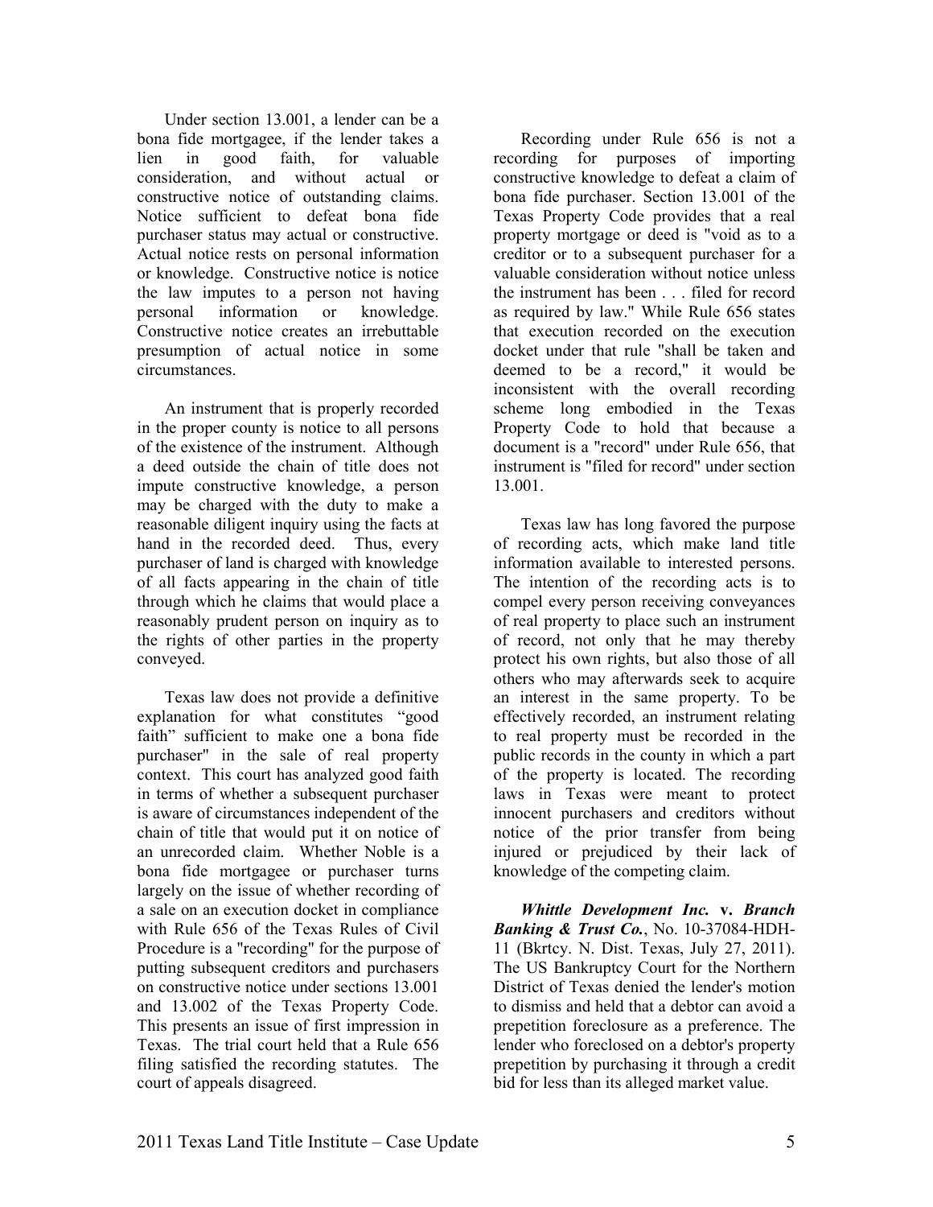Under section 13.001, a lender can be a bona fide mortgagee, if the lender takes a lien in good faith, for valuable consideration, and without actual or constructive notice of outstanding claims. Notice sufficient to defeat bona fide purchaser status may actual or constructive. Actual notice rests on personal information or knowledge. Constructive notice is notice the law imputes to a person not having personal information or knowledge. Constructive notice creates an irrebuttable presumption of actual notice in some circumstances.

An instrument that is properly recorded in the proper county is notice to all persons of the existence of the instrument. Although a deed outside the chain of title does not impute constructive knowledge, a person may be charged with the duty to make a reasonable diligent inquiry using the facts at hand in the recorded deed. Thus, every purchaser of land is charged with knowledge of all facts appearing in the chain of title through which he claims that would place a reasonably prudent person on inquiry as to the rights of other parties in the property conveyed.

Texas law does not provide a definitive explanation for what constitutes "good faith" sufficient to make one a bona fide purchaser" in the sale of real property context. This court has analyzed good faith in terms of whether a subsequent purchaser is aware of circumstances independent of the chain of title that would put it on notice of an unrecorded claim. Whether Noble is a bona fide mortgagee or purchaser turns largely on the issue of whether recording of a sale on an execution docket in compliance with Rule 656 of the Texas Rules of Civil Procedure is a "recording" for the purpose of putting subsequent creditors and purchasers on constructive notice under sections 13.001 and 13.002 of the Texas Property Code. This presents an issue of first impression in Texas. The trial court held that a Rule 656 filing satisfied the recording statutes. The court of appeals disagreed.

Recording under Rule 656 is not a recording for purposes of importing constructive knowledge to defeat a claim of bona fide purchaser. Section 13.001 of the Texas Property Code provides that a real property mortgage or deed is "void as to a creditor or to a subsequent purchaser for a valuable consideration without notice unless the instrument has been . . . filed for record as required by law." While Rule 656 states that execution recorded on the execution docket under that rule "shall be taken and deemed to be a record," it would be inconsistent with the overall recording scheme long embodied in the Texas Property Code to hold that because a document is a "record" under Rule 656, that instrument is "filed for record" under section 13.001.

Texas law has long favored the purpose of recording acts, which make land title information available to interested persons. The intention of the recording acts is to compel every person receiving conveyances of real property to place such an instrument of record, not only that he may thereby protect his own rights, but also those of all others who may afterwards seek to acquire an interest in the same property. To be effectively recorded, an instrument relating to real property must be recorded in the public records in the county in which a part of the property is located. The recording laws in Texas were meant to protect innocent purchasers and creditors without notice of the prior transfer from being injured or prejudiced by their lack of knowledge of the competing claim.

***Whittle Development Inc.* v. *Branch Banking & Trust Co.***, No. 10-37084-HDH-11 (Bkrtcy. N. Dist. Texas, July 27, 2011). The US Bankruptcy Court for the Northern District of Texas denied the lender's motion to dismiss and held that a debtor can avoid a prepetition foreclosure as a preference. The lender who foreclosed on a debtor's property prepetition by purchasing it through a credit bid for less than its alleged market value.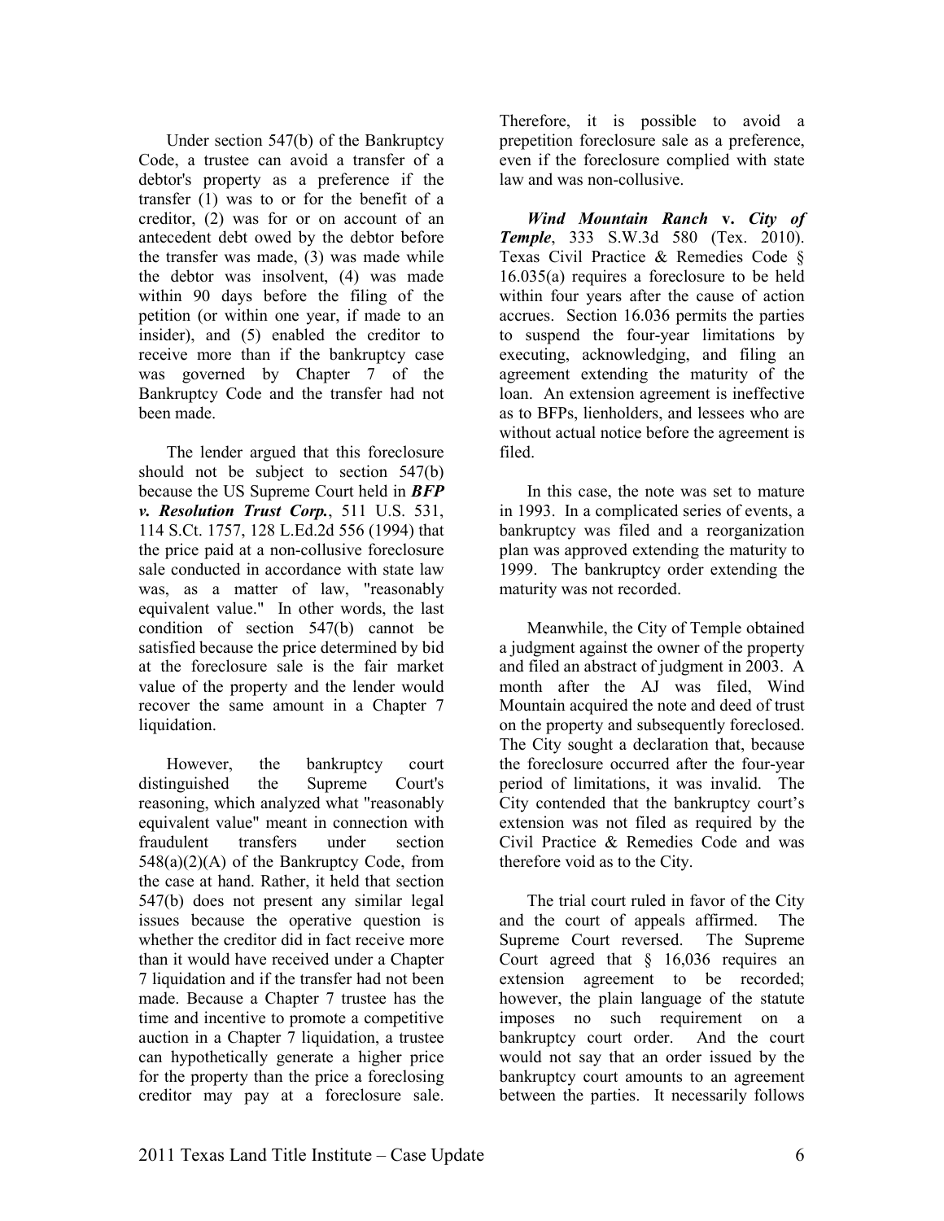Under section 547(b) of the Bankruptcy Code, a trustee can avoid a transfer of a debtor's property as a preference if the transfer (1) was to or for the benefit of a creditor, (2) was for or on account of an antecedent debt owed by the debtor before the transfer was made, (3) was made while the debtor was insolvent, (4) was made within 90 days before the filing of the petition (or within one year, if made to an insider), and (5) enabled the creditor to receive more than if the bankruptcy case was governed by Chapter 7 of the Bankruptcy Code and the transfer had not been made.

The lender argued that this foreclosure should not be subject to section 547(b) because the US Supreme Court held in ***BFP v. Resolution Trust Corp.***, 511 U.S. 531, 114 S.Ct. 1757, 128 L.Ed.2d 556 (1994) that the price paid at a non-collusive foreclosure sale conducted in accordance with state law was, as a matter of law, "reasonably equivalent value." In other words, the last condition of section 547(b) cannot be satisfied because the price determined by bid at the foreclosure sale is the fair market value of the property and the lender would recover the same amount in a Chapter 7 liquidation.

However, the bankruptcy court distinguished the Supreme Court's reasoning, which analyzed what "reasonably equivalent value" meant in connection with fraudulent transfers under section 548(a)(2)(A) of the Bankruptcy Code, from the case at hand. Rather, it held that section 547(b) does not present any similar legal issues because the operative question is whether the creditor did in fact receive more than it would have received under a Chapter 7 liquidation and if the transfer had not been made. Because a Chapter 7 trustee has the time and incentive to promote a competitive auction in a Chapter 7 liquidation, a trustee can hypothetically generate a higher price for the property than the price a foreclosing creditor may pay at a foreclosure sale. Therefore, it is possible to avoid a prepetition foreclosure sale as a preference, even if the foreclosure complied with state law and was non-collusive.

***Wind Mountain Ranch* v. *City of Temple***, 333 S.W.3d 580 (Tex. 2010). Texas Civil Practice & Remedies Code § 16.035(a) requires a foreclosure to be held within four years after the cause of action accrues. Section 16.036 permits the parties to suspend the four-year limitations by executing, acknowledging, and filing an agreement extending the maturity of the loan. An extension agreement is ineffective as to BFPs, lienholders, and lessees who are without actual notice before the agreement is filed.

In this case, the note was set to mature in 1993. In a complicated series of events, a bankruptcy was filed and a reorganization plan was approved extending the maturity to 1999. The bankruptcy order extending the maturity was not recorded.

Meanwhile, the City of Temple obtained a judgment against the owner of the property and filed an abstract of judgment in 2003. A month after the AJ was filed, Wind Mountain acquired the note and deed of trust on the property and subsequently foreclosed. The City sought a declaration that, because the foreclosure occurred after the four-year period of limitations, it was invalid. The City contended that the bankruptcy court's extension was not filed as required by the Civil Practice & Remedies Code and was therefore void as to the City.

The trial court ruled in favor of the City and the court of appeals affirmed. The Supreme Court reversed. The Supreme Court agreed that § 16,036 requires an extension agreement to be recorded; however, the plain language of the statute imposes no such requirement on a bankruptcy court order. And the court would not say that an order issued by the bankruptcy court amounts to an agreement between the parties. It necessarily follows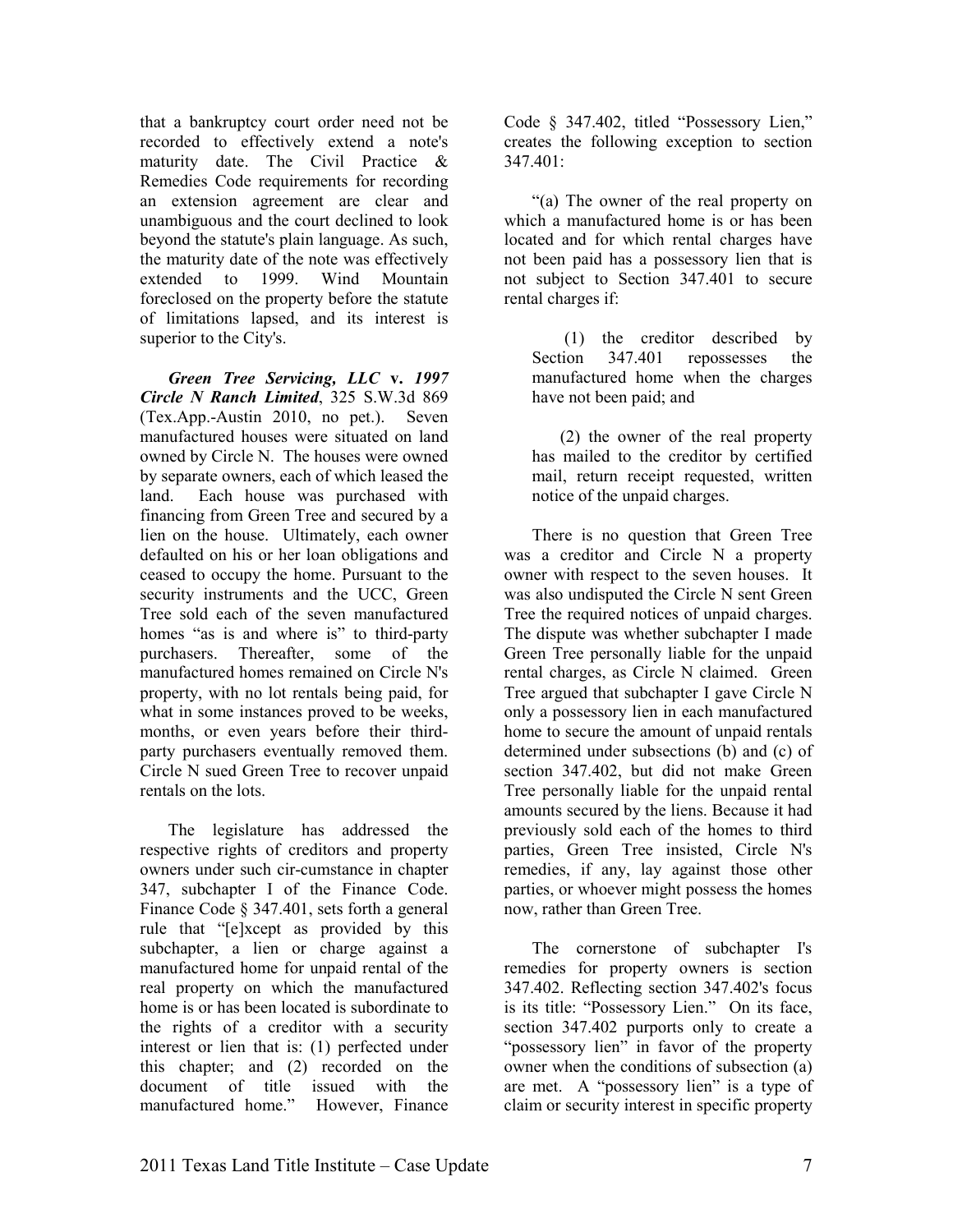that a bankruptcy court order need not be recorded to effectively extend a note's maturity date. The Civil Practice & Remedies Code requirements for recording an extension agreement are clear and unambiguous and the court declined to look beyond the statute's plain language. As such, the maturity date of the note was effectively extended to 1999. Wind Mountain foreclosed on the property before the statute of limitations lapsed, and its interest is superior to the City's.

***Green Tree Servicing, LLC*** **v.** ***1997 Circle N Ranch Limited***, 325 S.W.3d 869 (Tex.App.-Austin 2010, no pet.). Seven manufactured houses were situated on land owned by Circle N. The houses were owned by separate owners, each of which leased the land. Each house was purchased with financing from Green Tree and secured by a lien on the house. Ultimately, each owner defaulted on his or her loan obligations and ceased to occupy the home. Pursuant to the security instruments and the UCC, Green Tree sold each of the seven manufactured homes "as is and where is" to third-party purchasers. Thereafter, some of the manufactured homes remained on Circle N's property, with no lot rentals being paid, for what in some instances proved to be weeks, months, or even years before their third-party purchasers eventually removed them. Circle N sued Green Tree to recover unpaid rentals on the lots.

The legislature has addressed the respective rights of creditors and property owners under such cir-cumstance in chapter 347, subchapter I of the Finance Code. Finance Code § 347.401, sets forth a general rule that "[e]xcept as provided by this subchapter, a lien or charge against a manufactured home for unpaid rental of the real property on which the manufactured home is or has been located is subordinate to the rights of a creditor with a security interest or lien that is: (1) perfected under this chapter; and (2) recorded on the document of title issued with the manufactured home." However, Finance Code § 347.402, titled "Possessory Lien," creates the following exception to section 347.401:

"(a) The owner of the real property on which a manufactured home is or has been located and for which rental charges have not been paid has a possessory lien that is not subject to Section 347.401 to secure rental charges if:

> (1) the creditor described by Section 347.401 repossesses the manufactured home when the charges have not been paid; and
>
> (2) the owner of the real property has mailed to the creditor by certified mail, return receipt requested, written notice of the unpaid charges.

There is no question that Green Tree was a creditor and Circle N a property owner with respect to the seven houses. It was also undisputed the Circle N sent Green Tree the required notices of unpaid charges. The dispute was whether subchapter I made Green Tree personally liable for the unpaid rental charges, as Circle N claimed. Green Tree argued that subchapter I gave Circle N only a possessory lien in each manufactured home to secure the amount of unpaid rentals determined under subsections (b) and (c) of section 347.402, but did not make Green Tree personally liable for the unpaid rental amounts secured by the liens. Because it had previously sold each of the homes to third parties, Green Tree insisted, Circle N's remedies, if any, lay against those other parties, or whoever might possess the homes now, rather than Green Tree.

The cornerstone of subchapter I's remedies for property owners is section 347.402. Reflecting section 347.402's focus is its title: "Possessory Lien." On its face, section 347.402 purports only to create a "possessory lien" in favor of the property owner when the conditions of subsection (a) are met. A "possessory lien" is a type of claim or security interest in specific property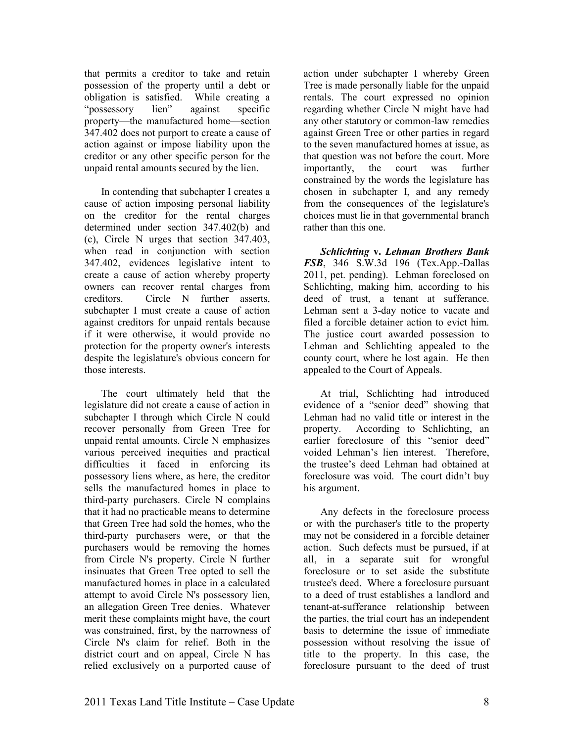that permits a creditor to take and retain possession of the property until a debt or obligation is satisfied. While creating a "possessory lien" against specific property—the manufactured home—section 347.402 does not purport to create a cause of action against or impose liability upon the creditor or any other specific person for the unpaid rental amounts secured by the lien.

In contending that subchapter I creates a cause of action imposing personal liability on the creditor for the rental charges determined under section 347.402(b) and (c), Circle N urges that section 347.403, when read in conjunction with section 347.402, evidences legislative intent to create a cause of action whereby property owners can recover rental charges from creditors. Circle N further asserts, subchapter I must create a cause of action against creditors for unpaid rentals because if it were otherwise, it would provide no protection for the property owner's interests despite the legislature's obvious concern for those interests.

The court ultimately held that the legislature did not create a cause of action in subchapter I through which Circle N could recover personally from Green Tree for unpaid rental amounts. Circle N emphasizes various perceived inequities and practical difficulties it faced in enforcing its possessory liens where, as here, the creditor sells the manufactured homes in place to third-party purchasers. Circle N complains that it had no practicable means to determine that Green Tree had sold the homes, who the third-party purchasers were, or that the purchasers would be removing the homes from Circle N's property. Circle N further insinuates that Green Tree opted to sell the manufactured homes in place in a calculated attempt to avoid Circle N's possessory lien, an allegation Green Tree denies. Whatever merit these complaints might have, the court was constrained, first, by the narrowness of Circle N's claim for relief. Both in the district court and on appeal, Circle N has relied exclusively on a purported cause of action under subchapter I whereby Green Tree is made personally liable for the unpaid rentals. The court expressed no opinion regarding whether Circle N might have had any other statutory or common-law remedies against Green Tree or other parties in regard to the seven manufactured homes at issue, as that question was not before the court. More importantly, the court was further constrained by the words the legislature has chosen in subchapter I, and any remedy from the consequences of the legislature's choices must lie in that governmental branch rather than this one.

***Schlichting* v. *Lehman Brothers Bank FSB***, 346 S.W.3d 196 (Tex.App.-Dallas 2011, pet. pending). Lehman foreclosed on Schlichting, making him, according to his deed of trust, a tenant at sufferance. Lehman sent a 3-day notice to vacate and filed a forcible detainer action to evict him. The justice court awarded possession to Lehman and Schlichting appealed to the county court, where he lost again. He then appealed to the Court of Appeals.

At trial, Schlichting had introduced evidence of a "senior deed" showing that Lehman had no valid title or interest in the property. According to Schlichting, an earlier foreclosure of this "senior deed" voided Lehman's lien interest. Therefore, the trustee's deed Lehman had obtained at foreclosure was void. The court didn't buy his argument.

Any defects in the foreclosure process or with the purchaser's title to the property may not be considered in a forcible detainer action. Such defects must be pursued, if at all, in a separate suit for wrongful foreclosure or to set aside the substitute trustee's deed. Where a foreclosure pursuant to a deed of trust establishes a landlord and tenant-at-sufferance relationship between the parties, the trial court has an independent basis to determine the issue of immediate possession without resolving the issue of title to the property. In this case, the foreclosure pursuant to the deed of trust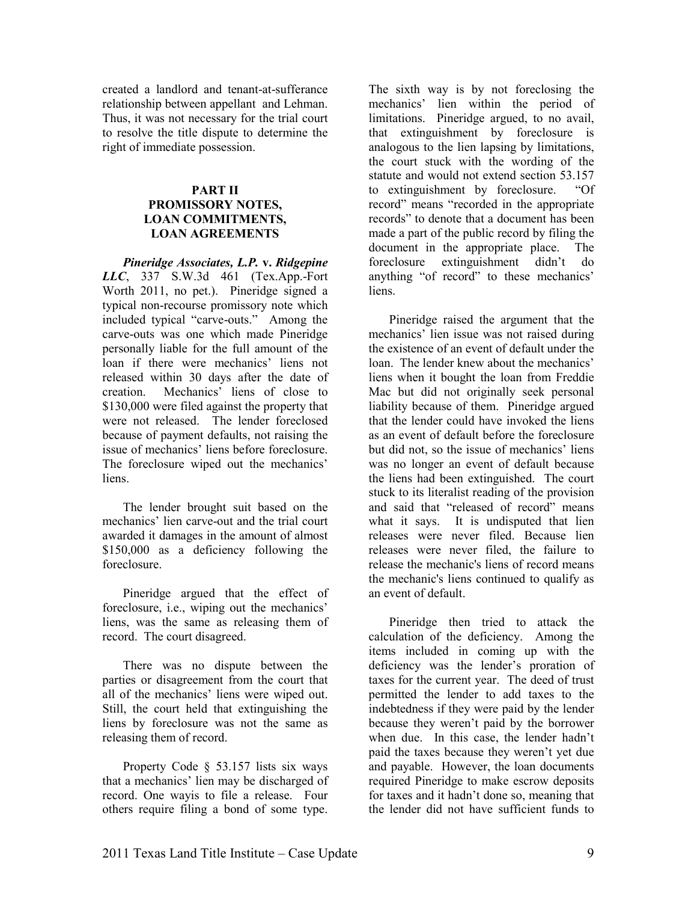created a landlord and tenant-at-sufferance relationship between appellant and Lehman. Thus, it was not necessary for the trial court to resolve the title dispute to determine the right of immediate possession.

## PART II
## PROMISSORY NOTES, LOAN COMMITMENTS, LOAN AGREEMENTS

***Pineridge Associates, L.P.* v. *Ridgepine LLC***, 337 S.W.3d 461 (Tex.App.-Fort Worth 2011, no pet.). Pineridge signed a typical non-recourse promissory note which included typical "carve-outs." Among the carve-outs was one which made Pineridge personally liable for the full amount of the loan if there were mechanics' liens not released within 30 days after the date of creation. Mechanics' liens of close to \$130,000 were filed against the property that were not released. The lender foreclosed because of payment defaults, not raising the issue of mechanics' liens before foreclosure. The foreclosure wiped out the mechanics' liens.

The lender brought suit based on the mechanics' lien carve-out and the trial court awarded it damages in the amount of almost \$150,000 as a deficiency following the foreclosure.

Pineridge argued that the effect of foreclosure, i.e., wiping out the mechanics' liens, was the same as releasing them of record. The court disagreed.

There was no dispute between the parties or disagreement from the court that all of the mechanics' liens were wiped out. Still, the court held that extinguishing the liens by foreclosure was not the same as releasing them of record.

Property Code § 53.157 lists six ways that a mechanics' lien may be discharged of record. One wayis to file a release. Four others require filing a bond of some type. The sixth way is by not foreclosing the mechanics' lien within the period of limitations. Pineridge argued, to no avail, that extinguishment by foreclosure is analogous to the lien lapsing by limitations, the court stuck with the wording of the statute and would not extend section 53.157 to extinguishment by foreclosure. "Of record" means "recorded in the appropriate records" to denote that a document has been made a part of the public record by filing the document in the appropriate place. The foreclosure extinguishment didn't do anything "of record" to these mechanics' liens.

Pineridge raised the argument that the mechanics' lien issue was not raised during the existence of an event of default under the loan. The lender knew about the mechanics' liens when it bought the loan from Freddie Mac but did not originally seek personal liability because of them. Pineridge argued that the lender could have invoked the liens as an event of default before the foreclosure but did not, so the issue of mechanics' liens was no longer an event of default because the liens had been extinguished. The court stuck to its literalist reading of the provision and said that "released of record" means what it says. It is undisputed that lien releases were never filed. Because lien releases were never filed, the failure to release the mechanic's liens of record means the mechanic's liens continued to qualify as an event of default.

Pineridge then tried to attack the calculation of the deficiency. Among the items included in coming up with the deficiency was the lender's proration of taxes for the current year. The deed of trust permitted the lender to add taxes to the indebtedness if they were paid by the lender because they weren't paid by the borrower when due. In this case, the lender hadn't paid the taxes because they weren't yet due and payable. However, the loan documents required Pineridge to make escrow deposits for taxes and it hadn't done so, meaning that the lender did not have sufficient funds to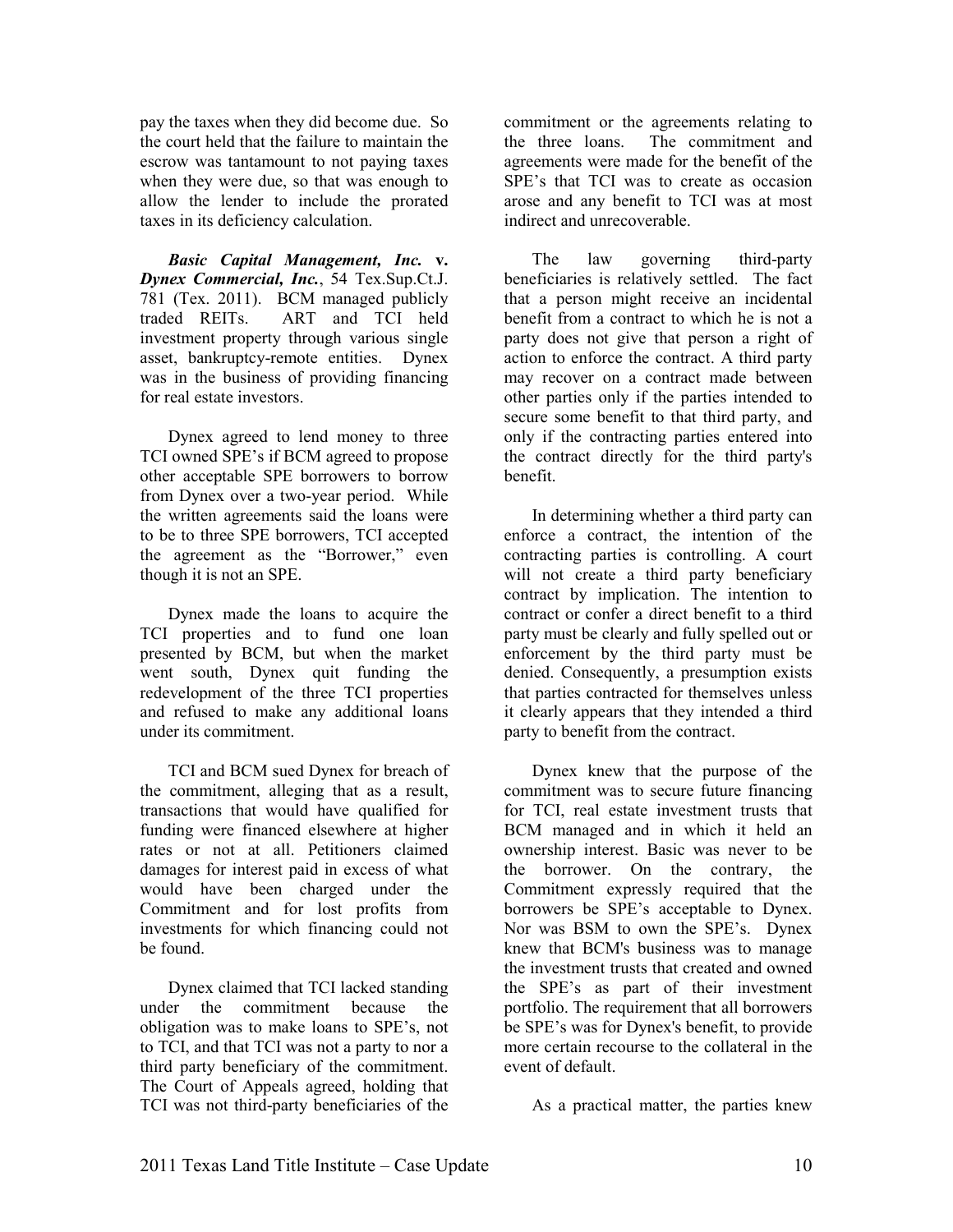pay the taxes when they did become due. So the court held that the failure to maintain the escrow was tantamount to not paying taxes when they were due, so that was enough to allow the lender to include the prorated taxes in its deficiency calculation.

***Basic Capital Management, Inc.* v. *Dynex Commercial, Inc.***, 54 Tex.Sup.Ct.J. 781 (Tex. 2011). BCM managed publicly traded REITs. ART and TCI held investment property through various single asset, bankruptcy-remote entities. Dynex was in the business of providing financing for real estate investors.

Dynex agreed to lend money to three TCI owned SPE's if BCM agreed to propose other acceptable SPE borrowers to borrow from Dynex over a two-year period. While the written agreements said the loans were to be to three SPE borrowers, TCI accepted the agreement as the "Borrower," even though it is not an SPE.

Dynex made the loans to acquire the TCI properties and to fund one loan presented by BCM, but when the market went south, Dynex quit funding the redevelopment of the three TCI properties and refused to make any additional loans under its commitment.

TCI and BCM sued Dynex for breach of the commitment, alleging that as a result, transactions that would have qualified for funding were financed elsewhere at higher rates or not at all. Petitioners claimed damages for interest paid in excess of what would have been charged under the Commitment and for lost profits from investments for which financing could not be found.

Dynex claimed that TCI lacked standing under the commitment because the obligation was to make loans to SPE's, not to TCI, and that TCI was not a party to nor a third party beneficiary of the commitment. The Court of Appeals agreed, holding that TCI was not third-party beneficiaries of the commitment or the agreements relating to the three loans. The commitment and agreements were made for the benefit of the SPE's that TCI was to create as occasion arose and any benefit to TCI was at most indirect and unrecoverable.

The law governing third-party beneficiaries is relatively settled. The fact that a person might receive an incidental benefit from a contract to which he is not a party does not give that person a right of action to enforce the contract. A third party may recover on a contract made between other parties only if the parties intended to secure some benefit to that third party, and only if the contracting parties entered into the contract directly for the third party's benefit.

In determining whether a third party can enforce a contract, the intention of the contracting parties is controlling. A court will not create a third party beneficiary contract by implication. The intention to contract or confer a direct benefit to a third party must be clearly and fully spelled out or enforcement by the third party must be denied. Consequently, a presumption exists that parties contracted for themselves unless it clearly appears that they intended a third party to benefit from the contract.

Dynex knew that the purpose of the commitment was to secure future financing for TCI, real estate investment trusts that BCM managed and in which it held an ownership interest. Basic was never to be the borrower. On the contrary, the Commitment expressly required that the borrowers be SPE's acceptable to Dynex. Nor was BSM to own the SPE's. Dynex knew that BCM's business was to manage the investment trusts that created and owned the SPE's as part of their investment portfolio. The requirement that all borrowers be SPE's was for Dynex's benefit, to provide more certain recourse to the collateral in the event of default.

As a practical matter, the parties knew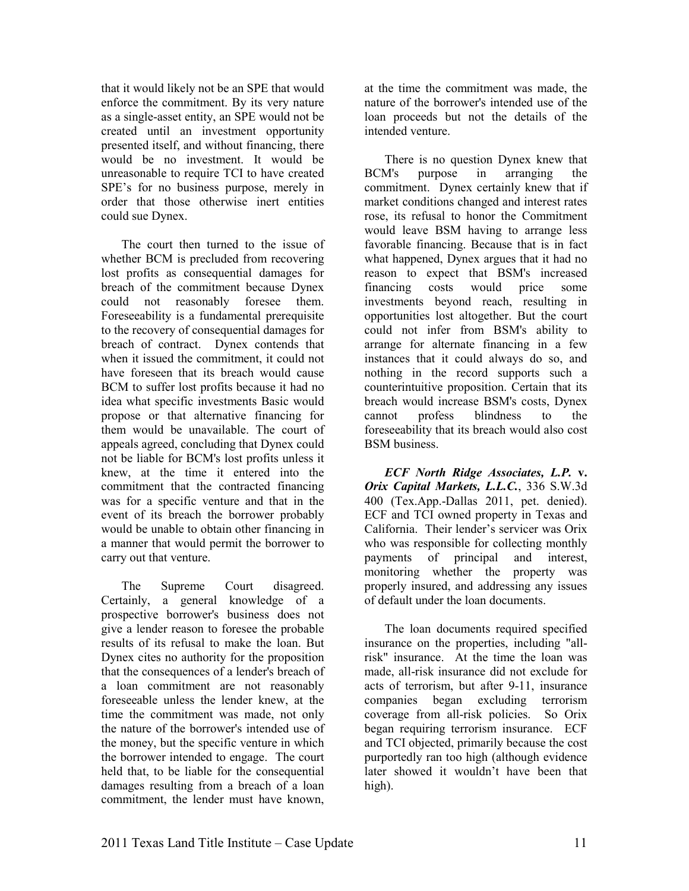that it would likely not be an SPE that would enforce the commitment. By its very nature as a single-asset entity, an SPE would not be created until an investment opportunity presented itself, and without financing, there would be no investment. It would be unreasonable to require TCI to have created SPE's for no business purpose, merely in order that those otherwise inert entities could sue Dynex.

The court then turned to the issue of whether BCM is precluded from recovering lost profits as consequential damages for breach of the commitment because Dynex could not reasonably foresee them. Foreseeability is a fundamental prerequisite to the recovery of consequential damages for breach of contract. Dynex contends that when it issued the commitment, it could not have foreseen that its breach would cause BCM to suffer lost profits because it had no idea what specific investments Basic would propose or that alternative financing for them would be unavailable. The court of appeals agreed, concluding that Dynex could not be liable for BCM's lost profits unless it knew, at the time it entered into the commitment that the contracted financing was for a specific venture and that in the event of its breach the borrower probably would be unable to obtain other financing in a manner that would permit the borrower to carry out that venture.

The Supreme Court disagreed. Certainly, a general knowledge of a prospective borrower's business does not give a lender reason to foresee the probable results of its refusal to make the loan. But Dynex cites no authority for the proposition that the consequences of a lender's breach of a loan commitment are not reasonably foreseeable unless the lender knew, at the time the commitment was made, not only the nature of the borrower's intended use of the money, but the specific venture in which the borrower intended to engage. The court held that, to be liable for the consequential damages resulting from a breach of a loan commitment, the lender must have known, at the time the commitment was made, the nature of the borrower's intended use of the loan proceeds but not the details of the intended venture.

There is no question Dynex knew that BCM's purpose in arranging the commitment. Dynex certainly knew that if market conditions changed and interest rates rose, its refusal to honor the Commitment would leave BSM having to arrange less favorable financing. Because that is in fact what happened, Dynex argues that it had no reason to expect that BSM's increased financing costs would price some investments beyond reach, resulting in opportunities lost altogether. But the court could not infer from BSM's ability to arrange for alternate financing in a few instances that it could always do so, and nothing in the record supports such a counterintuitive proposition. Certain that its breach would increase BSM's costs, Dynex cannot profess blindness to the foreseeability that its breach would also cost BSM business.

***ECF North Ridge Associates, L.P.* v. *Orix Capital Markets, L.L.C.***, 336 S.W.3d 400 (Tex.App.-Dallas 2011, pet. denied). ECF and TCI owned property in Texas and California. Their lender's servicer was Orix who was responsible for collecting monthly payments of principal and interest, monitoring whether the property was properly insured, and addressing any issues of default under the loan documents.

The loan documents required specified insurance on the properties, including "all-risk" insurance. At the time the loan was made, all-risk insurance did not exclude for acts of terrorism, but after 9-11, insurance companies began excluding terrorism coverage from all-risk policies. So Orix began requiring terrorism insurance. ECF and TCI objected, primarily because the cost purportedly ran too high (although evidence later showed it wouldn't have been that high).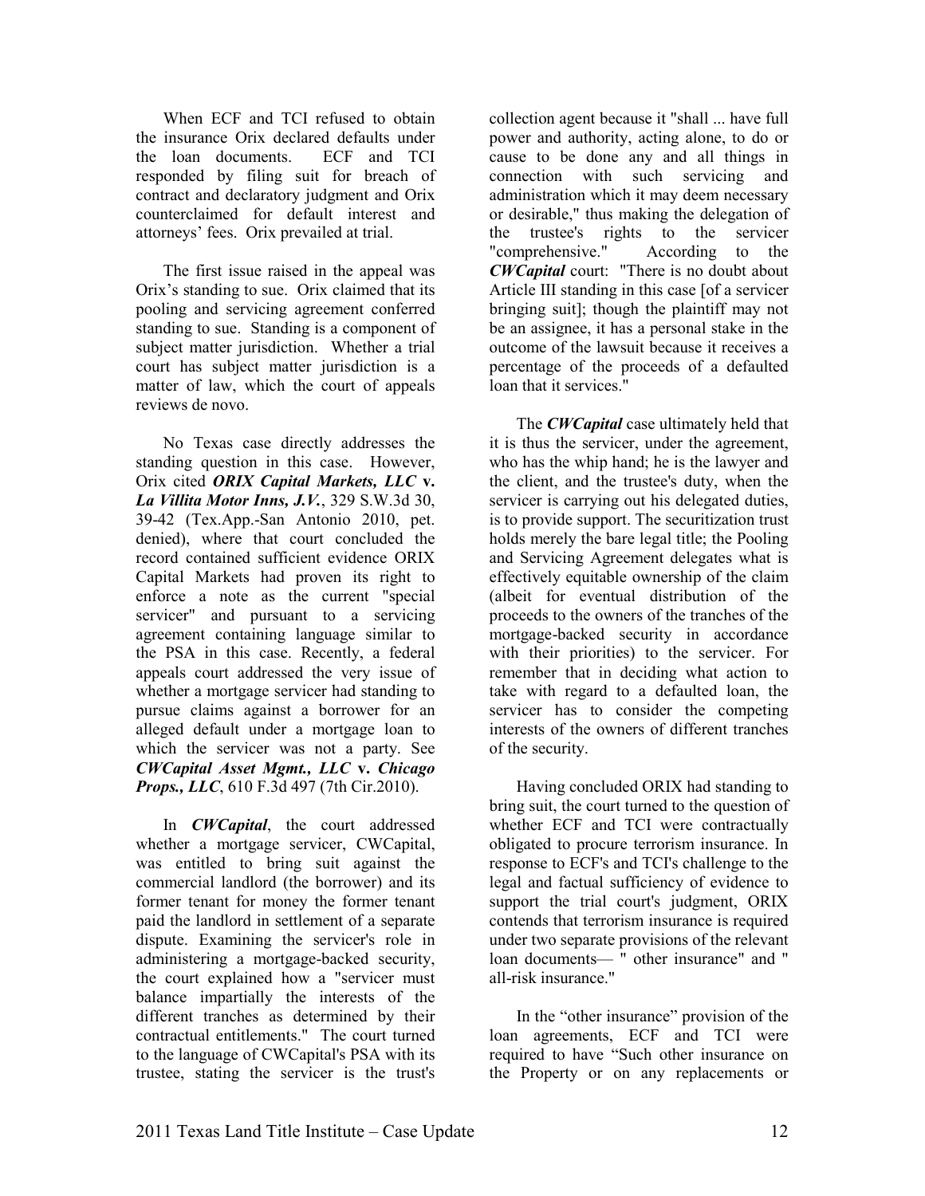When ECF and TCI refused to obtain the insurance Orix declared defaults under the loan documents. ECF and TCI responded by filing suit for breach of contract and declaratory judgment and Orix counterclaimed for default interest and attorneys' fees. Orix prevailed at trial.

The first issue raised in the appeal was Orix's standing to sue. Orix claimed that its pooling and servicing agreement conferred standing to sue. Standing is a component of subject matter jurisdiction. Whether a trial court has subject matter jurisdiction is a matter of law, which the court of appeals reviews de novo.

No Texas case directly addresses the standing question in this case. However, Orix cited ***ORIX Capital Markets, LLC* v. *La Villita Motor Inns, J.V.***, 329 S.W.3d 30, 39-42 (Tex.App.-San Antonio 2010, pet. denied), where that court concluded the record contained sufficient evidence ORIX Capital Markets had proven its right to enforce a note as the current "special servicer" and pursuant to a servicing agreement containing language similar to the PSA in this case. Recently, a federal appeals court addressed the very issue of whether a mortgage servicer had standing to pursue claims against a borrower for an alleged default under a mortgage loan to which the servicer was not a party. See ***CWCapital Asset Mgmt., LLC* v. *Chicago Props., LLC***, 610 F.3d 497 (7th Cir.2010).

In ***CWCapital***, the court addressed whether a mortgage servicer, CWCapital, was entitled to bring suit against the commercial landlord (the borrower) and its former tenant for money the former tenant paid the landlord in settlement of a separate dispute. Examining the servicer's role in administering a mortgage-backed security, the court explained how a "servicer must balance impartially the interests of the different tranches as determined by their contractual entitlements." The court turned to the language of CWCapital's PSA with its trustee, stating the servicer is the trust's collection agent because it "shall ... have full power and authority, acting alone, to do or cause to be done any and all things in connection with such servicing and administration which it may deem necessary or desirable," thus making the delegation of the trustee's rights to the servicer "comprehensive." According to the ***CWCapital*** court: "There is no doubt about Article III standing in this case [of a servicer bringing suit]; though the plaintiff may not be an assignee, it has a personal stake in the outcome of the lawsuit because it receives a percentage of the proceeds of a defaulted loan that it services."

The ***CWCapital*** case ultimately held that it is thus the servicer, under the agreement, who has the whip hand; he is the lawyer and the client, and the trustee's duty, when the servicer is carrying out his delegated duties, is to provide support. The securitization trust holds merely the bare legal title; the Pooling and Servicing Agreement delegates what is effectively equitable ownership of the claim (albeit for eventual distribution of the proceeds to the owners of the tranches of the mortgage-backed security in accordance with their priorities) to the servicer. For remember that in deciding what action to take with regard to a defaulted loan, the servicer has to consider the competing interests of the owners of different tranches of the security.

Having concluded ORIX had standing to bring suit, the court turned to the question of whether ECF and TCI were contractually obligated to procure terrorism insurance. In response to ECF's and TCI's challenge to the legal and factual sufficiency of evidence to support the trial court's judgment, ORIX contends that terrorism insurance is required under two separate provisions of the relevant loan documents— " other insurance" and " all-risk insurance."

In the "other insurance" provision of the loan agreements, ECF and TCI were required to have "Such other insurance on the Property or on any replacements or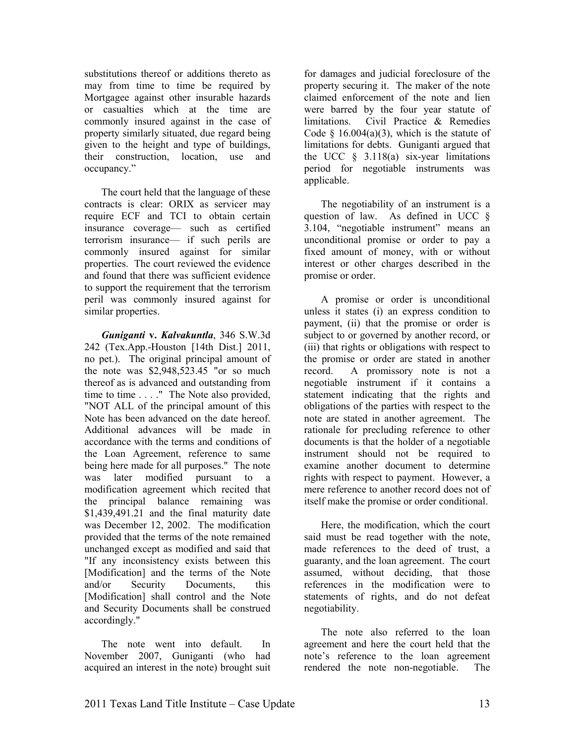substitutions thereof or additions thereto as may from time to time be required by Mortgagee against other insurable hazards or casualties which at the time are commonly insured against in the case of property similarly situated, due regard being given to the height and type of buildings, their construction, location, use and occupancy."

The court held that the language of these contracts is clear: ORIX as servicer may require ECF and TCI to obtain certain insurance coverage— such as certified terrorism insurance— if such perils are commonly insured against for similar properties. The court reviewed the evidence and found that there was sufficient evidence to support the requirement that the terrorism peril was commonly insured against for similar properties.

***Guniganti* v. *Kalvakuntla***, 346 S.W.3d 242 (Tex.App.-Houston [14th Dist.] 2011, no pet.). The original principal amount of the note was $2,948,523.45 "or so much thereof as is advanced and outstanding from time to time . . . ." The Note also provided, "NOT ALL of the principal amount of this Note has been advanced on the date hereof. Additional advances will be made in accordance with the terms and conditions of the Loan Agreement, reference to same being here made for all purposes." The note was later modified pursuant to a modification agreement which recited that the principal balance remaining was $1,439,491.21 and the final maturity date was December 12, 2002. The modification provided that the terms of the note remained unchanged except as modified and said that "If any inconsistency exists between this [Modification] and the terms of the Note and/or Security Documents, this [Modification] shall control and the Note and Security Documents shall be construed accordingly."

The note went into default. In November 2007, Guniganti (who had acquired an interest in the note) brought suit for damages and judicial foreclosure of the property securing it. The maker of the note claimed enforcement of the note and lien were barred by the four year statute of limitations. Civil Practice & Remedies Code § 16.004(a)(3), which is the statute of limitations for debts. Guniganti argued that the UCC § 3.118(a) six-year limitations period for negotiable instruments was applicable.

The negotiability of an instrument is a question of law. As defined in UCC § 3.104, "negotiable instrument" means an unconditional promise or order to pay a fixed amount of money, with or without interest or other charges described in the promise or order.

A promise or order is unconditional unless it states (i) an express condition to payment, (ii) that the promise or order is subject to or governed by another record, or (iii) that rights or obligations with respect to the promise or order are stated in another record. A promissory note is not a negotiable instrument if it contains a statement indicating that the rights and obligations of the parties with respect to the note are stated in another agreement. The rationale for precluding reference to other documents is that the holder of a negotiable instrument should not be required to examine another document to determine rights with respect to payment. However, a mere reference to another record does not of itself make the promise or order conditional.

Here, the modification, which the court said must be read together with the note, made references to the deed of trust, a guaranty, and the loan agreement. The court assumed, without deciding, that those references in the modification were to statements of rights, and do not defeat negotiability.

The note also referred to the loan agreement and here the court held that the note's reference to the loan agreement rendered the note non-negotiable. The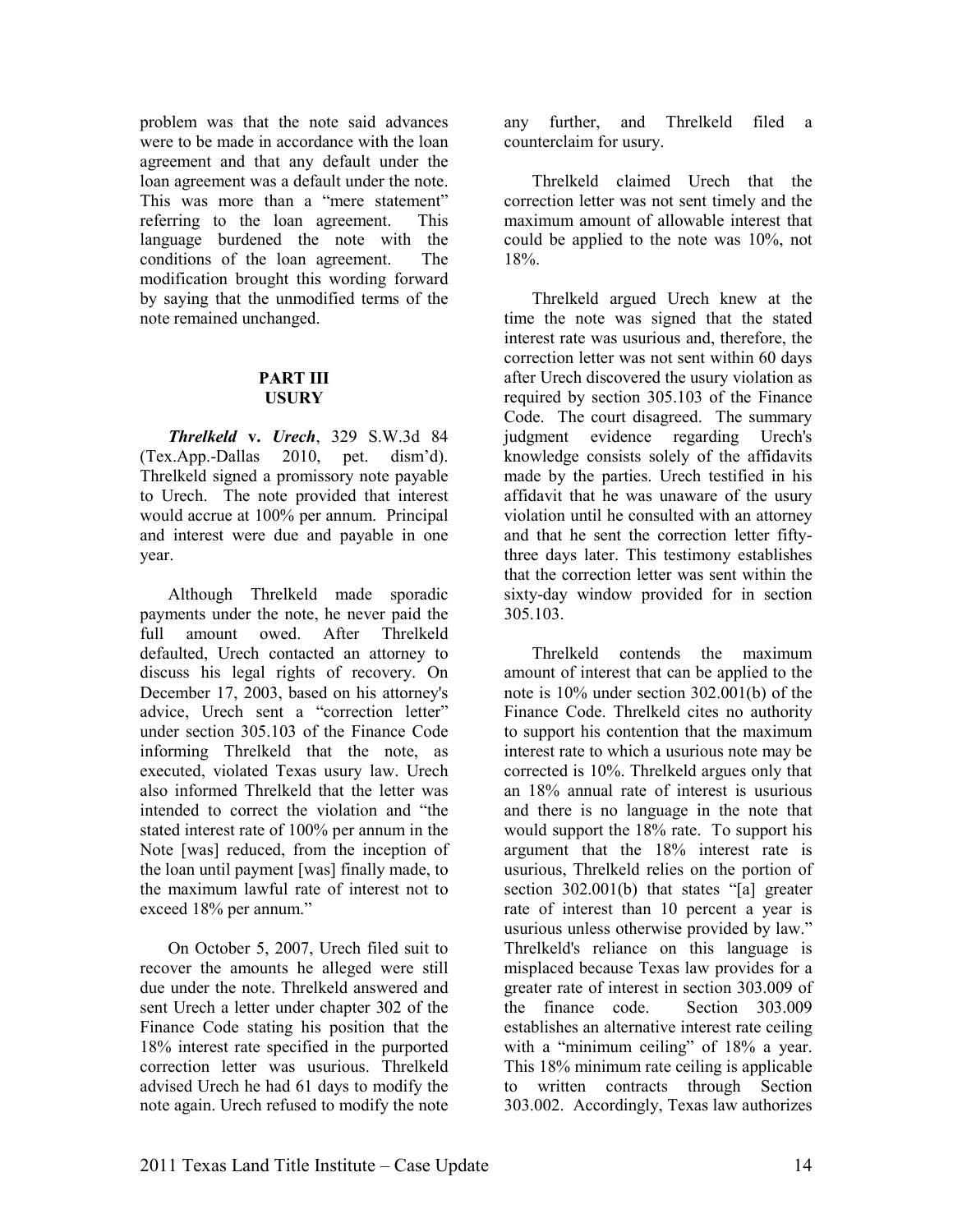problem was that the note said advances were to be made in accordance with the loan agreement and that any default under the loan agreement was a default under the note. This was more than a "mere statement" referring to the loan agreement. This language burdened the note with the conditions of the loan agreement. The modification brought this wording forward by saying that the unmodified terms of the note remained unchanged.

## PART III
## USURY

***Threlkeld* v. *Urech***, 329 S.W.3d 84 (Tex.App.-Dallas 2010, pet. dism'd). Threlkeld signed a promissory note payable to Urech. The note provided that interest would accrue at 100% per annum. Principal and interest were due and payable in one year.

Although Threlkeld made sporadic payments under the note, he never paid the full amount owed. After Threlkeld defaulted, Urech contacted an attorney to discuss his legal rights of recovery. On December 17, 2003, based on his attorney's advice, Urech sent a "correction letter" under section 305.103 of the Finance Code informing Threlkeld that the note, as executed, violated Texas usury law. Urech also informed Threlkeld that the letter was intended to correct the violation and "the stated interest rate of 100% per annum in the Note [was] reduced, from the inception of the loan until payment [was] finally made, to the maximum lawful rate of interest not to exceed 18% per annum."

On October 5, 2007, Urech filed suit to recover the amounts he alleged were still due under the note. Threlkeld answered and sent Urech a letter under chapter 302 of the Finance Code stating his position that the 18% interest rate specified in the purported correction letter was usurious. Threlkeld advised Urech he had 61 days to modify the note again. Urech refused to modify the note any further, and Threlkeld filed a counterclaim for usury.

Threlkeld claimed Urech that the correction letter was not sent timely and the maximum amount of allowable interest that could be applied to the note was 10%, not 18%.

Threlkeld argued Urech knew at the time the note was signed that the stated interest rate was usurious and, therefore, the correction letter was not sent within 60 days after Urech discovered the usury violation as required by section 305.103 of the Finance Code. The court disagreed. The summary judgment evidence regarding Urech's knowledge consists solely of the affidavits made by the parties. Urech testified in his affidavit that he was unaware of the usury violation until he consulted with an attorney and that he sent the correction letter fifty-three days later. This testimony establishes that the correction letter was sent within the sixty-day window provided for in section 305.103.

Threlkeld contends the maximum amount of interest that can be applied to the note is 10% under section 302.001(b) of the Finance code. Threlkeld cites no authority to support his contention that the maximum interest rate to which a usurious note may be corrected is 10%. Threlkeld argues only that an 18% annual rate of interest is usurious and there is no language in the note that would support the 18% rate. To support his argument that the 18% interest rate is usurious, Threlkeld relies on the portion of section 302.001(b) that states "[a] greater rate of interest than 10 percent a year is usurious unless otherwise provided by law." Threlkeld's reliance on this language is misplaced because Texas law provides for a greater rate of interest in section 303.009 of the finance code. Section 303.009 establishes an alternative interest rate ceiling with a "minimum ceiling" of 18% a year. This 18% minimum rate ceiling is applicable to written contracts through Section 303.002. Accordingly, Texas law authorizes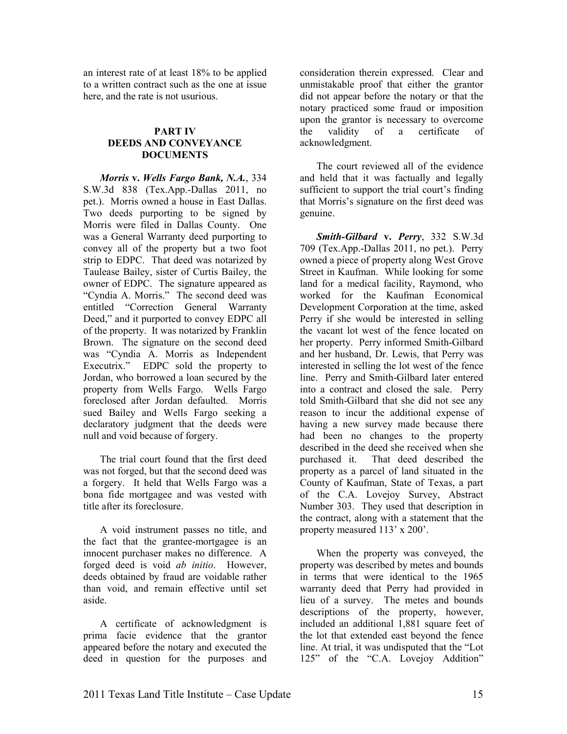an interest rate of at least 18% to be applied to a written contract such as the one at issue here, and the rate is not usurious.

## PART IV
## DEEDS AND CONVEYANCE DOCUMENTS

***Morris* v. *Wells Fargo Bank, N.A.***, 334 S.W.3d 838 (Tex.App.-Dallas 2011, no pet.). Morris owned a house in East Dallas. Two deeds purporting to be signed by Morris were filed in Dallas County. One was a General Warranty deed purporting to convey all of the property but a two foot strip to EDPC. That deed was notarized by Taulease Bailey, sister of Curtis Bailey, the owner of EDPC. The signature appeared as "Cyndia A. Morris." The second deed was entitled "Correction General Warranty Deed," and it purported to convey EDPC all of the property. It was notarized by Franklin Brown. The signature on the second deed was "Cyndia A. Morris as Independent Executrix." EDPC sold the property to Jordan, who borrowed a loan secured by the property from Wells Fargo. Wells Fargo foreclosed after Jordan defaulted. Morris sued Bailey and Wells Fargo seeking a declaratory judgment that the deeds were null and void because of forgery.

The trial court found that the first deed was not forged, but that the second deed was a forgery. It held that Wells Fargo was a bona fide mortgagee and was vested with title after its foreclosure.

A void instrument passes no title, and the fact that the grantee-mortgagee is an innocent purchaser makes no difference. A forged deed is void *ab initio*. However, deeds obtained by fraud are voidable rather than void, and remain effective until set aside.

A certificate of acknowledgment is prima facie evidence that the grantor appeared before the notary and executed the deed in question for the purposes and consideration therein expressed. Clear and unmistakable proof that either the grantor did not appear before the notary or that the notary practiced some fraud or imposition upon the grantor is necessary to overcome the validity of a certificate of acknowledgment.

The court reviewed all of the evidence and held that it was factually and legally sufficient to support the trial court's finding that Morris's signature on the first deed was genuine.

***Smith-Gilbard* v. *Perry***, 332 S.W.3d 709 (Tex.App.-Dallas 2011, no pet.). Perry owned a piece of property along West Grove Street in Kaufman. While looking for some land for a medical facility, Raymond, who worked for the Kaufman Economical Development Corporation at the time, asked Perry if she would be interested in selling the vacant lot west of the fence located on her property. Perry informed Smith-Gilbard and her husband, Dr. Lewis, that Perry was interested in selling the lot west of the fence line. Perry and Smith-Gilbard later entered into a contract and closed the sale. Perry told Smith-Gilbard that she did not see any reason to incur the additional expense of having a new survey made because there had been no changes to the property described in the deed she received when she purchased it. That deed described the property as a parcel of land situated in the County of Kaufman, State of Texas, a part of the C.A. Lovejoy Survey, Abstract Number 303. They used that description in the contract, along with a statement that the property measured 113' x 200'.

When the property was conveyed, the property was described by metes and bounds in terms that were identical to the 1965 warranty deed that Perry had provided in lieu of a survey. The metes and bounds descriptions of the property, however, included an additional 1,881 square feet of the lot that extended east beyond the fence line. At trial, it was undisputed that the "Lot 125" of the "C.A. Lovejoy Addition"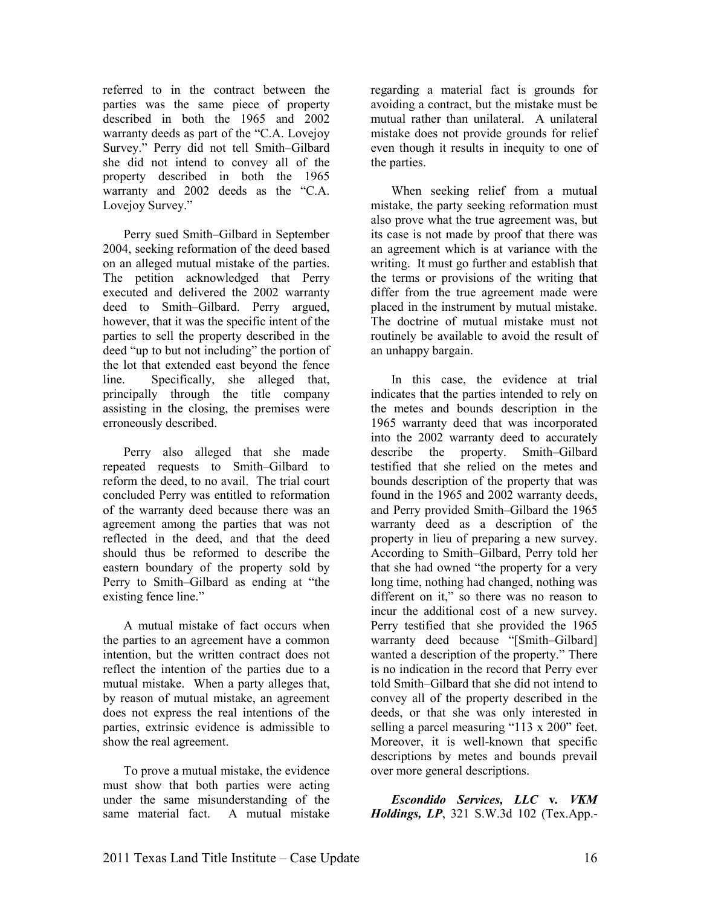referred to in the contract between the parties was the same piece of property described in both the 1965 and 2002 warranty deeds as part of the "C.A. Lovejoy Survey." Perry did not tell Smith–Gilbard she did not intend to convey all of the property described in both the 1965 warranty and 2002 deeds as the "C.A. Lovejoy Survey."

Perry sued Smith–Gilbard in September 2004, seeking reformation of the deed based on an alleged mutual mistake of the parties. The petition acknowledged that Perry executed and delivered the 2002 warranty deed to Smith–Gilbard. Perry argued, however, that it was the specific intent of the parties to sell the property described in the deed "up to but not including" the portion of the lot that extended east beyond the fence line. Specifically, she alleged that, principally through the title company assisting in the closing, the premises were erroneously described.

Perry also alleged that she made repeated requests to Smith–Gilbard to reform the deed, to no avail. The trial court concluded Perry was entitled to reformation of the warranty deed because there was an agreement among the parties that was not reflected in the deed, and that the deed should thus be reformed to describe the eastern boundary of the property sold by Perry to Smith–Gilbard as ending at "the existing fence line."

A mutual mistake of fact occurs when the parties to an agreement have a common intention, but the written contract does not reflect the intention of the parties due to a mutual mistake. When a party alleges that, by reason of mutual mistake, an agreement does not express the real intentions of the parties, extrinsic evidence is admissible to show the real agreement.

To prove a mutual mistake, the evidence must show that both parties were acting under the same misunderstanding of the same material fact. A mutual mistake regarding a material fact is grounds for avoiding a contract, but the mistake must be mutual rather than unilateral. A unilateral mistake does not provide grounds for relief even though it results in inequity to one of the parties.

When seeking relief from a mutual mistake, the party seeking reformation must also prove what the true agreement was, but its case is not made by proof that there was an agreement which is at variance with the writing. It must go further and establish that the terms or provisions of the writing that differ from the true agreement made were placed in the instrument by mutual mistake. The doctrine of mutual mistake must not routinely be available to avoid the result of an unhappy bargain.

In this case, the evidence at trial indicates that the parties intended to rely on the metes and bounds description in the 1965 warranty deed that was incorporated into the 2002 warranty deed to accurately describe the property. Smith–Gilbard testified that she relied on the metes and bounds description of the property that was found in the 1965 and 2002 warranty deeds, and Perry provided Smith–Gilbard the 1965 warranty deed as a description of the property in lieu of preparing a new survey. According to Smith–Gilbard, Perry told her that she had owned "the property for a very long time, nothing had changed, nothing was different on it," so there was no reason to incur the additional cost of a new survey. Perry testified that she provided the 1965 warranty deed because "[Smith–Gilbard] wanted a description of the property." There is no indication in the record that Perry ever told Smith–Gilbard that she did not intend to convey all of the property described in the deeds, or that she was only interested in selling a parcel measuring "113 x 200" feet. Moreover, it is well-known that specific descriptions by metes and bounds prevail over more general descriptions.

***Escondido Services, LLC* v. *VKM Holdings, LP***, 321 S.W.3d 102 (Tex.App.-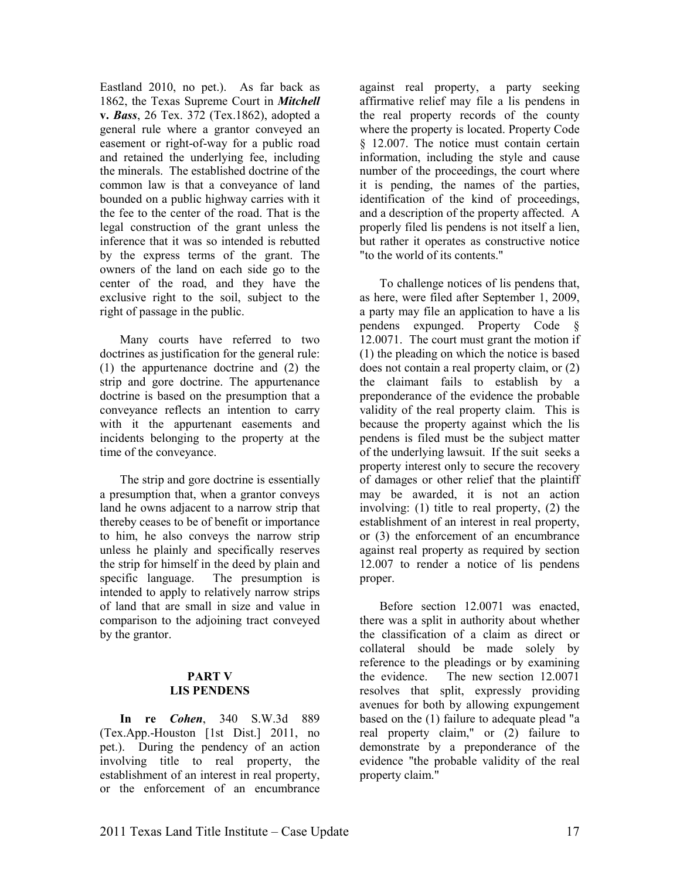Eastland 2010, no pet.). As far back as 1862, the Texas Supreme Court in ***Mitchell* v. *Bass***, 26 Tex. 372 (Tex.1862), adopted a general rule where a grantor conveyed an easement or right-of-way for a public road and retained the underlying fee, including the minerals. The established doctrine of the common law is that a conveyance of land bounded on a public highway carries with it the fee to the center of the road. That is the legal construction of the grant unless the inference that it was so intended is rebutted by the express terms of the grant. The owners of the land on each side go to the center of the road, and they have the exclusive right to the soil, subject to the right of passage in the public.

Many courts have referred to two doctrines as justification for the general rule: (1) the appurtenance doctrine and (2) the strip and gore doctrine. The appurtenance doctrine is based on the presumption that a conveyance reflects an intention to carry with it the appurtenant easements and incidents belonging to the property at the time of the conveyance.

The strip and gore doctrine is essentially a presumption that, when a grantor conveys land he owns adjacent to a narrow strip that thereby ceases to be of benefit or importance to him, he also conveys the narrow strip unless he plainly and specifically reserves the strip for himself in the deed by plain and specific language. The presumption is intended to apply to relatively narrow strips of land that are small in size and value in comparison to the adjoining tract conveyed by the grantor.

## PART V
## LIS PENDENS

**In re *Cohen***, 340 S.W.3d 889 (Tex.App.-Houston [1st Dist.] 2011, no pet.). During the pendency of an action involving title to real property, the establishment of an interest in real property, or the enforcement of an encumbrance against real property, a party seeking affirmative relief may file a lis pendens in the real property records of the county where the property is located. Property Code § 12.007. The notice must contain certain information, including the style and cause number of the proceedings, the court where it is pending, the names of the parties, identification of the kind of proceedings, and a description of the property affected. A properly filed lis pendens is not itself a lien, but rather it operates as constructive notice "to the world of its contents."

To challenge notices of lis pendens that, as here, were filed after September 1, 2009, a party may file an application to have a lis pendens expunged. Property Code § 12.0071. The court must grant the motion if (1) the pleading on which the notice is based does not contain a real property claim, or (2) the claimant fails to establish by a preponderance of the evidence the probable validity of the real property claim. This is because the property against which the lis pendens is filed must be the subject matter of the underlying lawsuit. If the suit seeks a property interest only to secure the recovery of damages or other relief that the plaintiff may be awarded, it is not an action involving: (1) title to real property, (2) the establishment of an interest in real property, or (3) the enforcement of an encumbrance against real property as required by section 12.007 to render a notice of lis pendens proper.

Before section 12.0071 was enacted, there was a split in authority about whether the classification of a claim as direct or collateral should be made solely by reference to the pleadings or by examining the evidence. The new section 12.0071 resolves that split, expressly providing avenues for both by allowing expungement based on the (1) failure to adequate plead "a real property claim," or (2) failure to demonstrate by a preponderance of the evidence "the probable validity of the real property claim."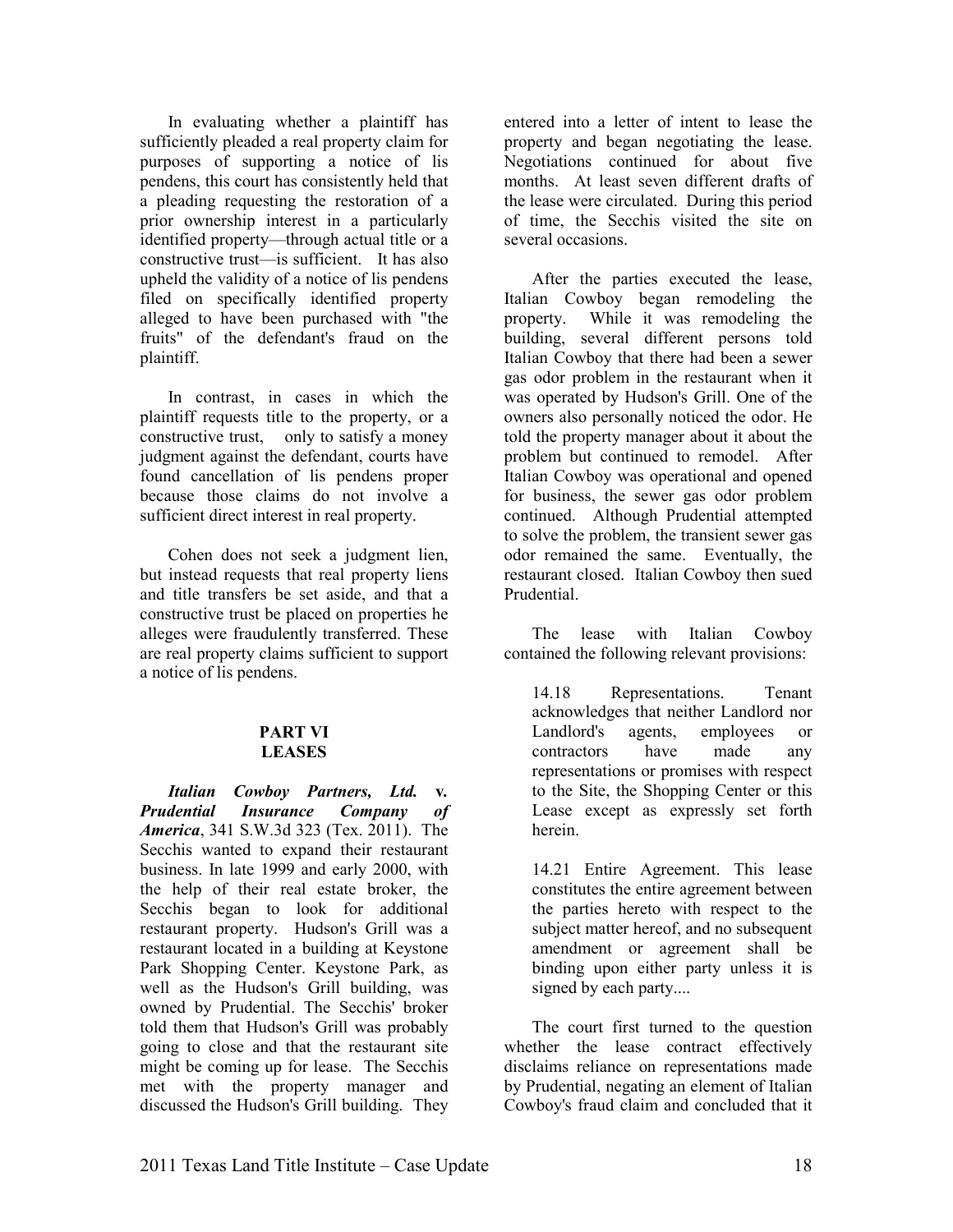In evaluating whether a plaintiff has sufficiently pleaded a real property claim for purposes of supporting a notice of lis pendens, this court has consistently held that a pleading requesting the restoration of a prior ownership interest in a particularly identified property—through actual title or a constructive trust—is sufficient. It has also upheld the validity of a notice of lis pendens filed on specifically identified property alleged to have been purchased with "the fruits" of the defendant's fraud on the plaintiff.

In contrast, in cases in which the plaintiff requests title to the property, or a constructive trust, only to satisfy a money judgment against the defendant, courts have found cancellation of lis pendens proper because those claims do not involve a sufficient direct interest in real property.

Cohen does not seek a judgment lien, but instead requests that real property liens and title transfers be set aside, and that a constructive trust be placed on properties he alleges were fraudulently transferred. These are real property claims sufficient to support a notice of lis pendens.

## PART VI
## LEASES

***Italian Cowboy Partners, Ltd.* v. *Prudential Insurance Company of America***, 341 S.W.3d 323 (Tex. 2011). The Secchis wanted to expand their restaurant business. In late 1999 and early 2000, with the help of their real estate broker, the Secchis began to look for additional restaurant property. Hudson's Grill was a restaurant located in a building at Keystone Park Shopping Center. Keystone Park, as well as the Hudson's Grill building, was owned by Prudential. The Secchis' broker told them that Hudson's Grill was probably going to close and that the restaurant site might be coming up for lease. The Secchis met with the property manager and discussed the Hudson's Grill building. They entered into a letter of intent to lease the property and began negotiating the lease. Negotiations continued for about five months. At least seven different drafts of the lease were circulated. During this period of time, the Secchis visited the site on several occasions.

After the parties executed the lease, Italian Cowboy began remodeling the property. While it was remodeling the building, several different persons told Italian Cowboy that there had been a sewer gas odor problem in the restaurant when it was operated by Hudson's Grill. One of the owners also personally noticed the odor. He told the property manager about it about the problem but continued to remodel. After Italian Cowboy was operational and opened for business, the sewer gas odor problem continued. Although Prudential attempted to solve the problem, the transient sewer gas odor remained the same. Eventually, the restaurant closed. Italian Cowboy then sued Prudential.

The lease with Italian Cowboy contained the following relevant provisions:

> 14.18 Representations. Tenant acknowledges that neither Landlord nor Landlord's agents, employees or contractors have made any representations or promises with respect to the Site, the Shopping Center or this Lease except as expressly set forth herein.
>
> 14.21 Entire Agreement. This lease constitutes the entire agreement between the parties hereto with respect to the subject matter hereof, and no subsequent amendment or agreement shall be binding upon either party unless it is signed by each party....

The court first turned to the question whether the lease contract effectively disclaims reliance on representations made by Prudential, negating an element of Italian Cowboy's fraud claim and concluded that it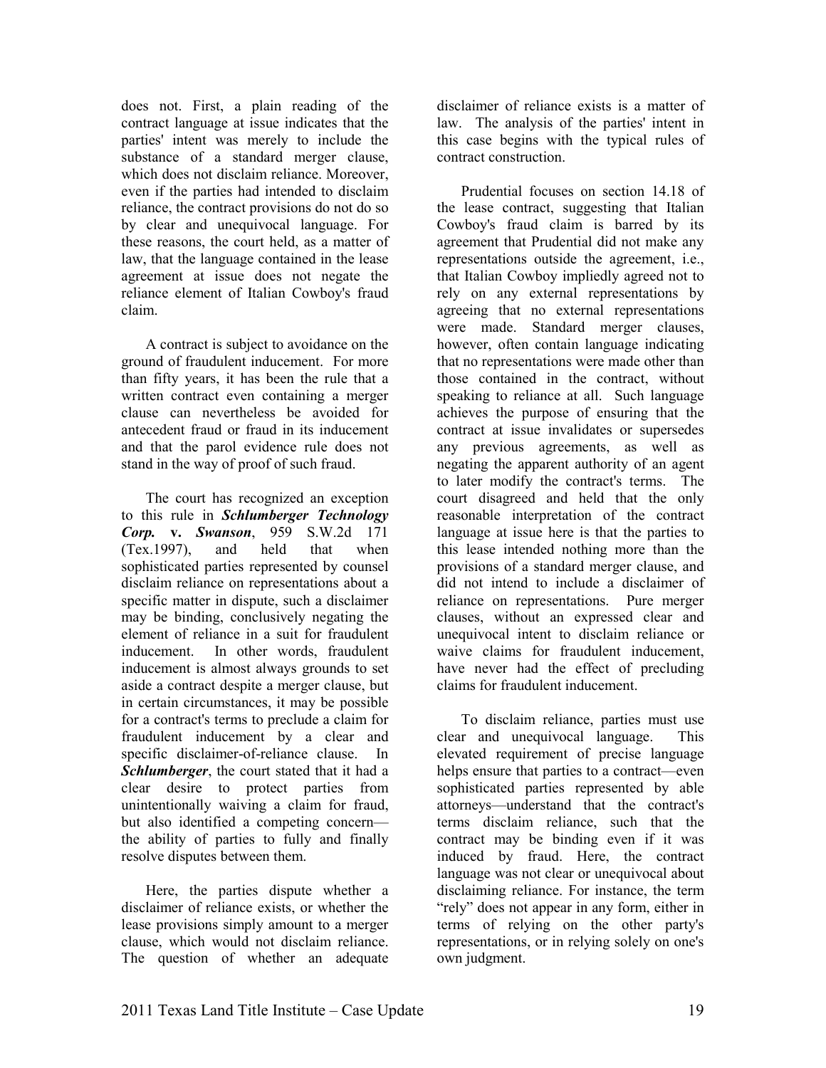does not. First, a plain reading of the contract language at issue indicates that the parties' intent was merely to include the substance of a standard merger clause, which does not disclaim reliance. Moreover, even if the parties had intended to disclaim reliance, the contract provisions do not do so by clear and unequivocal language. For these reasons, the court held, as a matter of law, that the language contained in the lease agreement at issue does not negate the reliance element of Italian Cowboy's fraud claim.

A contract is subject to avoidance on the ground of fraudulent inducement. For more than fifty years, it has been the rule that a written contract even containing a merger clause can nevertheless be avoided for antecedent fraud or fraud in its inducement and that the parol evidence rule does not stand in the way of proof of such fraud.

The court has recognized an exception to this rule in ***Schlumberger Technology Corp.* v. *Swanson***, 959 S.W.2d 171 (Tex.1997), and held that when sophisticated parties represented by counsel disclaim reliance on representations about a specific matter in dispute, such a disclaimer may be binding, conclusively negating the element of reliance in a suit for fraudulent inducement. In other words, fraudulent inducement is almost always grounds to set aside a contract despite a merger clause, but in certain circumstances, it may be possible for a contract's terms to preclude a claim for fraudulent inducement by a clear and specific disclaimer-of-reliance clause. In ***Schlumberger***, the court stated that it had a clear desire to protect parties from unintentionally waiving a claim for fraud, but also identified a competing concern—the ability of parties to fully and finally resolve disputes between them.

Here, the parties dispute whether a disclaimer of reliance exists, or whether the lease provisions simply amount to a merger clause, which would not disclaim reliance. The question of whether an adequate disclaimer of reliance exists is a matter of law. The analysis of the parties' intent in this case begins with the typical rules of contract construction.

Prudential focuses on section 14.18 of the lease contract, suggesting that Italian Cowboy's fraud claim is barred by its agreement that Prudential did not make any representations outside the agreement, i.e., that Italian Cowboy impliedly agreed not to rely on any external representations by agreeing that no external representations were made. Standard merger clauses, however, often contain language indicating that no representations were made other than those contained in the contract, without speaking to reliance at all. Such language achieves the purpose of ensuring that the contract at issue invalidates or supersedes any previous agreements, as well as negating the apparent authority of an agent to later modify the contract's terms. The court disagreed and held that the only reasonable interpretation of the contract language at issue here is that the parties to this lease intended nothing more than the provisions of a standard merger clause, and did not intend to include a disclaimer of reliance on representations. Pure merger clauses, without an expressed clear and unequivocal intent to disclaim reliance or waive claims for fraudulent inducement, have never had the effect of precluding claims for fraudulent inducement.

To disclaim reliance, parties must use clear and unequivocal language. This elevated requirement of precise language helps ensure that parties to a contract—even sophisticated parties represented by able attorneys—understand that the contract's terms disclaim reliance, such that the contract may be binding even if it was induced by fraud. Here, the contract language was not clear or unequivocal about disclaiming reliance. For instance, the term "rely" does not appear in any form, either in terms of relying on the other party's representations, or in relying solely on one's own judgment.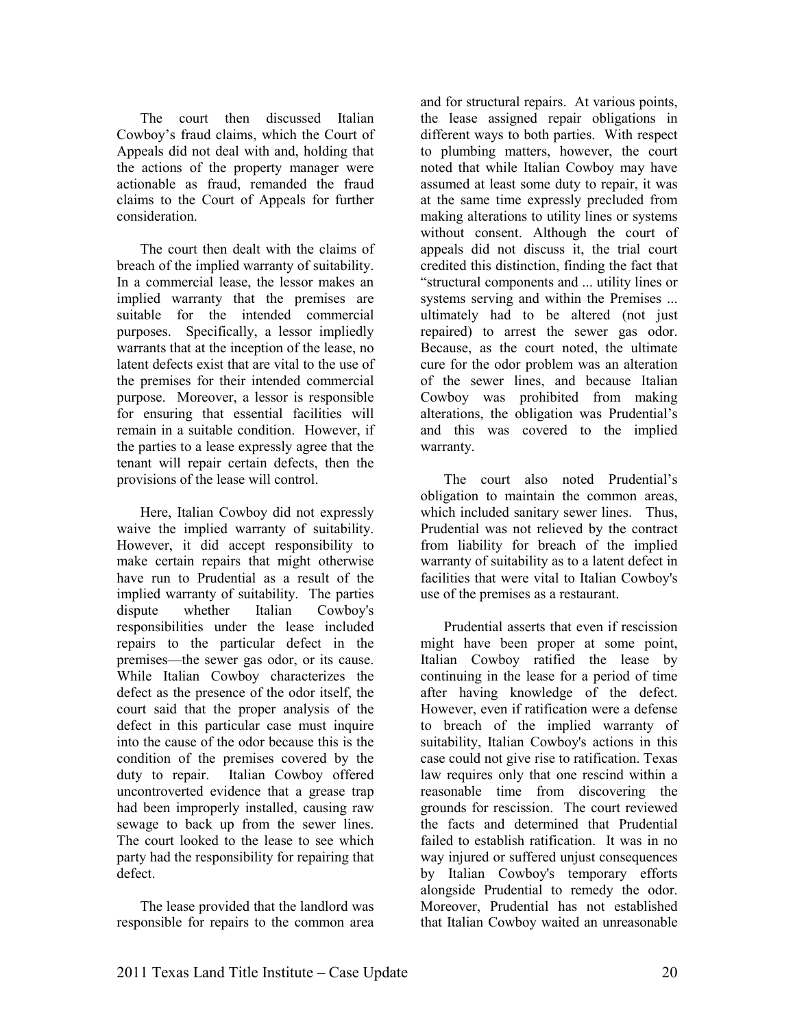The court then discussed Italian Cowboy's fraud claims, which the Court of Appeals did not deal with and, holding that the actions of the property manager were actionable as fraud, remanded the fraud claims to the Court of Appeals for further consideration.

The court then dealt with the claims of breach of the implied warranty of suitability. In a commercial lease, the lessor makes an implied warranty that the premises are suitable for the intended commercial purposes. Specifically, a lessor impliedly warrants that at the inception of the lease, no latent defects exist that are vital to the use of the premises for their intended commercial purpose. Moreover, a lessor is responsible for ensuring that essential facilities will remain in a suitable condition. However, if the parties to a lease expressly agree that the tenant will repair certain defects, then the provisions of the lease will control.

Here, Italian Cowboy did not expressly waive the implied warranty of suitability. However, it did accept responsibility to make certain repairs that might otherwise have run to Prudential as a result of the implied warranty of suitability. The parties dispute whether Italian Cowboy's responsibilities under the lease included repairs to the particular defect in the premises—the sewer gas odor, or its cause. While Italian Cowboy characterizes the defect as the presence of the odor itself, the court said that the proper analysis of the defect in this particular case must inquire into the cause of the odor because this is the condition of the premises covered by the duty to repair. Italian Cowboy offered uncontroverted evidence that a grease trap had been improperly installed, causing raw sewage to back up from the sewer lines. The court looked to the lease to see which party had the responsibility for repairing that defect.

The lease provided that the landlord was responsible for repairs to the common area and for structural repairs. At various points, the lease assigned repair obligations in different ways to both parties. With respect to plumbing matters, however, the court noted that while Italian Cowboy may have assumed at least some duty to repair, it was at the same time expressly precluded from making alterations to utility lines or systems without consent. Although the court of appeals did not discuss it, the trial court credited this distinction, finding the fact that "structural components and ... utility lines or systems serving and within the Premises ... ultimately had to be altered (not just repaired) to arrest the sewer gas odor. Because, as the court noted, the ultimate cure for the odor problem was an alteration of the sewer lines, and because Italian Cowboy was prohibited from making alterations, the obligation was Prudential's and this was covered to the implied warranty.

The court also noted Prudential's obligation to maintain the common areas, which included sanitary sewer lines. Thus, Prudential was not relieved by the contract from liability for breach of the implied warranty of suitability as to a latent defect in facilities that were vital to Italian Cowboy's use of the premises as a restaurant.

Prudential asserts that even if rescission might have been proper at some point, Italian Cowboy ratified the lease by continuing in the lease for a period of time after having knowledge of the defect. However, even if ratification were a defense to breach of the implied warranty of suitability, Italian Cowboy's actions in this case could not give rise to ratification. Texas law requires only that one rescind within a reasonable time from discovering the grounds for rescission. The court reviewed the facts and determined that Prudential failed to establish ratification. It was in no way injured or suffered unjust consequences by Italian Cowboy's temporary efforts alongside Prudential to remedy the odor. Moreover, Prudential has not established that Italian Cowboy waited an unreasonable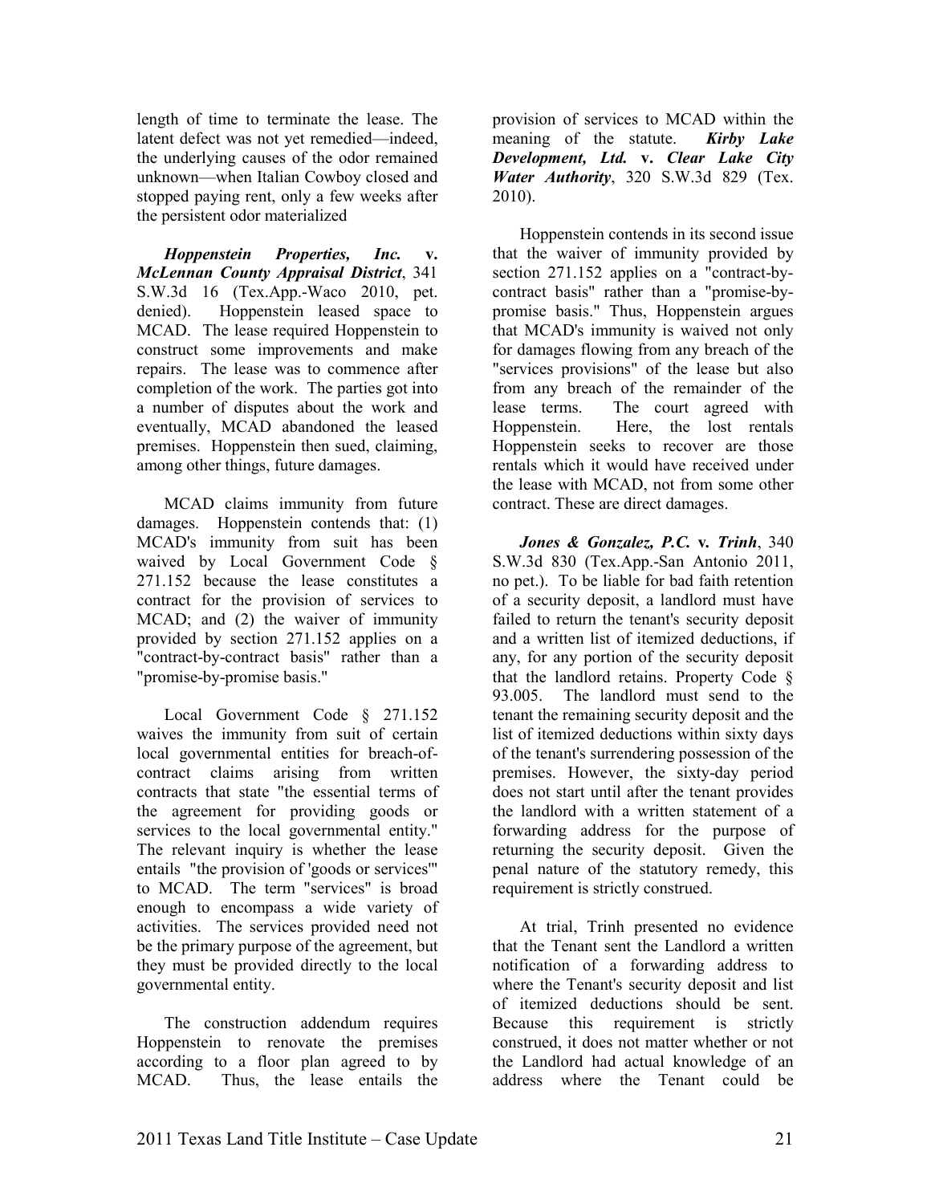length of time to terminate the lease. The latent defect was not yet remedied—indeed, the underlying causes of the odor remained unknown—when Italian Cowboy closed and stopped paying rent, only a few weeks after the persistent odor materialized

***Hoppenstein Properties, Inc.* v. *McLennan County Appraisal District***, 341 S.W.3d 16 (Tex.App.-Waco 2010, pet. denied). Hoppenstein leased space to MCAD. The lease required Hoppenstein to construct some improvements and make repairs. The lease was to commence after completion of the work. The parties got into a number of disputes about the work and eventually, MCAD abandoned the leased premises. Hoppenstein then sued, claiming, among other things, future damages.

MCAD claims immunity from future damages. Hoppenstein contends that: (1) MCAD's immunity from suit has been waived by Local Government Code § 271.152 because the lease constitutes a contract for the provision of services to MCAD; and (2) the waiver of immunity provided by section 271.152 applies on a "contract-by-contract basis" rather than a "promise-by-promise basis."

Local Government Code § 271.152 waives the immunity from suit of certain local governmental entities for breach-of-contract claims arising from written contracts that state "the essential terms of the agreement for providing goods or services to the local governmental entity." The relevant inquiry is whether the lease entails "the provision of 'goods or services'" to MCAD. The term "services" is broad enough to encompass a wide variety of activities. The services provided need not be the primary purpose of the agreement, but they must be provided directly to the local governmental entity.

The construction addendum requires Hoppenstein to renovate the premises according to a floor plan agreed to by MCAD. Thus, the lease entails the provision of services to MCAD within the meaning of the statute. ***Kirby Lake Development, Ltd.* v. *Clear Lake City Water Authority***, 320 S.W.3d 829 (Tex. 2010).

Hoppenstein contends in its second issue that the waiver of immunity provided by section 271.152 applies on a "contract-by-contract basis" rather than a "promise-by-promise basis." Thus, Hoppenstein argues that MCAD's immunity is waived not only for damages flowing from any breach of the "services provisions" of the lease but also from any breach of the remainder of the lease terms. The court agreed with Hoppenstein. Here, the lost rentals Hoppenstein seeks to recover are those rentals which it would have received under the lease with MCAD, not from some other contract. These are direct damages.

***Jones & Gonzalez, P.C.* v. *Trinh***, 340 S.W.3d 830 (Tex.App.-San Antonio 2011, no pet.). To be liable for bad faith retention of a security deposit, a landlord must have failed to return the tenant's security deposit and a written list of itemized deductions, if any, for any portion of the security deposit that the landlord retains. Property Code § 93.005. The landlord must send to the tenant the remaining security deposit and the list of itemized deductions within sixty days of the tenant's surrendering possession of the premises. However, the sixty-day period does not start until after the tenant provides the landlord with a written statement of a forwarding address for the purpose of returning the security deposit. Given the penal nature of the statutory remedy, this requirement is strictly construed.

At trial, Trinh presented no evidence that the Tenant sent the Landlord a written notification of a forwarding address to where the Tenant's security deposit and list of itemized deductions should be sent. Because this requirement is strictly construed, it does not matter whether or not the Landlord had actual knowledge of an address where the Tenant could be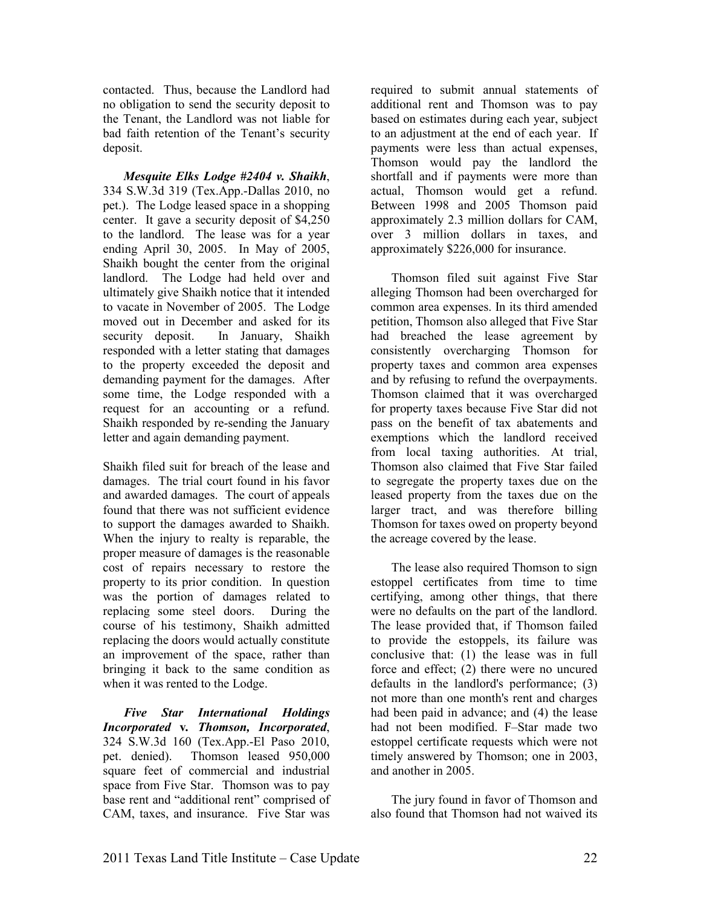contacted. Thus, because the Landlord had no obligation to send the security deposit to the Tenant, the Landlord was not liable for bad faith retention of the Tenant's security deposit.

***Mesquite Elks Lodge #2404 v. Shaikh***, 334 S.W.3d 319 (Tex.App.-Dallas 2010, no pet.). The Lodge leased space in a shopping center. It gave a security deposit of $4,250 to the landlord. The lease was for a year ending April 30, 2005. In May of 2005, Shaikh bought the center from the original landlord. The Lodge had held over and ultimately give Shaikh notice that it intended to vacate in November of 2005. The Lodge moved out in December and asked for its security deposit. In January, Shaikh responded with a letter stating that damages to the property exceeded the deposit and demanding payment for the damages. After some time, the Lodge responded with a request for an accounting or a refund. Shaikh responded by re-sending the January letter and again demanding payment.

Shaikh filed suit for breach of the lease and damages. The trial court found in his favor and awarded damages. The court of appeals found that there was not sufficient evidence to support the damages awarded to Shaikh. When the injury to realty is reparable, the proper measure of damages is the reasonable cost of repairs necessary to restore the property to its prior condition. In question was the portion of damages related to replacing some steel doors. During the course of his testimony, Shaikh admitted replacing the doors would actually constitute an improvement of the space, rather than bringing it back to the same condition as when it was rented to the Lodge.

***Five Star International Holdings Incorporated* v. *Thomson, Incorporated***, 324 S.W.3d 160 (Tex.App.-El Paso 2010, pet. denied). Thomson leased 950,000 square feet of commercial and industrial space from Five Star. Thomson was to pay base rent and "additional rent" comprised of CAM, taxes, and insurance. Five Star was required to submit annual statements of additional rent and Thomson was to pay based on estimates during each year, subject to an adjustment at the end of each year. If payments were less than actual expenses, Thomson would pay the landlord the shortfall and if payments were more than actual, Thomson would get a refund. Between 1998 and 2005 Thomson paid approximately 2.3 million dollars for CAM, over 3 million dollars in taxes, and approximately $226,000 for insurance.

Thomson filed suit against Five Star alleging Thomson had been overcharged for common area expenses. In its third amended petition, Thomson also alleged that Five Star had breached the lease agreement by consistently overcharging Thomson for property taxes and common area expenses and by refusing to refund the overpayments. Thomson claimed that it was overcharged for property taxes because Five Star did not pass on the benefit of tax abatements and exemptions which the landlord received from local taxing authorities. At trial, Thomson also claimed that Five Star failed to segregate the property taxes due on the leased property from the taxes due on the larger tract, and was therefore billing Thomson for taxes owed on property beyond the acreage covered by the lease.

The lease also required Thomson to sign estoppel certificates from time to time certifying, among other things, that there were no defaults on the part of the landlord. The lease provided that, if Thomson failed to provide the estoppels, its failure was conclusive that: (1) the lease was in full force and effect; (2) there were no uncured defaults in the landlord's performance; (3) not more than one month's rent and charges had been paid in advance; and (4) the lease had not been modified. F–Star made two estoppel certificate requests which were not timely answered by Thomson; one in 2003, and another in 2005.

The jury found in favor of Thomson and also found that Thomson had not waived its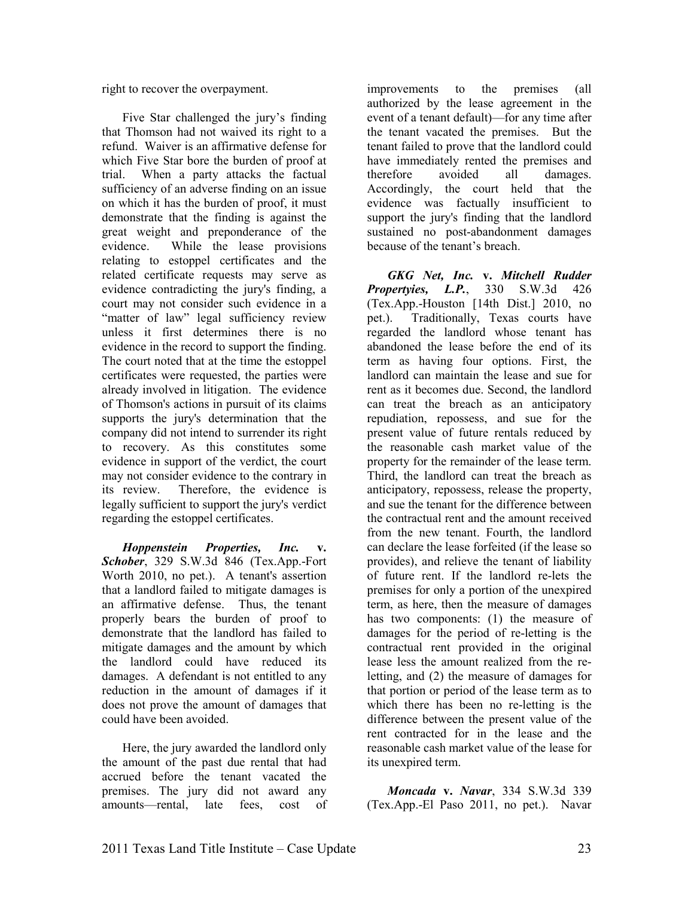right to recover the overpayment.

Five Star challenged the jury's finding that Thomson had not waived its right to a refund. Waiver is an affirmative defense for which Five Star bore the burden of proof at trial. When a party attacks the factual sufficiency of an adverse finding on an issue on which it has the burden of proof, it must demonstrate that the finding is against the great weight and preponderance of the evidence. While the lease provisions relating to estoppel certificates and the related certificate requests may serve as evidence contradicting the jury's finding, a court may not consider such evidence in a "matter of law" legal sufficiency review unless it first determines there is no evidence in the record to support the finding. The court noted that at the time the estoppel certificates were requested, the parties were already involved in litigation. The evidence of Thomson's actions in pursuit of its claims supports the jury's determination that the company did not intend to surrender its right to recovery. As this constitutes some evidence in support of the verdict, the court may not consider evidence to the contrary in its review. Therefore, the evidence is legally sufficient to support the jury's verdict regarding the estoppel certificates.

***Hoppenstein Properties, Inc.* v. *Schober***, 329 S.W.3d 846 (Tex.App.-Fort Worth 2010, no pet.). A tenant's assertion that a landlord failed to mitigate damages is an affirmative defense. Thus, the tenant properly bears the burden of proof to demonstrate that the landlord has failed to mitigate damages and the amount by which the landlord could have reduced its damages. A defendant is not entitled to any reduction in the amount of damages if it does not prove the amount of damages that could have been avoided.

Here, the jury awarded the landlord only the amount of the past due rental that had accrued before the tenant vacated the premises. The jury did not award any amounts—rental, late fees, cost of improvements to the premises (all authorized by the lease agreement in the event of a tenant default)—for any time after the tenant vacated the premises. But the tenant failed to prove that the landlord could have immediately rented the premises and therefore avoided all damages. Accordingly, the court held that the evidence was factually insufficient to support the jury's finding that the landlord sustained no post-abandonment damages because of the tenant's breach.

***GKG Net, Inc.* v. *Mitchell Rudder Propertyies, L.P.***, 330 S.W.3d 426 (Tex.App.-Houston [14th Dist.] 2010, no pet.). Traditionally, Texas courts have regarded the landlord whose tenant has abandoned the lease before the end of its term as having four options. First, the landlord can maintain the lease and sue for rent as it becomes due. Second, the landlord can treat the breach as an anticipatory repudiation, repossess, and sue for the present value of future rentals reduced by the reasonable cash market value of the property for the remainder of the lease term. Third, the landlord can treat the breach as anticipatory, repossess, release the property, and sue the tenant for the difference between the contractual rent and the amount received from the new tenant. Fourth, the landlord can declare the lease forfeited (if the lease so provides), and relieve the tenant of liability of future rent. If the landlord re-lets the premises for only a portion of the unexpired term, as here, then the measure of damages has two components: (1) the measure of damages for the period of re-letting is the contractual rent provided in the original lease less the amount realized from the re-letting, and (2) the measure of damages for that portion or period of the lease term as to which there has been no re-letting is the difference between the present value of the rent contracted for in the lease and the reasonable cash market value of the lease for its unexpired term.

***Moncada* v. *Navar***, 334 S.W.3d 339 (Tex.App.-El Paso 2011, no pet.). Navar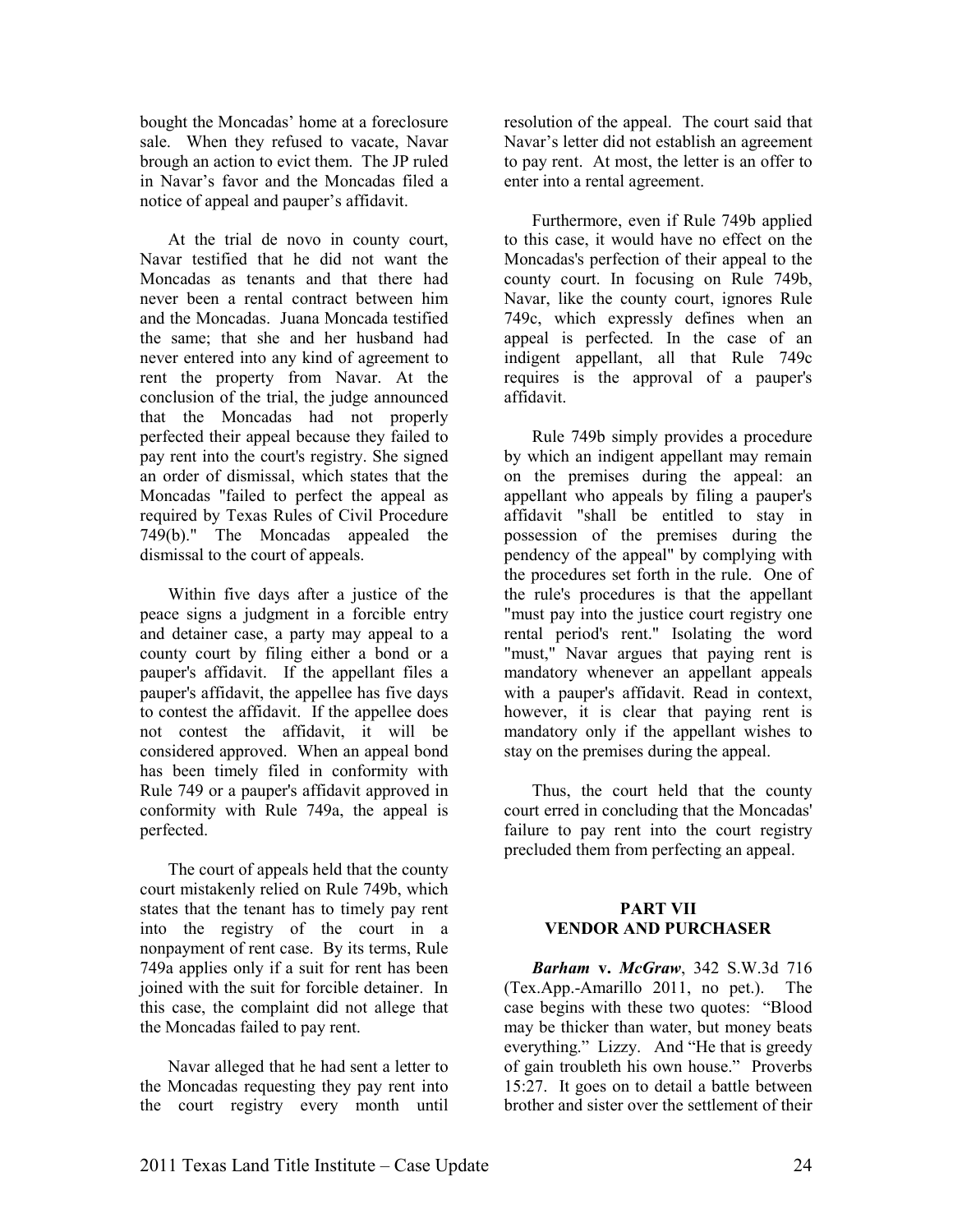bought the Moncadas' home at a foreclosure sale. When they refused to vacate, Navar brough an action to evict them. The JP ruled in Navar's favor and the Moncadas filed a notice of appeal and pauper's affidavit.

At the trial de novo in county court, Navar testified that he did not want the Moncadas as tenants and that there had never been a rental contract between him and the Moncadas. Juana Moncada testified the same; that she and her husband had never entered into any kind of agreement to rent the property from Navar. At the conclusion of the trial, the judge announced that the Moncadas had not properly perfected their appeal because they failed to pay rent into the court's registry. She signed an order of dismissal, which states that the Moncadas "failed to perfect the appeal as required by Texas Rules of Civil Procedure 749(b)." The Moncadas appealed the dismissal to the court of appeals.

Within five days after a justice of the peace signs a judgment in a forcible entry and detainer case, a party may appeal to a county court by filing either a bond or a pauper's affidavit. If the appellant files a pauper's affidavit, the appellee has five days to contest the affidavit. If the appellee does not contest the affidavit, it will be considered approved. When an appeal bond has been timely filed in conformity with Rule 749 or a pauper's affidavit approved in conformity with Rule 749a, the appeal is perfected.

The court of appeals held that the county court mistakenly relied on Rule 749b, which states that the tenant has to timely pay rent into the registry of the court in a nonpayment of rent case. By its terms, Rule 749a applies only if a suit for rent has been joined with the suit for forcible detainer. In this case, the complaint did not allege that the Moncadas failed to pay rent.

Navar alleged that he had sent a letter to the Moncadas requesting they pay rent into the court registry every month until resolution of the appeal. The court said that Navar's letter did not establish an agreement to pay rent. At most, the letter is an offer to enter into a rental agreement.

Furthermore, even if Rule 749b applied to this case, it would have no effect on the Moncadas's perfection of their appeal to the county court. In focusing on Rule 749b, Navar, like the county court, ignores Rule 749c, which expressly defines when an appeal is perfected. In the case of an indigent appellant, all that Rule 749c requires is the approval of a pauper's affidavit.

Rule 749b simply provides a procedure by which an indigent appellant may remain on the premises during the appeal: an appellant who appeals by filing a pauper's affidavit "shall be entitled to stay in possession of the premises during the pendency of the appeal" by complying with the procedures set forth in the rule. One of the rule's procedures is that the appellant "must pay into the justice court registry one rental period's rent." Isolating the word "must," Navar argues that paying rent is mandatory whenever an appellant appeals with a pauper's affidavit. Read in context, however, it is clear that paying rent is mandatory only if the appellant wishes to stay on the premises during the appeal.

Thus, the court held that the county court erred in concluding that the Moncadas' failure to pay rent into the court registry precluded them from perfecting an appeal.

## PART VII
## VENDOR AND PURCHASER

***Barham* v. *McGraw***, 342 S.W.3d 716 (Tex.App.-Amarillo 2011, no pet.). The case begins with these two quotes: "Blood may be thicker than water, but money beats everything." Lizzy. And "He that is greedy of gain troubleth his own house." Proverbs 15:27. It goes on to detail a battle between brother and sister over the settlement of their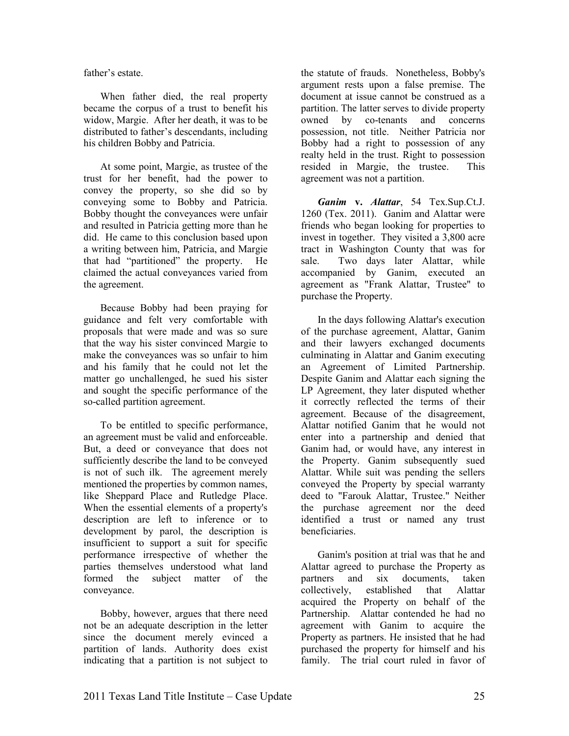father's estate.

When father died, the real property became the corpus of a trust to benefit his widow, Margie. After her death, it was to be distributed to father's descendants, including his children Bobby and Patricia.

At some point, Margie, as trustee of the trust for her benefit, had the power to convey the property, so she did so by conveying some to Bobby and Patricia. Bobby thought the conveyances were unfair and resulted in Patricia getting more than he did. He came to this conclusion based upon a writing between him, Patricia, and Margie that had "partitioned" the property. He claimed the actual conveyances varied from the agreement.

Because Bobby had been praying for guidance and felt very comfortable with proposals that were made and was so sure that the way his sister convinced Margie to make the conveyances was so unfair to him and his family that he could not let the matter go unchallenged, he sued his sister and sought the specific performance of the so-called partition agreement.

To be entitled to specific performance, an agreement must be valid and enforceable. But, a deed or conveyance that does not sufficiently describe the land to be conveyed is not of such ilk. The agreement merely mentioned the properties by common names, like Sheppard Place and Rutledge Place. When the essential elements of a property's description are left to inference or to development by parol, the description is insufficient to support a suit for specific performance irrespective of whether the parties themselves understood what land formed the subject matter of the conveyance.

Bobby, however, argues that there need not be an adequate description in the letter since the document merely evinced a partition of lands. Authority does exist indicating that a partition is not subject to the statute of frauds. Nonetheless, Bobby's argument rests upon a false premise. The document at issue cannot be construed as a partition. The latter serves to divide property owned by co-tenants and concerns possession, not title. Neither Patricia nor Bobby had a right to possession of any realty held in the trust. Right to possession resided in Margie, the trustee. This agreement was not a partition.

***Ganim* v. *Alattar***, 54 Tex.Sup.Ct.J. 1260 (Tex. 2011). Ganim and Alattar were friends who began looking for properties to invest in together. They visited a 3,800 acre tract in Washington County that was for sale. Two days later Alattar, while accompanied by Ganim, executed an agreement as "Frank Alattar, Trustee" to purchase the Property.

In the days following Alattar's execution of the purchase agreement, Alattar, Ganim and their lawyers exchanged documents culminating in Alattar and Ganim executing an Agreement of Limited Partnership. Despite Ganim and Alattar each signing the LP Agreement, they later disputed whether it correctly reflected the terms of their agreement. Because of the disagreement, Alattar notified Ganim that he would not enter into a partnership and denied that Ganim had, or would have, any interest in the Property. Ganim subsequently sued Alattar. While suit was pending the sellers conveyed the Property by special warranty deed to "Farouk Alattar, Trustee." Neither the purchase agreement nor the deed identified a trust or named any trust beneficiaries.

Ganim's position at trial was that he and Alattar agreed to purchase the Property as partners and six documents, taken collectively, established that Alattar acquired the Property on behalf of the Partnership. Alattar contended he had no agreement with Ganim to acquire the Property as partners. He insisted that he had purchased the property for himself and his family. The trial court ruled in favor of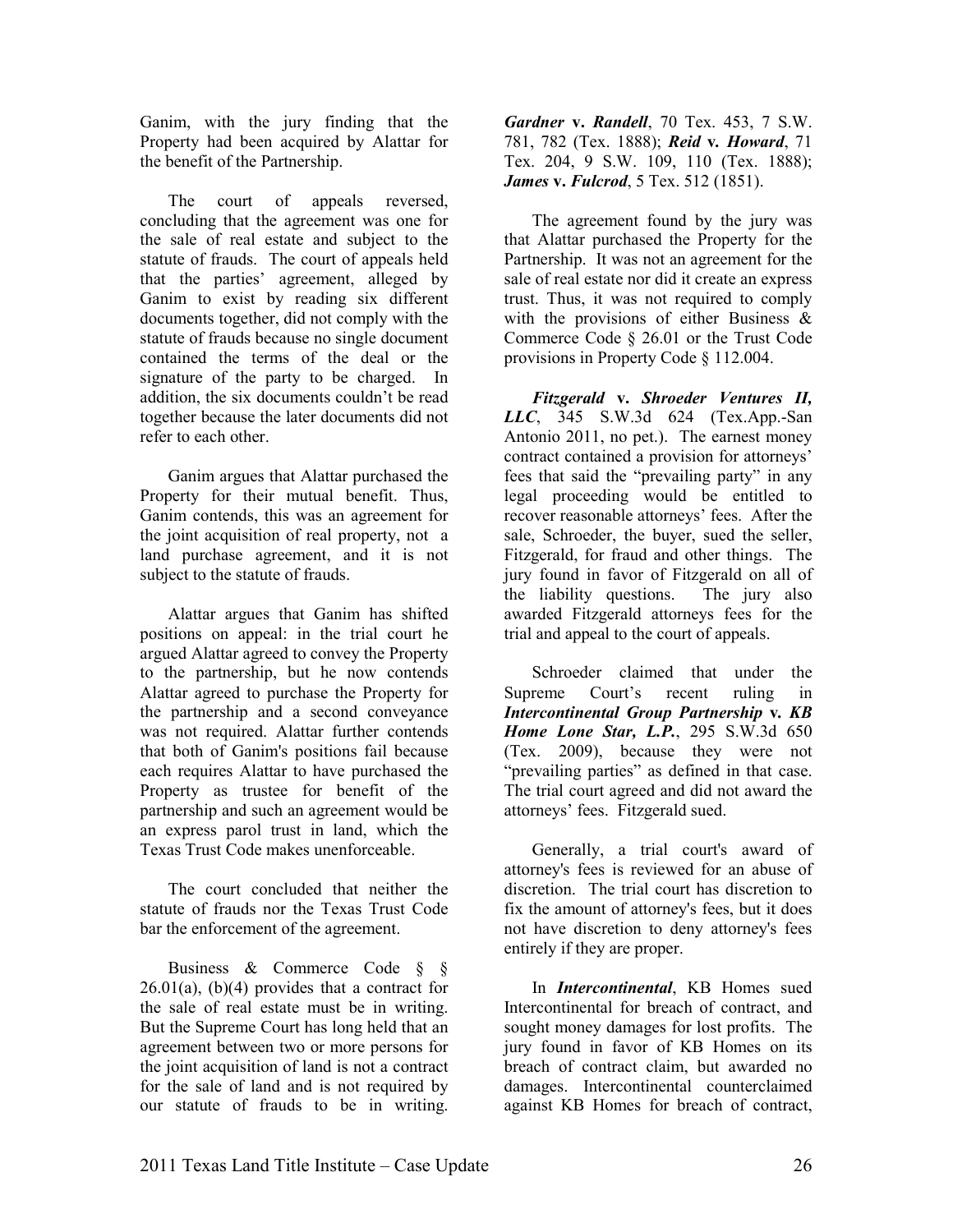Ganim, with the jury finding that the Property had been acquired by Alattar for the benefit of the Partnership.

The court of appeals reversed, concluding that the agreement was one for the sale of real estate and subject to the statute of frauds. The court of appeals held that the parties' agreement, alleged by Ganim to exist by reading six different documents together, did not comply with the statute of frauds because no single document contained the terms of the deal or the signature of the party to be charged. In addition, the six documents couldn't be read together because the later documents did not refer to each other.

Ganim argues that Alattar purchased the Property for their mutual benefit. Thus, Ganim contends, this was an agreement for the joint acquisition of real property, not a land purchase agreement, and it is not subject to the statute of frauds.

Alattar argues that Ganim has shifted positions on appeal: in the trial court he argued Alattar agreed to convey the Property to the partnership, but he now contends Alattar agreed to purchase the Property for the partnership and a second conveyance was not required. Alattar further contends that both of Ganim's positions fail because each requires Alattar to have purchased the Property as trustee for benefit of the partnership and such an agreement would be an express parol trust in land, which the Texas Trust Code makes unenforceable.

The court concluded that neither the statute of frauds nor the Texas Trust Code bar the enforcement of the agreement.

Business & Commerce Code § § 26.01(a), (b)(4) provides that a contract for the sale of real estate must be in writing. But the Supreme Court has long held that an agreement between two or more persons for the joint acquisition of land is not a contract for the sale of land and is not required by our statute of frauds to be in writing. ***Gardner* v. *Randell***, 70 Tex. 453, 7 S.W. 781, 782 (Tex. 1888); ***Reid* v. *Howard***, 71 Tex. 204, 9 S.W. 109, 110 (Tex. 1888); ***James* v. *Fulcrod***, 5 Tex. 512 (1851).

The agreement found by the jury was that Alattar purchased the Property for the Partnership. It was not an agreement for the sale of real estate nor did it create an express trust. Thus, it was not required to comply with the provisions of either Business & Commerce Code § 26.01 or the Trust Code provisions in Property Code § 112.004.

***Fitzgerald* v. *Shroeder Ventures II, LLC***, 345 S.W.3d 624 (Tex.App.-San Antonio 2011, no pet.). The earnest money contract contained a provision for attorneys' fees that said the "prevailing party" in any legal proceeding would be entitled to recover reasonable attorneys' fees. After the sale, Schroeder, the buyer, sued the seller, Fitzgerald, for fraud and other things. The jury found in favor of Fitzgerald on all of the liability questions. The jury also awarded Fitzgerald attorneys fees for the trial and appeal to the court of appeals.

Schroeder claimed that under the Supreme Court's recent ruling in ***Intercontinental Group Partnership* v. *KB Home Lone Star, L.P.***, 295 S.W.3d 650 (Tex. 2009), because they were not "prevailing parties" as defined in that case. The trial court agreed and did not award the attorneys' fees. Fitzgerald sued.

Generally, a trial court's award of attorney's fees is reviewed for an abuse of discretion. The trial court has discretion to fix the amount of attorney's fees, but it does not have discretion to deny attorney's fees entirely if they are proper.

In ***Intercontinental***, KB Homes sued Intercontinental for breach of contract, and sought money damages for lost profits. The jury found in favor of KB Homes on its breach of contract claim, but awarded no damages. Intercontinental counterclaimed against KB Homes for breach of contract,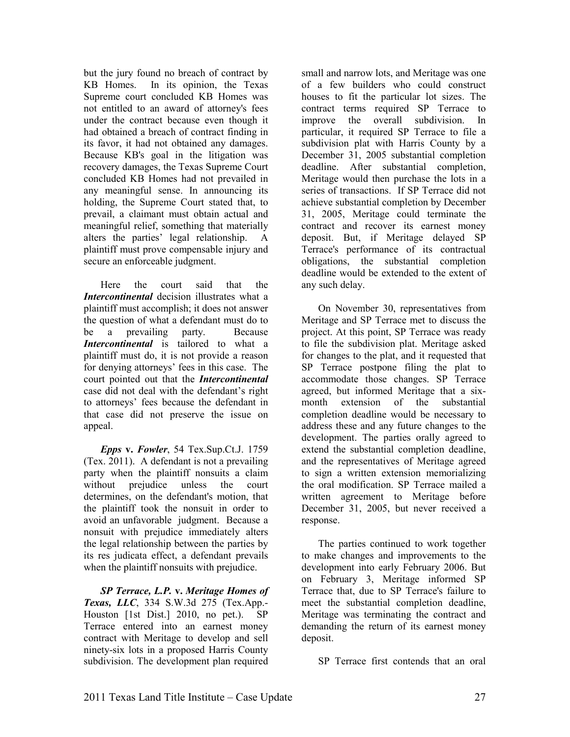but the jury found no breach of contract by KB Homes. In its opinion, the Texas Supreme court concluded KB Homes was not entitled to an award of attorney's fees under the contract because even though it had obtained a breach of contract finding in its favor, it had not obtained any damages. Because KB's goal in the litigation was recovery damages, the Texas Supreme Court concluded KB Homes had not prevailed in any meaningful sense. In announcing its holding, the Supreme Court stated that, to prevail, a claimant must obtain actual and meaningful relief, something that materially alters the parties' legal relationship. A plaintiff must prove compensable injury and secure an enforceable judgment.

Here the court said that the ***Intercontinental*** decision illustrates what a plaintiff must accomplish; it does not answer the question of what a defendant must do to be a prevailing party. Because ***Intercontinental*** is tailored to what a plaintiff must do, it is not provide a reason for denying attorneys' fees in this case. The court pointed out that the ***Intercontinental*** case did not deal with the defendant's right to attorneys' fees because the defendant in that case did not preserve the issue on appeal.

***Epps* v. *Fowler***, 54 Tex.Sup.Ct.J. 1759 (Tex. 2011). A defendant is not a prevailing party when the plaintiff nonsuits a claim without prejudice unless the court determines, on the defendant's motion, that the plaintiff took the nonsuit in order to avoid an unfavorable judgment. Because a nonsuit with prejudice immediately alters the legal relationship between the parties by its res judicata effect, a defendant prevails when the plaintiff nonsuits with prejudice.

***SP Terrace, L.P.* v. *Meritage Homes of Texas, LLC***, 334 S.W.3d 275 (Tex.App.-Houston [1st Dist.] 2010, no pet.). SP Terrace entered into an earnest money contract with Meritage to develop and sell ninety-six lots in a proposed Harris County subdivision. The development plan required small and narrow lots, and Meritage was one of a few builders who could construct houses to fit the particular lot sizes. The contract terms required SP Terrace to improve the overall subdivision. In particular, it required SP Terrace to file a subdivision plat with Harris County by a December 31, 2005 substantial completion deadline. After substantial completion, Meritage would then purchase the lots in a series of transactions. If SP Terrace did not achieve substantial completion by December 31, 2005, Meritage could terminate the contract and recover its earnest money deposit. But, if Meritage delayed SP Terrace's performance of its contractual obligations, the substantial completion deadline would be extended to the extent of any such delay.

On November 30, representatives from Meritage and SP Terrace met to discuss the project. At this point, SP Terrace was ready to file the subdivision plat. Meritage asked for changes to the plat, and it requested that SP Terrace postpone filing the plat to accommodate those changes. SP Terrace agreed, but informed Meritage that a six-month extension of the substantial completion deadline would be necessary to address these and any future changes to the development. The parties orally agreed to extend the substantial completion deadline, and the representatives of Meritage agreed to sign a written extension memorializing the oral modification. SP Terrace mailed a written agreement to Meritage before December 31, 2005, but never received a response.

The parties continued to work together to make changes and improvements to the development into early February 2006. But on February 3, Meritage informed SP Terrace that, due to SP Terrace's failure to meet the substantial completion deadline, Meritage was terminating the contract and demanding the return of its earnest money deposit.

SP Terrace first contends that an oral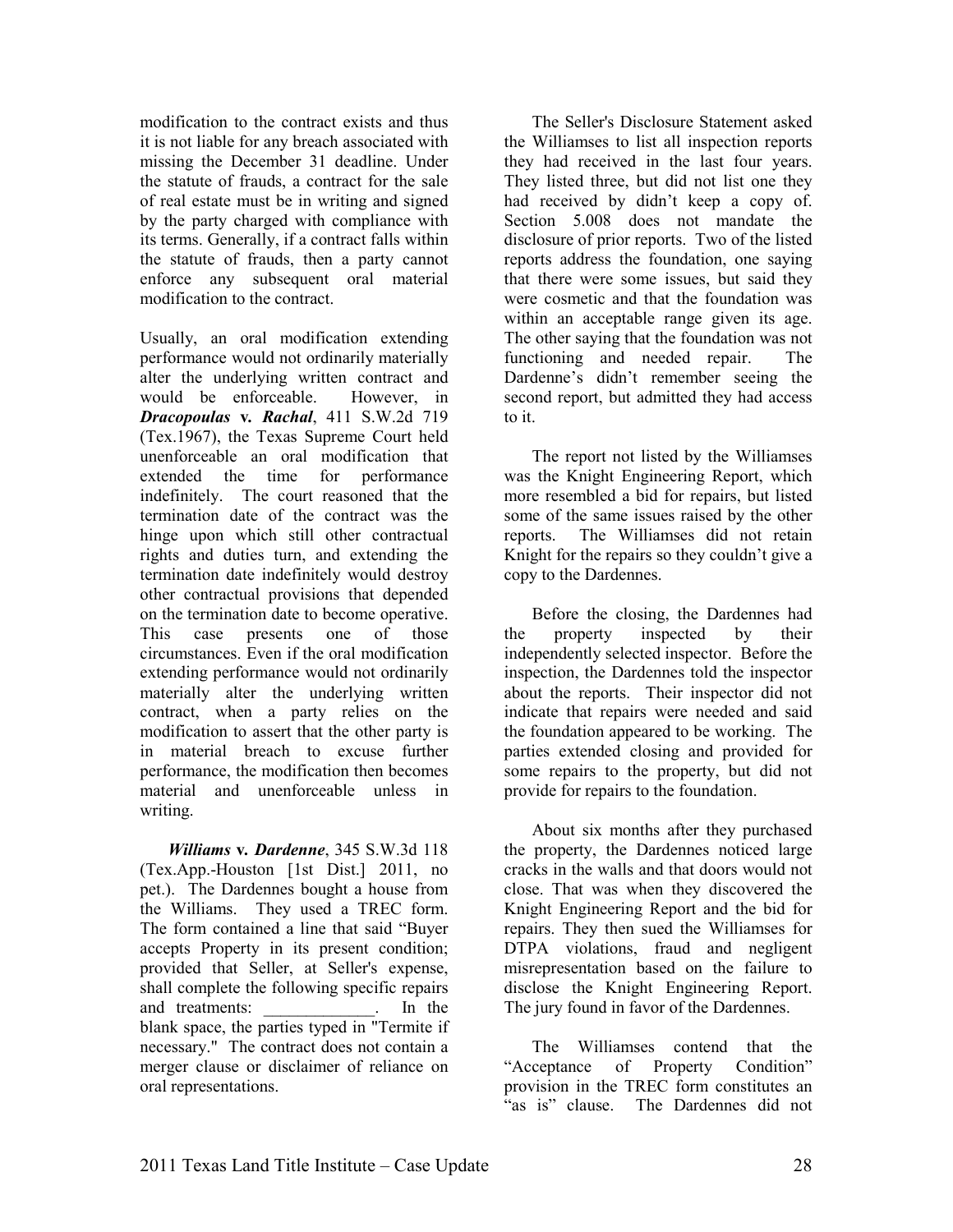modification to the contract exists and thus it is not liable for any breach associated with missing the December 31 deadline. Under the statute of frauds, a contract for the sale of real estate must be in writing and signed by the party charged with compliance with its terms. Generally, if a contract falls within the statute of frauds, then a party cannot enforce any subsequent oral material modification to the contract.

Usually, an oral modification extending performance would not ordinarily materially alter the underlying written contract and would be enforceable. However, in ***Dracopoulas* v. *Rachal***, 411 S.W.2d 719 (Tex.1967), the Texas Supreme Court held unenforceable an oral modification that extended the time for performance indefinitely. The court reasoned that the termination date of the contract was the hinge upon which still other contractual rights and duties turn, and extending the termination date indefinitely would destroy other contractual provisions that depended on the termination date to become operative. This case presents one of those circumstances. Even if the oral modification extending performance would not ordinarily materially alter the underlying written contract, when a party relies on the modification to assert that the other party is in material breach to excuse further performance, the modification then becomes material and unenforceable unless in writing.

***Williams* v. *Dardenne***, 345 S.W.3d 118 (Tex.App.-Houston [1st Dist.] 2011, no pet.). The Dardennes bought a house from the Williams. They used a TREC form. The form contained a line that said "Buyer accepts Property in its present condition; provided that Seller, at Seller's expense, shall complete the following specific repairs and treatments: _____________. In the blank space, the parties typed in "Termite if necessary." The contract does not contain a merger clause or disclaimer of reliance on oral representations.

The Seller's Disclosure Statement asked the Williamses to list all inspection reports they had received in the last four years. They listed three, but did not list one they had received by didn't keep a copy of. Section 5.008 does not mandate the disclosure of prior reports. Two of the listed reports address the foundation, one saying that there were some issues, but said they were cosmetic and that the foundation was within an acceptable range given its age. The other saying that the foundation was not functioning and needed repair. The Dardenne's didn't remember seeing the second report, but admitted they had access to it.

The report not listed by the Williamses was the Knight Engineering Report, which more resembled a bid for repairs, but listed some of the same issues raised by the other reports. The Williamses did not retain Knight for the repairs so they couldn't give a copy to the Dardennes.

Before the closing, the Dardennes had the property inspected by their independently selected inspector. Before the inspection, the Dardennes told the inspector about the reports. Their inspector did not indicate that repairs were needed and said the foundation appeared to be working. The parties extended closing and provided for some repairs to the property, but did not provide for repairs to the foundation.

About six months after they purchased the property, the Dardennes noticed large cracks in the walls and that doors would not close. That was when they discovered the Knight Engineering Report and the bid for repairs. They then sued the Williamses for DTPA violations, fraud and negligent misrepresentation based on the failure to disclose the Knight Engineering Report. The jury found in favor of the Dardennes.

The Williamses contend that the "Acceptance of Property Condition" provision in the TREC form constitutes an "as is" clause. The Dardennes did not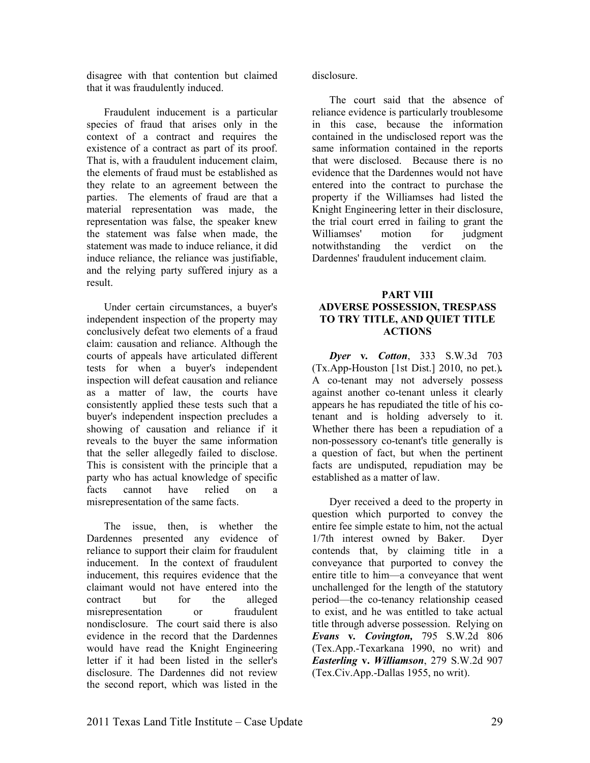disagree with that contention but claimed that it was fraudulently induced.

Fraudulent inducement is a particular species of fraud that arises only in the context of a contract and requires the existence of a contract as part of its proof. That is, with a fraudulent inducement claim, the elements of fraud must be established as they relate to an agreement between the parties. The elements of fraud are that a material representation was made, the representation was false, the speaker knew the statement was false when made, the statement was made to induce reliance, it did induce reliance, the reliance was justifiable, and the relying party suffered injury as a result.

Under certain circumstances, a buyer's independent inspection of the property may conclusively defeat two elements of a fraud claim: causation and reliance. Although the courts of appeals have articulated different tests for when a buyer's independent inspection will defeat causation and reliance as a matter of law, the courts have consistently applied these tests such that a buyer's independent inspection precludes a showing of causation and reliance if it reveals to the buyer the same information that the seller allegedly failed to disclose. This is consistent with the principle that a party who has actual knowledge of specific facts cannot have relied on a misrepresentation of the same facts.

The issue, then, is whether the Dardennes presented any evidence of reliance to support their claim for fraudulent inducement. In the context of fraudulent inducement, this requires evidence that the claimant would not have entered into the contract but for the alleged misrepresentation or fraudulent nondisclosure. The court said there is also evidence in the record that the Dardennes would have read the Knight Engineering letter if it had been listed in the seller's disclosure. The Dardennes did not review the second report, which was listed in the disclosure.

The court said that the absence of reliance evidence is particularly troublesome in this case, because the information contained in the undisclosed report was the same information contained in the reports that were disclosed. Because there is no evidence that the Dardennes would not have entered into the contract to purchase the property if the Williamses had listed the Knight Engineering letter in their disclosure, the trial court erred in failing to grant the Williamses' motion for judgment notwithstanding the verdict on the Dardennes' fraudulent inducement claim.

## PART VIII
## ADVERSE POSSESSION, TRESPASS TO TRY TITLE, AND QUIET TITLE ACTIONS

***Dyer* v. *Cotton***, 333 S.W.3d 703 (Tx.App-Houston [1st Dist.] 2010, no pet.)**.** A co-tenant may not adversely possess against another co-tenant unless it clearly appears he has repudiated the title of his co-tenant and is holding adversely to it. Whether there has been a repudiation of a non-possessory co-tenant's title generally is a question of fact, but when the pertinent facts are undisputed, repudiation may be established as a matter of law.

Dyer received a deed to the property in question which purported to convey the entire fee simple estate to him, not the actual 1/7th interest owned by Baker. Dyer contends that, by claiming title in a conveyance that purported to convey the entire title to him—a conveyance that went unchallenged for the length of the statutory period—the co-tenancy relationship ceased to exist, and he was entitled to take actual title through adverse possession. Relying on ***Evans* v. *Covington,*** 795 S.W.2d 806 (Tex.App.-Texarkana 1990, no writ) and ***Easterling* v. *Williamson***, 279 S.W.2d 907 (Tex.Civ.App.-Dallas 1955, no writ).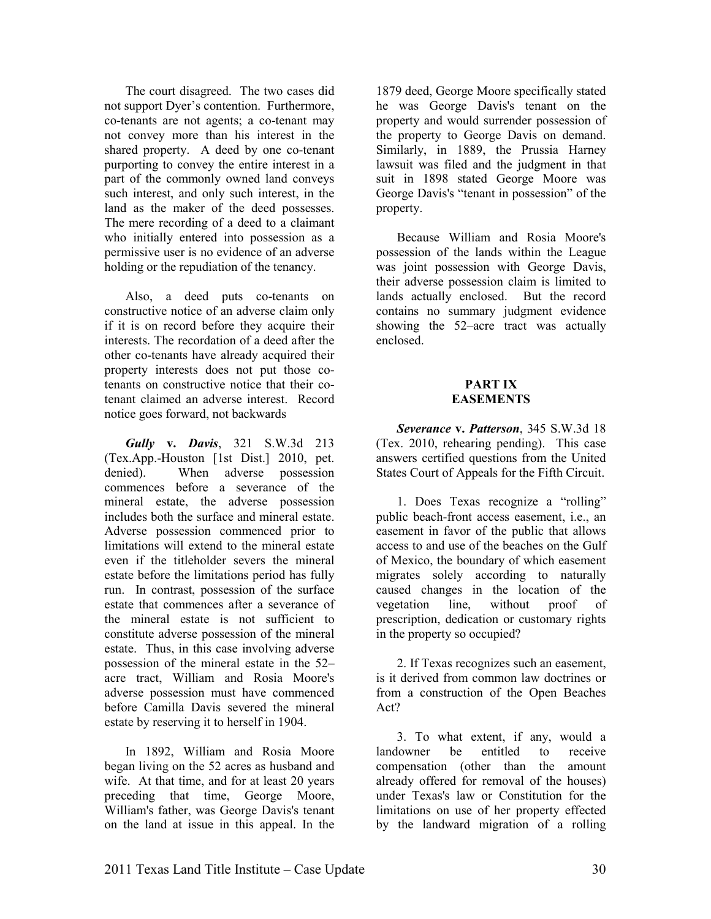The court disagreed. The two cases did not support Dyer's contention. Furthermore, co-tenants are not agents; a co-tenant may not convey more than his interest in the shared property. A deed by one co-tenant purporting to convey the entire interest in a part of the commonly owned land conveys such interest, and only such interest, in the land as the maker of the deed possesses. The mere recording of a deed to a claimant who initially entered into possession as a permissive user is no evidence of an adverse holding or the repudiation of the tenancy.

Also, a deed puts co-tenants on constructive notice of an adverse claim only if it is on record before they acquire their interests. The recordation of a deed after the other co-tenants have already acquired their property interests does not put those co-tenants on constructive notice that their co-tenant claimed an adverse interest. Record notice goes forward, not backwards

***Gully* v. *Davis***, 321 S.W.3d 213 (Tex.App.-Houston [1st Dist.] 2010, pet. denied). When adverse possession commences before a severance of the mineral estate, the adverse possession includes both the surface and mineral estate. Adverse possession commenced prior to limitations will extend to the mineral estate even if the titleholder severs the mineral estate before the limitations period has fully run. In contrast, possession of the surface estate that commences after a severance of the mineral estate is not sufficient to constitute adverse possession of the mineral estate. Thus, in this case involving adverse possession of the mineral estate in the 52–acre tract, William and Rosia Moore's adverse possession must have commenced before Camilla Davis severed the mineral estate by reserving it to herself in 1904.

In 1892, William and Rosia Moore began living on the 52 acres as husband and wife. At that time, and for at least 20 years preceding that time, George Moore, William's father, was George Davis's tenant on the land at issue in this appeal. In the 1879 deed, George Moore specifically stated he was George Davis's tenant on the property and would surrender possession of the property to George Davis on demand. Similarly, in 1889, the Prussia Harney lawsuit was filed and the judgment in that suit in 1898 stated George Moore was George Davis's "tenant in possession" of the property.

Because William and Rosia Moore's possession of the lands within the League was joint possession with George Davis, their adverse possession claim is limited to lands actually enclosed. But the record contains no summary judgment evidence showing the 52–acre tract was actually enclosed.

## PART IX
## EASEMENTS

***Severance* v. *Patterson***, 345 S.W.3d 18 (Tex. 2010, rehearing pending). This case answers certified questions from the United States Court of Appeals for the Fifth Circuit.

1. Does Texas recognize a "rolling" public beach-front access easement, i.e., an easement in favor of the public that allows access to and use of the beaches on the Gulf of Mexico, the boundary of which easement migrates solely according to naturally caused changes in the location of the vegetation line, without proof of prescription, dedication or customary rights in the property so occupied?

2. If Texas recognizes such an easement, is it derived from common law doctrines or from a construction of the Open Beaches Act?

3. To what extent, if any, would a landowner be entitled to receive compensation (other than the amount already offered for removal of the houses) under Texas's law or Constitution for the limitations on use of her property effected by the landward migration of a rolling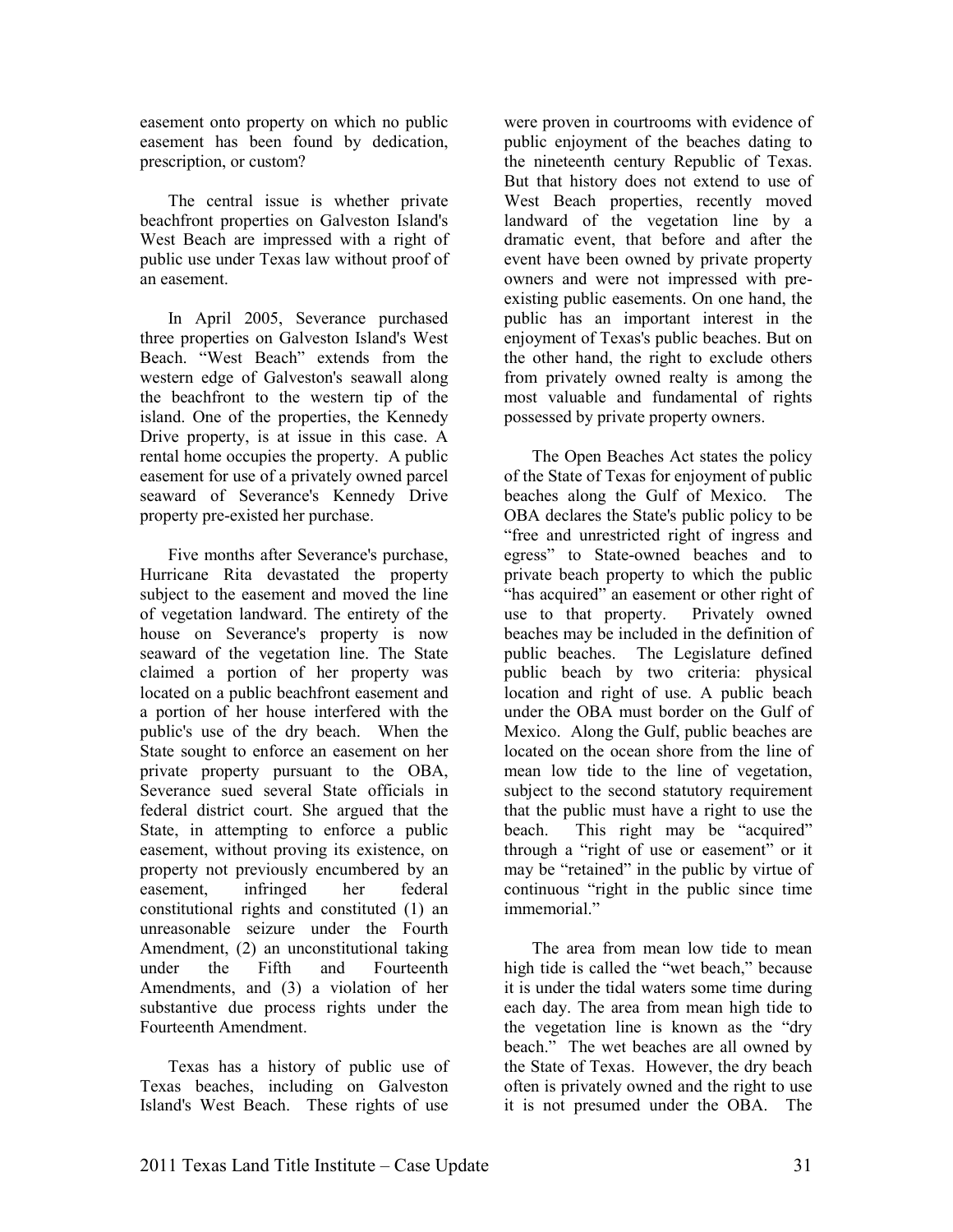easement onto property on which no public easement has been found by dedication, prescription, or custom?

The central issue is whether private beachfront properties on Galveston Island's West Beach are impressed with a right of public use under Texas law without proof of an easement.

In April 2005, Severance purchased three properties on Galveston Island's West Beach. "West Beach" extends from the western edge of Galveston's seawall along the beachfront to the western tip of the island. One of the properties, the Kennedy Drive property, is at issue in this case. A rental home occupies the property. A public easement for use of a privately owned parcel seaward of Severance's Kennedy Drive property pre-existed her purchase.

Five months after Severance's purchase, Hurricane Rita devastated the property subject to the easement and moved the line of vegetation landward. The entirety of the house on Severance's property is now seaward of the vegetation line. The State claimed a portion of her property was located on a public beachfront easement and a portion of her house interfered with the public's use of the dry beach. When the State sought to enforce an easement on her private property pursuant to the OBA, Severance sued several State officials in federal district court. She argued that the State, in attempting to enforce a public easement, without proving its existence, on property not previously encumbered by an easement, infringed her federal constitutional rights and constituted (1) an unreasonable seizure under the Fourth Amendment, (2) an unconstitutional taking under the Fifth and Fourteenth Amendments, and (3) a violation of her substantive due process rights under the Fourteenth Amendment.

Texas has a history of public use of Texas beaches, including on Galveston Island's West Beach. These rights of use were proven in courtrooms with evidence of public enjoyment of the beaches dating to the nineteenth century Republic of Texas. But that history does not extend to use of West Beach properties, recently moved landward of the vegetation line by a dramatic event, that before and after the event have been owned by private property owners and were not impressed with pre-existing public easements. On one hand, the public has an important interest in the enjoyment of Texas's public beaches. But on the other hand, the right to exclude others from privately owned realty is among the most valuable and fundamental of rights possessed by private property owners.

The Open Beaches Act states the policy of the State of Texas for enjoyment of public beaches along the Gulf of Mexico. The OBA declares the State's public policy to be "free and unrestricted right of ingress and egress" to State-owned beaches and to private beach property to which the public "has acquired" an easement or other right of use to that property. Privately owned beaches may be included in the definition of public beaches. The Legislature defined public beach by two criteria: physical location and right of use. A public beach under the OBA must border on the Gulf of Mexico. Along the Gulf, public beaches are located on the ocean shore from the line of mean low tide to the line of vegetation, subject to the second statutory requirement that the public must have a right to use the beach. This right may be "acquired" through a "right of use or easement" or it may be "retained" in the public by virtue of continuous "right in the public since time immemorial."

The area from mean low tide to mean high tide is called the "wet beach," because it is under the tidal waters some time during each day. The area from mean high tide to the vegetation line is known as the "dry beach." The wet beaches are all owned by the State of Texas. However, the dry beach often is privately owned and the right to use it is not presumed under the OBA. The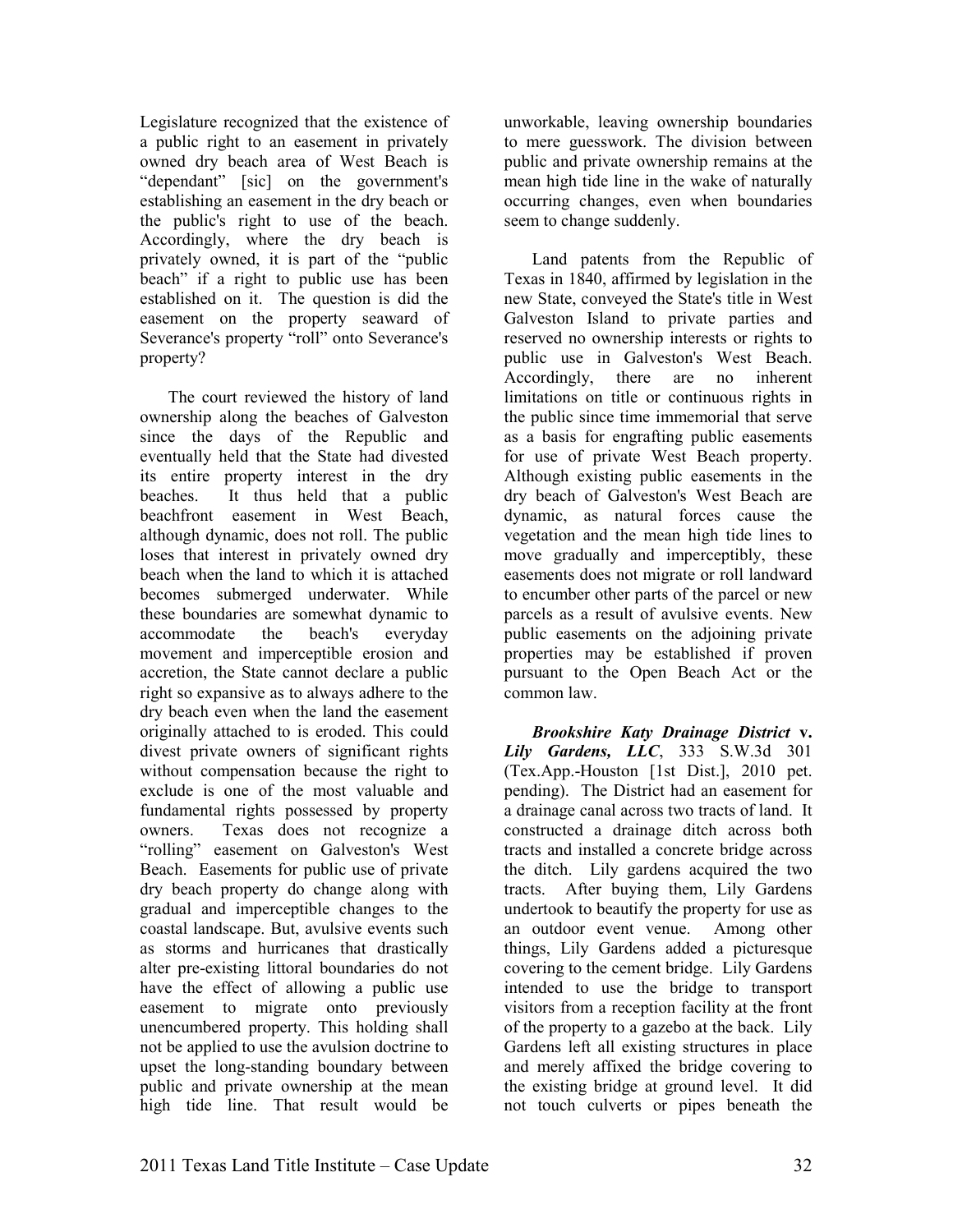Legislature recognized that the existence of a public right to an easement in privately owned dry beach area of West Beach is "dependant" [sic] on the government's establishing an easement in the dry beach or the public's right to use of the beach. Accordingly, where the dry beach is privately owned, it is part of the "public beach" if a right to public use has been established on it. The question is did the easement on the property seaward of Severance's property "roll" onto Severance's property?

The court reviewed the history of land ownership along the beaches of Galveston since the days of the Republic and eventually held that the State had divested its entire property interest in the dry beaches. It thus held that a public beachfront easement in West Beach, although dynamic, does not roll. The public loses that interest in privately owned dry beach when the land to which it is attached becomes submerged underwater. While these boundaries are somewhat dynamic to accommodate the beach's everyday movement and imperceptible erosion and accretion, the State cannot declare a public right so expansive as to always adhere to the dry beach even when the land the easement originally attached to is eroded. This could divest private owners of significant rights without compensation because the right to exclude is one of the most valuable and fundamental rights possessed by property owners. Texas does not recognize a "rolling" easement on Galveston's West Beach. Easements for public use of private dry beach property do change along with gradual and imperceptible changes to the coastal landscape. But, avulsive events such as storms and hurricanes that drastically alter pre-existing littoral boundaries do not have the effect of allowing a public use easement to migrate onto previously unencumbered property. This holding shall not be applied to use the avulsion doctrine to upset the long-standing boundary between public and private ownership at the mean high tide line. That result would be unworkable, leaving ownership boundaries to mere guesswork. The division between public and private ownership remains at the mean high tide line in the wake of naturally occurring changes, even when boundaries seem to change suddenly.

Land patents from the Republic of Texas in 1840, affirmed by legislation in the new State, conveyed the State's title in West Galveston Island to private parties and reserved no ownership interests or rights to public use in Galveston's West Beach. Accordingly, there are no inherent limitations on title or continuous rights in the public since time immemorial that serve as a basis for engrafting public easements for use of private West Beach property. Although existing public easements in the dry beach of Galveston's West Beach are dynamic, as natural forces cause the vegetation and the mean high tide lines to move gradually and imperceptibly, these easements does not migrate or roll landward to encumber other parts of the parcel or new parcels as a result of avulsive events. New public easements on the adjoining private properties may be established if proven pursuant to the Open Beach Act or the common law.

***Brookshire Katy Drainage District* v. *Lily Gardens, LLC***, 333 S.W.3d 301 (Tex.App.-Houston [1st Dist.], 2010 pet. pending). The District had an easement for a drainage canal across two tracts of land. It constructed a drainage ditch across both tracts and installed a concrete bridge across the ditch. Lily gardens acquired the two tracts. After buying them, Lily Gardens undertook to beautify the property for use as an outdoor event venue. Among other things, Lily Gardens added a picturesque covering to the cement bridge. Lily Gardens intended to use the bridge to transport visitors from a reception facility at the front of the property to a gazebo at the back. Lily Gardens left all existing structures in place and merely affixed the bridge covering to the existing bridge at ground level. It did not touch culverts or pipes beneath the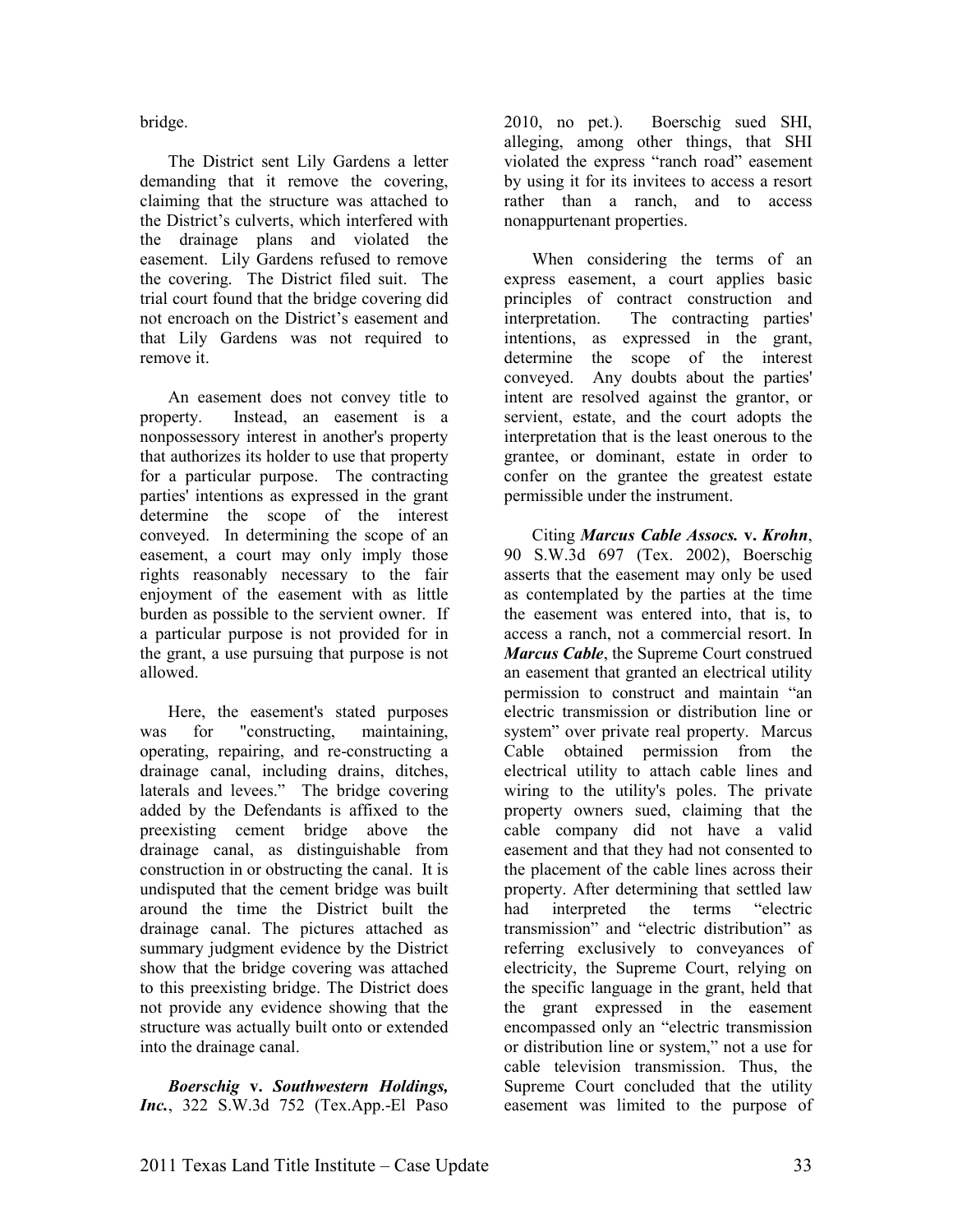bridge.

The District sent Lily Gardens a letter demanding that it remove the covering, claiming that the structure was attached to the District's culverts, which interfered with the drainage plans and violated the easement. Lily Gardens refused to remove the covering. The District filed suit. The trial court found that the bridge covering did not encroach on the District's easement and that Lily Gardens was not required to remove it.

An easement does not convey title to property. Instead, an easement is a nonpossessory interest in another's property that authorizes its holder to use that property for a particular purpose. The contracting parties' intentions as expressed in the grant determine the scope of the interest conveyed. In determining the scope of an easement, a court may only imply those rights reasonably necessary to the fair enjoyment of the easement with as little burden as possible to the servient owner. If a particular purpose is not provided for in the grant, a use pursuing that purpose is not allowed.

Here, the easement's stated purposes was for "constructing, maintaining, operating, repairing, and re-constructing a drainage canal, including drains, ditches, laterals and levees." The bridge covering added by the Defendants is affixed to the preexisting cement bridge above the drainage canal, as distinguishable from construction in or obstructing the canal. It is undisputed that the cement bridge was built around the time the District built the drainage canal. The pictures attached as summary judgment evidence by the District show that the bridge covering was attached to this preexisting bridge. The District does not provide any evidence showing that the structure was actually built onto or extended into the drainage canal.

***Boerschig* v. *Southwestern Holdings, Inc.***, 322 S.W.3d 752 (Tex.App.-El Paso 2010, no pet.). Boerschig sued SHI, alleging, among other things, that SHI violated the express "ranch road" easement by using it for its invitees to access a resort rather than a ranch, and to access nonappurtenant properties.

When considering the terms of an express easement, a court applies basic principles of contract construction and interpretation. The contracting parties' intentions, as expressed in the grant, determine the scope of the interest conveyed. Any doubts about the parties' intent are resolved against the grantor, or servient, estate, and the court adopts the interpretation that is the least onerous to the grantee, or dominant, estate in order to confer on the grantee the greatest estate permissible under the instrument.

Citing ***Marcus Cable Assocs.* v. *Krohn***, 90 S.W.3d 697 (Tex. 2002), Boerschig asserts that the easement may only be used as contemplated by the parties at the time the easement was entered into, that is, to access a ranch, not a commercial resort. In ***Marcus Cable***, the Supreme Court construed an easement that granted an electrical utility permission to construct and maintain "an electric transmission or distribution line or system" over private real property. Marcus Cable obtained permission from the electrical utility to attach cable lines and wiring to the utility's poles. The private property owners sued, claiming that the cable company did not have a valid easement and that they had not consented to the placement of the cable lines across their property. After determining that settled law had interpreted the terms "electric transmission" and "electric distribution" as referring exclusively to conveyances of electricity, the Supreme Court, relying on the specific language in the grant, held that the grant expressed in the easement encompassed only an "electric transmission or distribution line or system," not a use for cable television transmission. Thus, the Supreme Court concluded that the utility easement was limited to the purpose of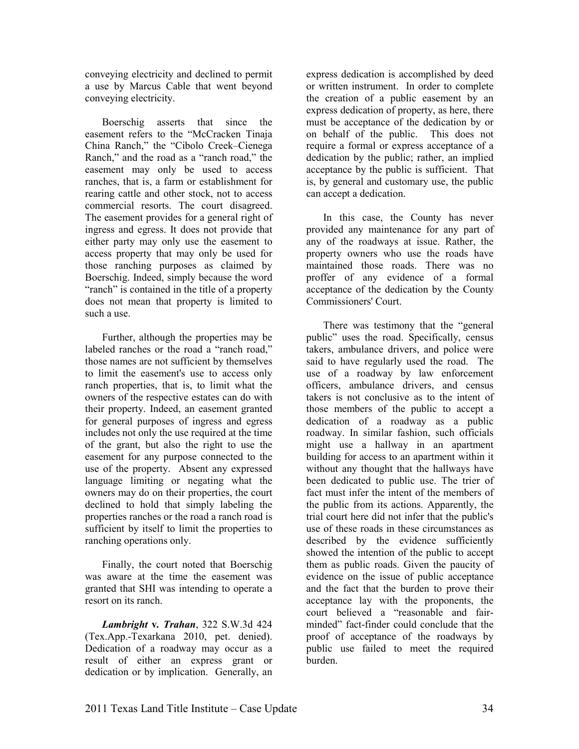conveying electricity and declined to permit a use by Marcus Cable that went beyond conveying electricity.

Boerschig asserts that since the easement refers to the "McCracken Tinaja China Ranch," the "Cibolo Creek–Cienega Ranch," and the road as a "ranch road," the easement may only be used to access ranches, that is, a farm or establishment for rearing cattle and other stock, not to access commercial resorts. The court disagreed. The easement provides for a general right of ingress and egress. It does not provide that either party may only use the easement to access property that may only be used for those ranching purposes as claimed by Boerschig. Indeed, simply because the word "ranch" is contained in the title of a property does not mean that property is limited to such a use.

Further, although the properties may be labeled ranches or the road a "ranch road," those names are not sufficient by themselves to limit the easement's use to access only ranch properties, that is, to limit what the owners of the respective estates can do with their property. Indeed, an easement granted for general purposes of ingress and egress includes not only the use required at the time of the grant, but also the right to use the easement for any purpose connected to the use of the property. Absent any expressed language limiting or negating what the owners may do on their properties, the court declined to hold that simply labeling the properties ranches or the road a ranch road is sufficient by itself to limit the properties to ranching operations only.

Finally, the court noted that Boerschig was aware at the time the easement was granted that SHI was intending to operate a resort on its ranch.

***Lambright* v. *Trahan***, 322 S.W.3d 424 (Tex.App.-Texarkana 2010, pet. denied). Dedication of a roadway may occur as a result of either an express grant or dedication or by implication. Generally, an express dedication is accomplished by deed or written instrument. In order to complete the creation of a public easement by an express dedication of property, as here, there must be acceptance of the dedication by or on behalf of the public. This does not require a formal or express acceptance of a dedication by the public; rather, an implied acceptance by the public is sufficient. That is, by general and customary use, the public can accept a dedication.

In this case, the County has never provided any maintenance for any part of any of the roadways at issue. Rather, the property owners who use the roads have maintained those roads. There was no proffer of any evidence of a formal acceptance of the dedication by the County Commissioners' Court.

There was testimony that the "general public" uses the road. Specifically, census takers, ambulance drivers, and police were said to have regularly used the road. The use of a roadway by law enforcement officers, ambulance drivers, and census takers is not conclusive as to the intent of those members of the public to accept a dedication of a roadway as a public roadway. In similar fashion, such officials might use a hallway in an apartment building for access to an apartment within it without any thought that the hallways have been dedicated to public use. The trier of fact must infer the intent of the members of the public from its actions. Apparently, the trial court here did not infer that the public's use of these roads in these circumstances as described by the evidence sufficiently showed the intention of the public to accept them as public roads. Given the paucity of evidence on the issue of public acceptance and the fact that the burden to prove their acceptance lay with the proponents, the court believed a "reasonable and fair-minded" fact-finder could conclude that the proof of acceptance of the roadways by public use failed to meet the required burden.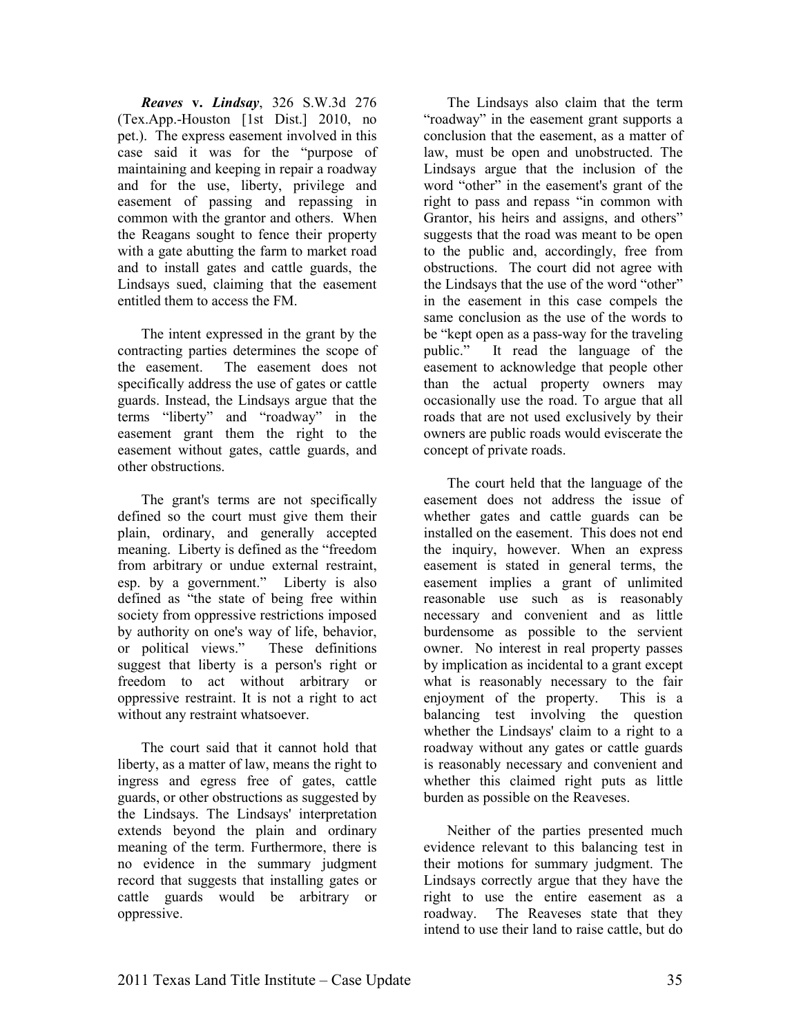***Reaves* v. *Lindsay***, 326 S.W.3d 276 (Tex.App.-Houston [1st Dist.] 2010, no pet.). The express easement involved in this case said it was for the "purpose of maintaining and keeping in repair a roadway and for the use, liberty, privilege and easement of passing and repassing in common with the grantor and others. When the Reagans sought to fence their property with a gate abutting the farm to market road and to install gates and cattle guards, the Lindsays sued, claiming that the easement entitled them to access the FM.

The intent expressed in the grant by the contracting parties determines the scope of the easement. The easement does not specifically address the use of gates or cattle guards. Instead, the Lindsays argue that the terms "liberty" and "roadway" in the easement grant them the right to the easement without gates, cattle guards, and other obstructions.

The grant's terms are not specifically defined so the court must give them their plain, ordinary, and generally accepted meaning. Liberty is defined as the "freedom from arbitrary or undue external restraint, esp. by a government." Liberty is also defined as "the state of being free within society from oppressive restrictions imposed by authority on one's way of life, behavior, or political views." These definitions suggest that liberty is a person's right or freedom to act without arbitrary or oppressive restraint. It is not a right to act without any restraint whatsoever.

The court said that it cannot hold that liberty, as a matter of law, means the right to ingress and egress free of gates, cattle guards, or other obstructions as suggested by the Lindsays. The Lindsays' interpretation extends beyond the plain and ordinary meaning of the term. Furthermore, there is no evidence in the summary judgment record that suggests that installing gates or cattle guards would be arbitrary or oppressive.

The Lindsays also claim that the term "roadway" in the easement grant supports a conclusion that the easement, as a matter of law, must be open and unobstructed. The Lindsays argue that the inclusion of the word "other" in the easement's grant of the right to pass and repass "in common with Grantor, his heirs and assigns, and others" suggests that the road was meant to be open to the public and, accordingly, free from obstructions. The court did not agree with the Lindsays that the use of the word "other" in the easement in this case compels the same conclusion as the use of the words to be "kept open as a pass-way for the traveling public." It read the language of the easement to acknowledge that people other than the actual property owners may occasionally use the road. To argue that all roads that are not used exclusively by their owners are public roads would eviscerate the concept of private roads.

The court held that the language of the easement does not address the issue of whether gates and cattle guards can be installed on the easement. This does not end the inquiry, however. When an express easement is stated in general terms, the easement implies a grant of unlimited reasonable use such as is reasonably necessary and convenient and as little burdensome as possible to the servient owner. No interest in real property passes by implication as incidental to a grant except what is reasonably necessary to the fair enjoyment of the property. This is a balancing test involving the question whether the Lindsays' claim to a right to a roadway without any gates or cattle guards is reasonably necessary and convenient and whether this claimed right puts as little burden as possible on the Reaveses.

Neither of the parties presented much evidence relevant to this balancing test in their motions for summary judgment. The Lindsays correctly argue that they have the right to use the entire easement as a roadway. The Reaveses state that they intend to use their land to raise cattle, but do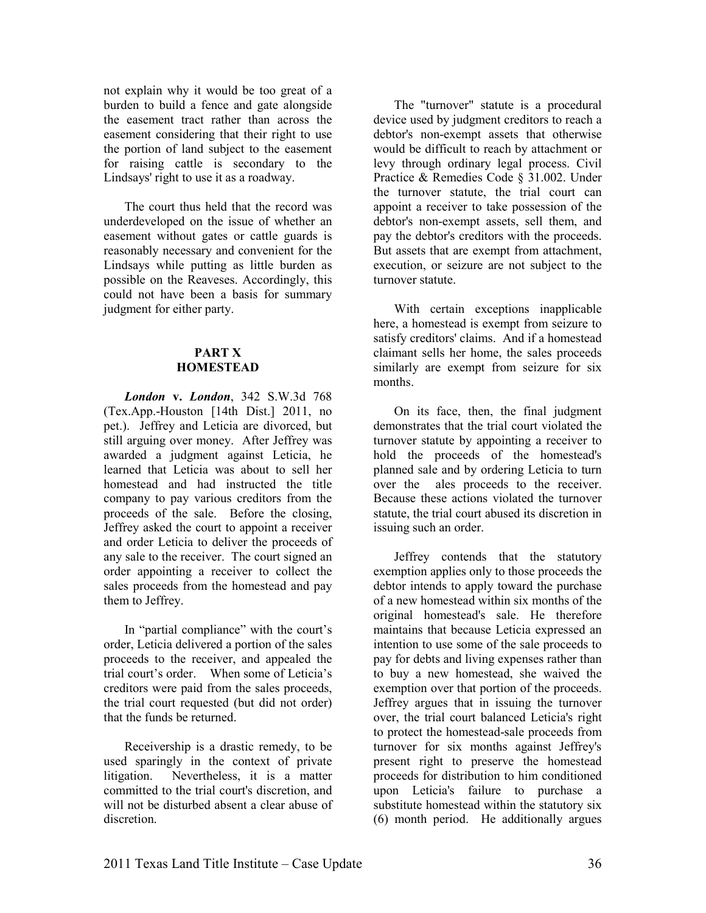not explain why it would be too great of a burden to build a fence and gate alongside the easement tract rather than across the easement considering that their right to use the portion of land subject to the easement for raising cattle is secondary to the Lindsays' right to use it as a roadway.

The court thus held that the record was underdeveloped on the issue of whether an easement without gates or cattle guards is reasonably necessary and convenient for the Lindsays while putting as little burden as possible on the Reaveses. Accordingly, this could not have been a basis for summary judgment for either party.

## PART X
## HOMESTEAD

***London* v. *London***, 342 S.W.3d 768 (Tex.App.-Houston [14th Dist.] 2011, no pet.). Jeffrey and Leticia are divorced, but still arguing over money. After Jeffrey was awarded a judgment against Leticia, he learned that Leticia was about to sell her homestead and had instructed the title company to pay various creditors from the proceeds of the sale. Before the closing, Jeffrey asked the court to appoint a receiver and order Leticia to deliver the proceeds of any sale to the receiver. The court signed an order appointing a receiver to collect the sales proceeds from the homestead and pay them to Jeffrey.

In "partial compliance" with the court's order, Leticia delivered a portion of the sales proceeds to the receiver, and appealed the trial court's order. When some of Leticia's creditors were paid from the sales proceeds, the trial court requested (but did not order) that the funds be returned.

Receivership is a drastic remedy, to be used sparingly in the context of private litigation. Nevertheless, it is a matter committed to the trial court's discretion, and will not be disturbed absent a clear abuse of discretion.

The "turnover" statute is a procedural device used by judgment creditors to reach a debtor's non-exempt assets that otherwise would be difficult to reach by attachment or levy through ordinary legal process. Civil Practice & Remedies Code § 31.002. Under the turnover statute, the trial court can appoint a receiver to take possession of the debtor's non-exempt assets, sell them, and pay the debtor's creditors with the proceeds. But assets that are exempt from attachment, execution, or seizure are not subject to the turnover statute.

With certain exceptions inapplicable here, a homestead is exempt from seizure to satisfy creditors' claims. And if a homestead claimant sells her home, the sales proceeds similarly are exempt from seizure for six months.

On its face, then, the final judgment demonstrates that the trial court violated the turnover statute by appointing a receiver to hold the proceeds of the homestead's planned sale and by ordering Leticia to turn over the ales proceeds to the receiver. Because these actions violated the turnover statute, the trial court abused its discretion in issuing such an order.

Jeffrey contends that the statutory exemption applies only to those proceeds the debtor intends to apply toward the purchase of a new homestead within six months of the original homestead's sale. He therefore maintains that because Leticia expressed an intention to use some of the sale proceeds to pay for debts and living expenses rather than to buy a new homestead, she waived the exemption over that portion of the proceeds. Jeffrey argues that in issuing the turnover over, the trial court balanced Leticia's right to protect the homestead-sale proceeds from turnover for six months against Jeffrey's present right to preserve the homestead proceeds for distribution to him conditioned upon Leticia's failure to purchase a substitute homestead within the statutory six (6) month period. He additionally argues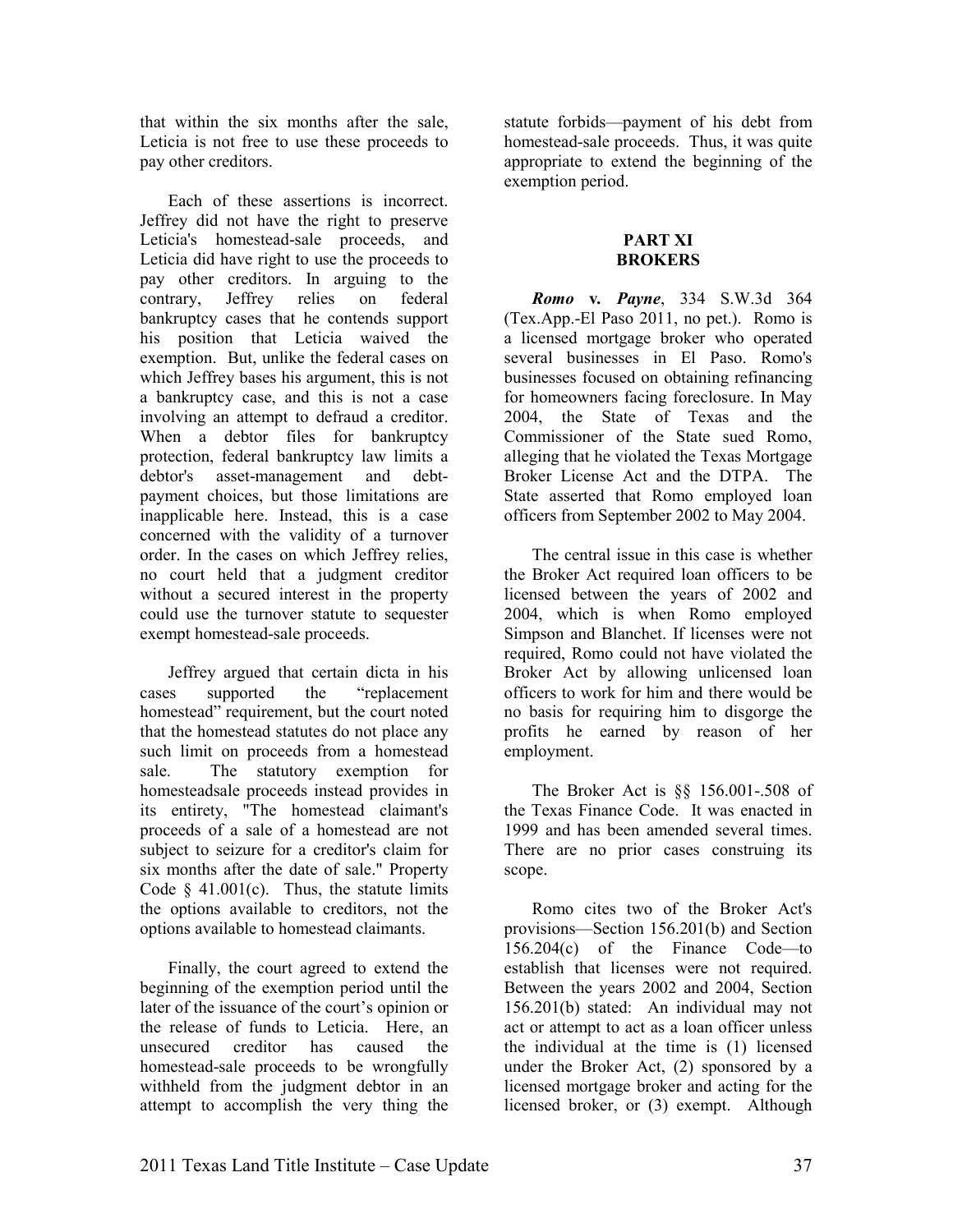that within the six months after the sale, Leticia is not free to use these proceeds to pay other creditors.

Each of these assertions is incorrect. Jeffrey did not have the right to preserve Leticia's homestead-sale proceeds, and Leticia did have right to use the proceeds to pay other creditors. In arguing to the contrary, Jeffrey relies on federal bankruptcy cases that he contends support his position that Leticia waived the exemption. But, unlike the federal cases on which Jeffrey bases his argument, this is not a bankruptcy case, and this is not a case involving an attempt to defraud a creditor. When a debtor files for bankruptcy protection, federal bankruptcy law limits a debtor's asset-management and debt-payment choices, but those limitations are inapplicable here. Instead, this is a case concerned with the validity of a turnover order. In the cases on which Jeffrey relies, no court held that a judgment creditor without a secured interest in the property could use the turnover statute to sequester exempt homestead-sale proceeds.

Jeffrey argued that certain dicta in his cases supported the "replacement homestead" requirement, but the court noted that the homestead statutes do not place any such limit on proceeds from a homestead sale. The statutory exemption for homesteadsale proceeds instead provides in its entirety, "The homestead claimant's proceeds of a sale of a homestead are not subject to seizure for a creditor's claim for six months after the date of sale." Property Code § 41.001(c). Thus, the statute limits the options available to creditors, not the options available to homestead claimants.

Finally, the court agreed to extend the beginning of the exemption period until the later of the issuance of the court's opinion or the release of funds to Leticia. Here, an unsecured creditor has caused the homestead-sale proceeds to be wrongfully withheld from the judgment debtor in an attempt to accomplish the very thing the statute forbids—payment of his debt from homestead-sale proceeds. Thus, it was quite appropriate to extend the beginning of the exemption period.

## PART XI
## BROKERS

***Romo* v. *Payne***, 334 S.W.3d 364 (Tex.App.-El Paso 2011, no pet.). Romo is a licensed mortgage broker who operated several businesses in El Paso. Romo's businesses focused on obtaining refinancing for homeowners facing foreclosure. In May 2004, the State of Texas and the Commissioner of the State sued Romo, alleging that he violated the Texas Mortgage Broker License Act and the DTPA. The State asserted that Romo employed loan officers from September 2002 to May 2004.

The central issue in this case is whether the Broker Act required loan officers to be licensed between the years of 2002 and 2004, which is when Romo employed Simpson and Blanchet. If licenses were not required, Romo could not have violated the Broker Act by allowing unlicensed loan officers to work for him and there would be no basis for requiring him to disgorge the profits he earned by reason of her employment.

The Broker Act is §§ 156.001-.508 of the Texas Finance Code. It was enacted in 1999 and has been amended several times. There are no prior cases construing its scope.

Romo cites two of the Broker Act's provisions—Section 156.201(b) and Section 156.204(c) of the Finance Code—to establish that licenses were not required. Between the years 2002 and 2004, Section 156.201(b) stated: An individual may not act or attempt to act as a loan officer unless the individual at the time is (1) licensed under the Broker Act, (2) sponsored by a licensed mortgage broker and acting for the licensed broker, or (3) exempt. Although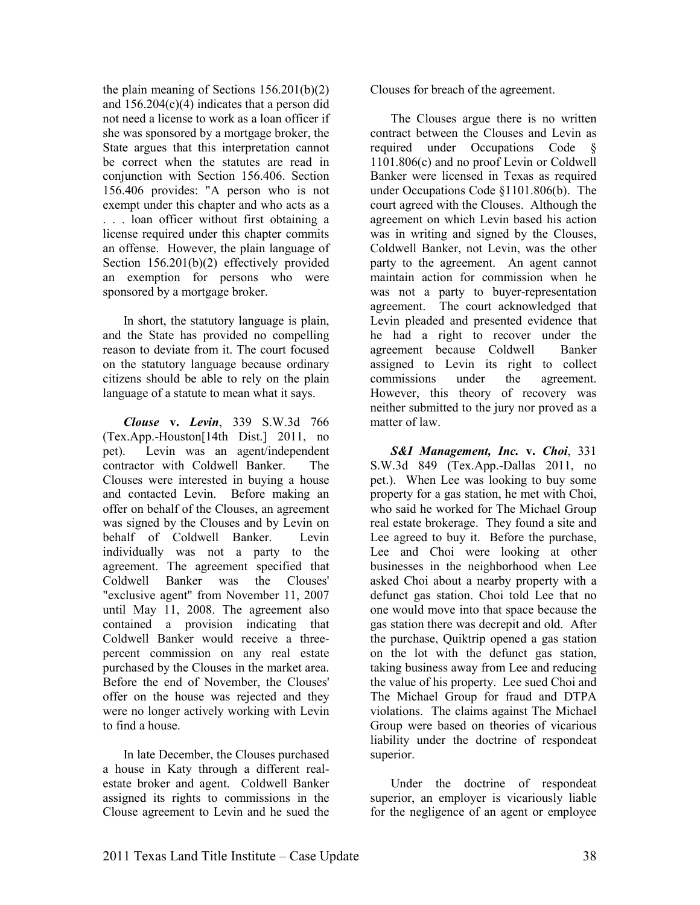the plain meaning of Sections 156.201(b)(2) and 156.204(c)(4) indicates that a person did not need a license to work as a loan officer if she was sponsored by a mortgage broker, the State argues that this interpretation cannot be correct when the statutes are read in conjunction with Section 156.406. Section 156.406 provides: "A person who is not exempt under this chapter and who acts as a . . . loan officer without first obtaining a license required under this chapter commits an offense. However, the plain language of Section 156.201(b)(2) effectively provided an exemption for persons who were sponsored by a mortgage broker.

In short, the statutory language is plain, and the State has provided no compelling reason to deviate from it. The court focused on the statutory language because ordinary citizens should be able to rely on the plain language of a statute to mean what it says.

***Clouse* v. *Levin***, 339 S.W.3d 766 (Tex.App.-Houston[14th Dist.] 2011, no pet). Levin was an agent/independent contractor with Coldwell Banker. The Clouses were interested in buying a house and contacted Levin. Before making an offer on behalf of the Clouses, an agreement was signed by the Clouses and by Levin on behalf of Coldwell Banker. Levin individually was not a party to the agreement. The agreement specified that Coldwell Banker was the Clouses' "exclusive agent" from November 11, 2007 until May 11, 2008. The agreement also contained a provision indicating that Coldwell Banker would receive a three-percent commission on any real estate purchased by the Clouses in the market area. Before the end of November, the Clouses' offer on the house was rejected and they were no longer actively working with Levin to find a house.

In late December, the Clouses purchased a house in Katy through a different real-estate broker and agent. Coldwell Banker assigned its rights to commissions in the Clouse agreement to Levin and he sued the Clouses for breach of the agreement.

The Clouses argue there is no written contract between the Clouses and Levin as required under Occupations Code § 1101.806(c) and no proof Levin or Coldwell Banker were licensed in Texas as required under Occupations Code §1101.806(b). The court agreed with the Clouses. Although the agreement on which Levin based his action was in writing and signed by the Clouses, Coldwell Banker, not Levin, was the other party to the agreement. An agent cannot maintain action for commission when he was not a party to buyer-representation agreement. The court acknowledged that Levin pleaded and presented evidence that he had a right to recover under the agreement because Coldwell Banker assigned to Levin its right to collect commissions under the agreement. However, this theory of recovery was neither submitted to the jury nor proved as a matter of law.

***S&I Management, Inc.* v. *Choi***, 331 S.W.3d 849 (Tex.App.-Dallas 2011, no pet.). When Lee was looking to buy some property for a gas station, he met with Choi, who said he worked for The Michael Group real estate brokerage. They found a site and Lee agreed to buy it. Before the purchase, Lee and Choi were looking at other businesses in the neighborhood when Lee asked Choi about a nearby property with a defunct gas station. Choi told Lee that no one would move into that space because the gas station there was decrepit and old. After the purchase, Quiktrip opened a gas station on the lot with the defunct gas station, taking business away from Lee and reducing the value of his property. Lee sued Choi and The Michael Group for fraud and DTPA violations. The claims against The Michael Group were based on theories of vicarious liability under the doctrine of respondeat superior.

Under the doctrine of respondeat superior, an employer is vicariously liable for the negligence of an agent or employee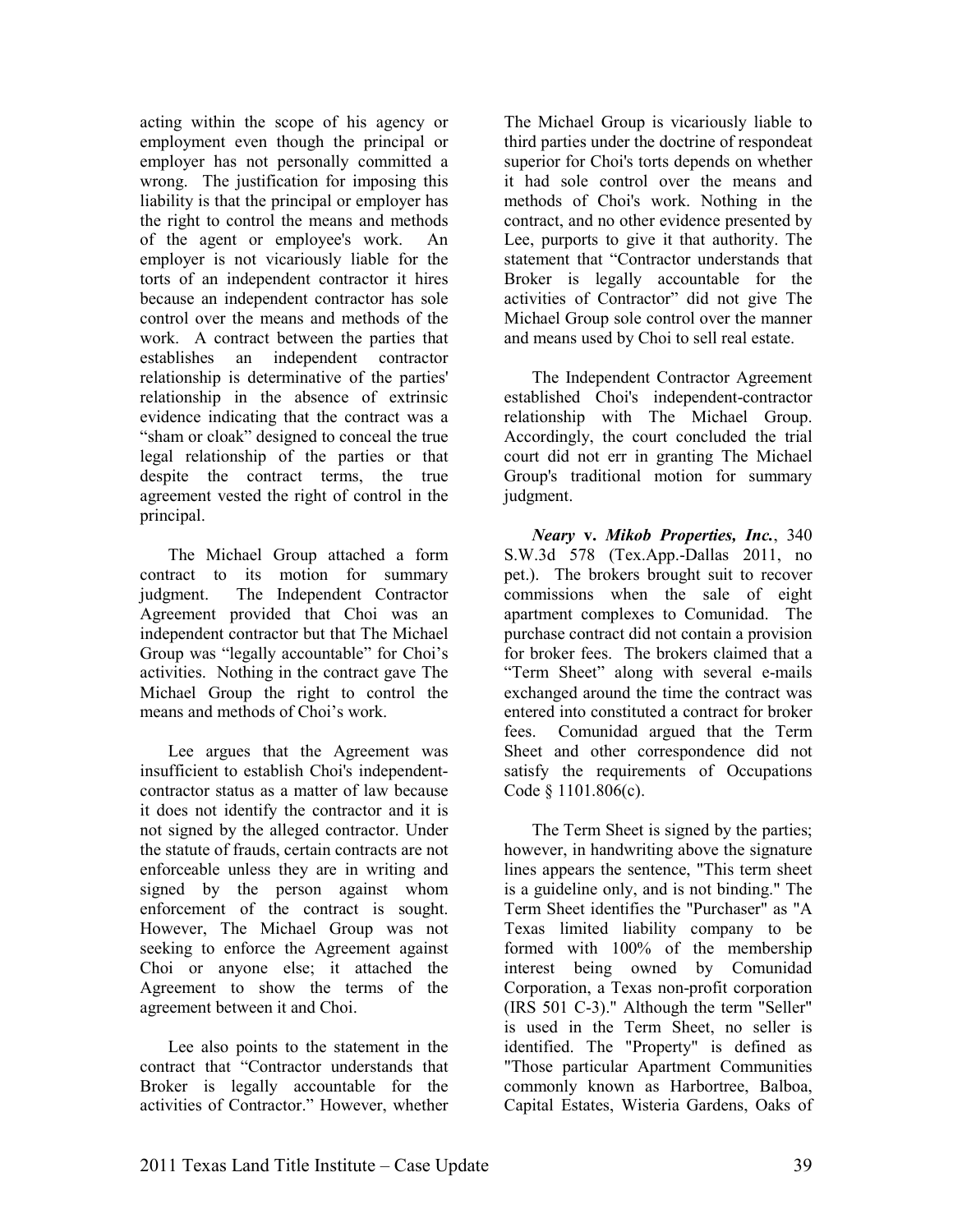acting within the scope of his agency or employment even though the principal or employer has not personally committed a wrong. The justification for imposing this liability is that the principal or employer has the right to control the means and methods of the agent or employee's work. An employer is not vicariously liable for the torts of an independent contractor it hires because an independent contractor has sole control over the means and methods of the work. A contract between the parties that establishes an independent contractor relationship is determinative of the parties' relationship in the absence of extrinsic evidence indicating that the contract was a "sham or cloak" designed to conceal the true legal relationship of the parties or that despite the contract terms, the true agreement vested the right of control in the principal.

The Michael Group attached a form contract to its motion for summary judgment. The Independent Contractor Agreement provided that Choi was an independent contractor but that The Michael Group was "legally accountable" for Choi's activities. Nothing in the contract gave The Michael Group the right to control the means and methods of Choi's work.

Lee argues that the Agreement was insufficient to establish Choi's independent-contractor status as a matter of law because it does not identify the contractor and it is not signed by the alleged contractor. Under the statute of frauds, certain contracts are not enforceable unless they are in writing and signed by the person against whom enforcement of the contract is sought. However, The Michael Group was not seeking to enforce the Agreement against Choi or anyone else; it attached the Agreement to show the terms of the agreement between it and Choi.

Lee also points to the statement in the contract that "Contractor understands that Broker is legally accountable for the activities of Contractor." However, whether The Michael Group is vicariously liable to third parties under the doctrine of respondeat superior for Choi's torts depends on whether it had sole control over the means and methods of Choi's work. Nothing in the contract, and no other evidence presented by Lee, purports to give it that authority. The statement that "Contractor understands that Broker is legally accountable for the activities of Contractor" did not give The Michael Group sole control over the manner and means used by Choi to sell real estate.

The Independent Contractor Agreement established Choi's independent-contractor relationship with The Michael Group. Accordingly, the court concluded the trial court did not err in granting The Michael Group's traditional motion for summary judgment.

***Neary* v. *Mikob Properties, Inc.***, 340 S.W.3d 578 (Tex.App.-Dallas 2011, no pet.). The brokers brought suit to recover commissions when the sale of eight apartment complexes to Comunidad. The purchase contract did not contain a provision for broker fees. The brokers claimed that a "Term Sheet" along with several e-mails exchanged around the time the contract was entered into constituted a contract for broker fees. Comunidad argued that the Term Sheet and other correspondence did not satisfy the requirements of Occupations Code § 1101.806(c).

The Term Sheet is signed by the parties; however, in handwriting above the signature lines appears the sentence, "This term sheet is a guideline only, and is not binding." The Term Sheet identifies the "Purchaser" as "A Texas limited liability company to be formed with 100% of the membership interest being owned by Comunidad Corporation, a Texas non-profit corporation (IRS 501 C-3)." Although the term "Seller" is used in the Term Sheet, no seller is identified. The "Property" is defined as "Those particular Apartment Communities commonly known as Harbortree, Balboa, Capital Estates, Wisteria Gardens, Oaks of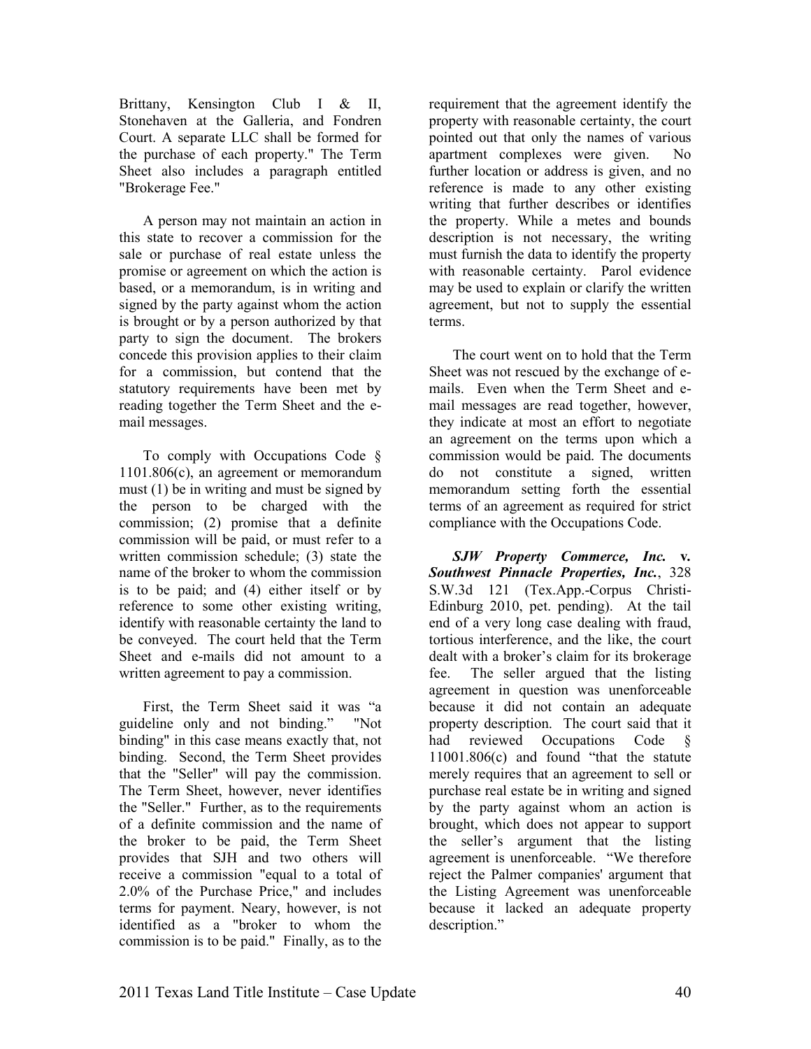Brittany, Kensington Club I & II, Stonehaven at the Galleria, and Fondren Court. A separate LLC shall be formed for the purchase of each property." The Term Sheet also includes a paragraph entitled "Brokerage Fee."

A person may not maintain an action in this state to recover a commission for the sale or purchase of real estate unless the promise or agreement on which the action is based, or a memorandum, is in writing and signed by the party against whom the action is brought or by a person authorized by that party to sign the document. The brokers concede this provision applies to their claim for a commission, but contend that the statutory requirements have been met by reading together the Term Sheet and the e-mail messages.

To comply with Occupations Code § 1101.806(c), an agreement or memorandum must (1) be in writing and must be signed by the person to be charged with the commission; (2) promise that a definite commission will be paid, or must refer to a written commission schedule; (3) state the name of the broker to whom the commission is to be paid; and (4) either itself or by reference to some other existing writing, identify with reasonable certainty the land to be conveyed. The court held that the Term Sheet and e-mails did not amount to a written agreement to pay a commission.

First, the Term Sheet said it was "a guideline only and not binding." "Not binding" in this case means exactly that, not binding. Second, the Term Sheet provides that the "Seller" will pay the commission. The Term Sheet, however, never identifies the "Seller." Further, as to the requirements of a definite commission and the name of the broker to be paid, the Term Sheet provides that SJH and two others will receive a commission "equal to a total of 2.0% of the Purchase Price," and includes terms for payment. Neary, however, is not identified as a "broker to whom the commission is to be paid." Finally, as to the requirement that the agreement identify the property with reasonable certainty, the court pointed out that only the names of various apartment complexes were given. No further location or address is given, and no reference is made to any other existing writing that further describes or identifies the property. While a metes and bounds description is not necessary, the writing must furnish the data to identify the property with reasonable certainty. Parol evidence may be used to explain or clarify the written agreement, but not to supply the essential terms.

The court went on to hold that the Term Sheet was not rescued by the exchange of e-mails. Even when the Term Sheet and e-mail messages are read together, however, they indicate at most an effort to negotiate an agreement on the terms upon which a commission would be paid. The documents do not constitute a signed, written memorandum setting forth the essential terms of an agreement as required for strict compliance with the Occupations Code.

***SJW Property Commerce, Inc.* v. *Southwest Pinnacle Properties, Inc.***, 328 S.W.3d 121 (Tex.App.-Corpus Christi-Edinburg 2010, pet. pending). At the tail end of a very long case dealing with fraud, tortious interference, and the like, the court dealt with a broker's claim for its brokerage fee. The seller argued that the listing agreement in question was unenforceable because it did not contain an adequate property description. The court said that it had reviewed Occupations Code § 11001.806(c) and found "that the statute merely requires that an agreement to sell or purchase real estate be in writing and signed by the party against whom an action is brought, which does not appear to support the seller's argument that the listing agreement is unenforceable. "We therefore reject the Palmer companies' argument that the Listing Agreement was unenforceable because it lacked an adequate property description."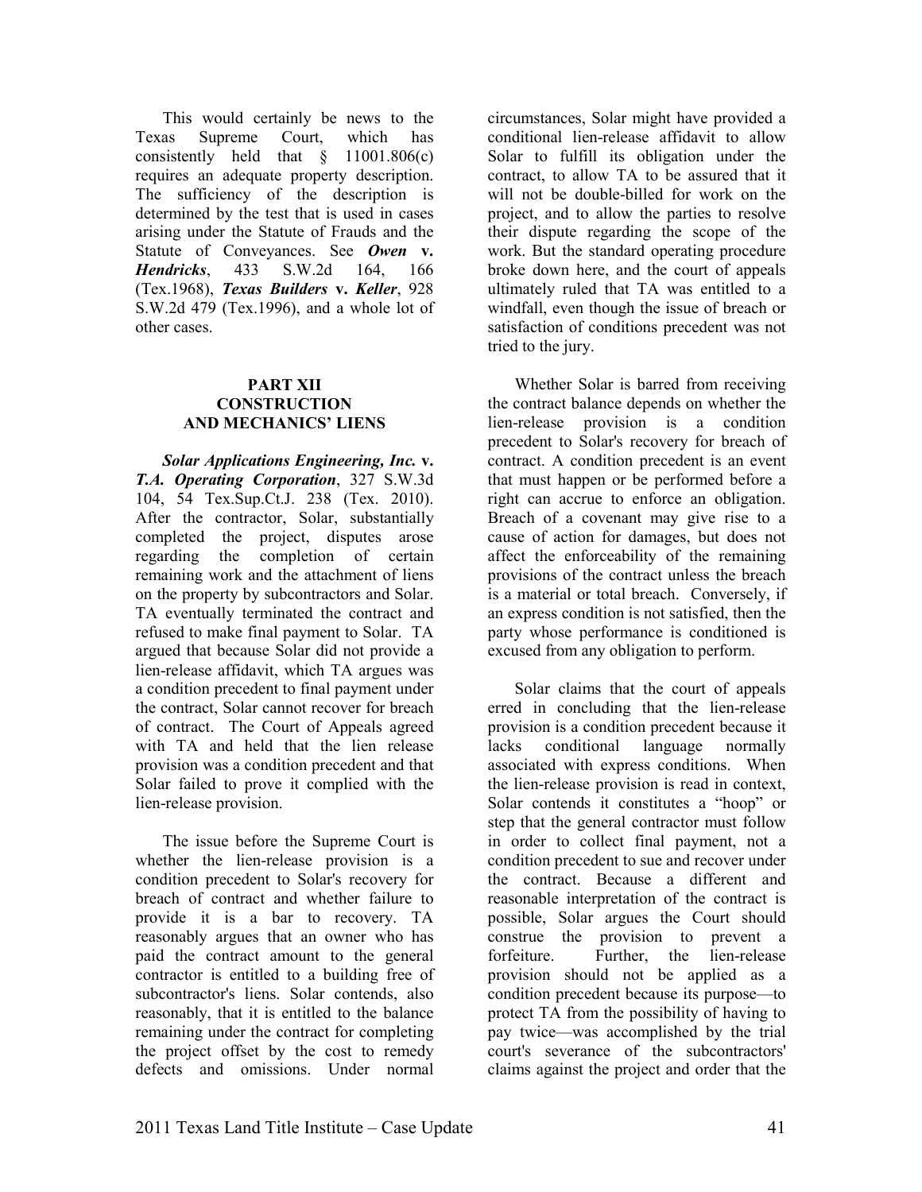This would certainly be news to the Texas Supreme Court, which has consistently held that § 11001.806(c) requires an adequate property description. The sufficiency of the description is determined by the test that is used in cases arising under the Statute of Frauds and the Statute of Conveyances. See ***Owen* v. *Hendricks***, 433 S.W.2d 164, 166 (Tex.1968), ***Texas Builders* v. *Keller***, 928 S.W.2d 479 (Tex.1996), and a whole lot of other cases.

## PART XII
## CONSTRUCTION AND MECHANICS' LIENS

***Solar Applications Engineering, Inc.* v. *T.A. Operating Corporation***, 327 S.W.3d 104, 54 Tex.Sup.Ct.J. 238 (Tex. 2010). After the contractor, Solar, substantially completed the project, disputes arose regarding the completion of certain remaining work and the attachment of liens on the property by subcontractors and Solar. TA eventually terminated the contract and refused to make final payment to Solar. TA argued that because Solar did not provide a lien-release affidavit, which TA argues was a condition precedent to final payment under the contract, Solar cannot recover for breach of contract. The Court of Appeals agreed with TA and held that the lien release provision was a condition precedent and that Solar failed to prove it complied with the lien-release provision.

The issue before the Supreme Court is whether the lien-release provision is a condition precedent to Solar's recovery for breach of contract and whether failure to provide it is a bar to recovery. TA reasonably argues that an owner who has paid the contract amount to the general contractor is entitled to a building free of subcontractor's liens. Solar contends, also reasonably, that it is entitled to the balance remaining under the contract for completing the project offset by the cost to remedy defects and omissions. Under normal circumstances, Solar might have provided a conditional lien-release affidavit to allow Solar to fulfill its obligation under the contract, to allow TA to be assured that it will not be double-billed for work on the project, and to allow the parties to resolve their dispute regarding the scope of the work. But the standard operating procedure broke down here, and the court of appeals ultimately ruled that TA was entitled to a windfall, even though the issue of breach or satisfaction of conditions precedent was not tried to the jury.

Whether Solar is barred from receiving the contract balance depends on whether the lien-release provision is a condition precedent to Solar's recovery for breach of contract. A condition precedent is an event that must happen or be performed before a right can accrue to enforce an obligation. Breach of a covenant may give rise to a cause of action for damages, but does not affect the enforceability of the remaining provisions of the contract unless the breach is a material or total breach. Conversely, if an express condition is not satisfied, then the party whose performance is conditioned is excused from any obligation to perform.

Solar claims that the court of appeals erred in concluding that the lien-release provision is a condition precedent because it lacks conditional language normally associated with express conditions. When the lien-release provision is read in context, Solar contends it constitutes a "hoop" or step that the general contractor must follow in order to collect final payment, not a condition precedent to sue and recover under the contract. Because a different and reasonable interpretation of the contract is possible, Solar argues the Court should construe the provision to prevent a forfeiture. Further, the lien-release provision should not be applied as a condition precedent because its purpose—to protect TA from the possibility of having to pay twice—was accomplished by the trial court's severance of the subcontractors' claims against the project and order that the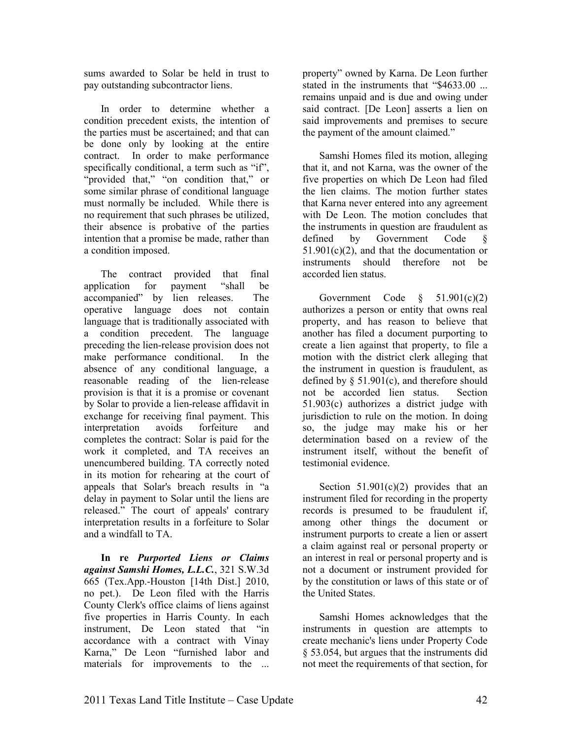sums awarded to Solar be held in trust to pay outstanding subcontractor liens.

In order to determine whether a condition precedent exists, the intention of the parties must be ascertained; and that can be done only by looking at the entire contract. In order to make performance specifically conditional, a term such as "if", "provided that," "on condition that," or some similar phrase of conditional language must normally be included. While there is no requirement that such phrases be utilized, their absence is probative of the parties intention that a promise be made, rather than a condition imposed.

The contract provided that final application for payment "shall be accompanied" by lien releases. The operative language does not contain language that is traditionally associated with a condition precedent. The language preceding the lien-release provision does not make performance conditional. In the absence of any conditional language, a reasonable reading of the lien-release provision is that it is a promise or covenant by Solar to provide a lien-release affidavit in exchange for receiving final payment. This interpretation avoids forfeiture and completes the contract: Solar is paid for the work it completed, and TA receives an unencumbered building. TA correctly noted in its motion for rehearing at the court of appeals that Solar's breach results in "a delay in payment to Solar until the liens are released." The court of appeals' contrary interpretation results in a forfeiture to Solar and a windfall to TA.

**In re *Purported Liens or Claims against Samshi Homes, L.L.C.***, 321 S.W.3d 665 (Tex.App.-Houston [14th Dist.] 2010, no pet.). De Leon filed with the Harris County Clerk's office claims of liens against five properties in Harris County. In each instrument, De Leon stated that "in accordance with a contract with Vinay Karna," De Leon "furnished labor and materials for improvements to the ... property" owned by Karna. De Leon further stated in the instruments that "$4633.00 ... remains unpaid and is due and owing under said contract. [De Leon] asserts a lien on said improvements and premises to secure the payment of the amount claimed."

Samshi Homes filed its motion, alleging that it, and not Karna, was the owner of the five properties on which De Leon had filed the lien claims. The motion further states that Karna never entered into any agreement with De Leon. The motion concludes that the instruments in question are fraudulent as defined by Government Code § 51.901(c)(2), and that the documentation or instruments should therefore not be accorded lien status.

Government Code § 51.901(c)(2) authorizes a person or entity that owns real property, and has reason to believe that another has filed a document purporting to create a lien against that property, to file a motion with the district clerk alleging that the instrument in question is fraudulent, as defined by § 51.901(c), and therefore should not be accorded lien status. Section 51.903(c) authorizes a district judge with jurisdiction to rule on the motion. In doing so, the judge may make his or her determination based on a review of the instrument itself, without the benefit of testimonial evidence.

Section 51.901(c)(2) provides that an instrument filed for recording in the property records is presumed to be fraudulent if, among other things the document or instrument purports to create a lien or assert a claim against real or personal property or an interest in real or personal property and is not a document or instrument provided for by the constitution or laws of this state or of the United States.

Samshi Homes acknowledges that the instruments in question are attempts to create mechanic's liens under Property Code § 53.054, but argues that the instruments did not meet the requirements of that section, for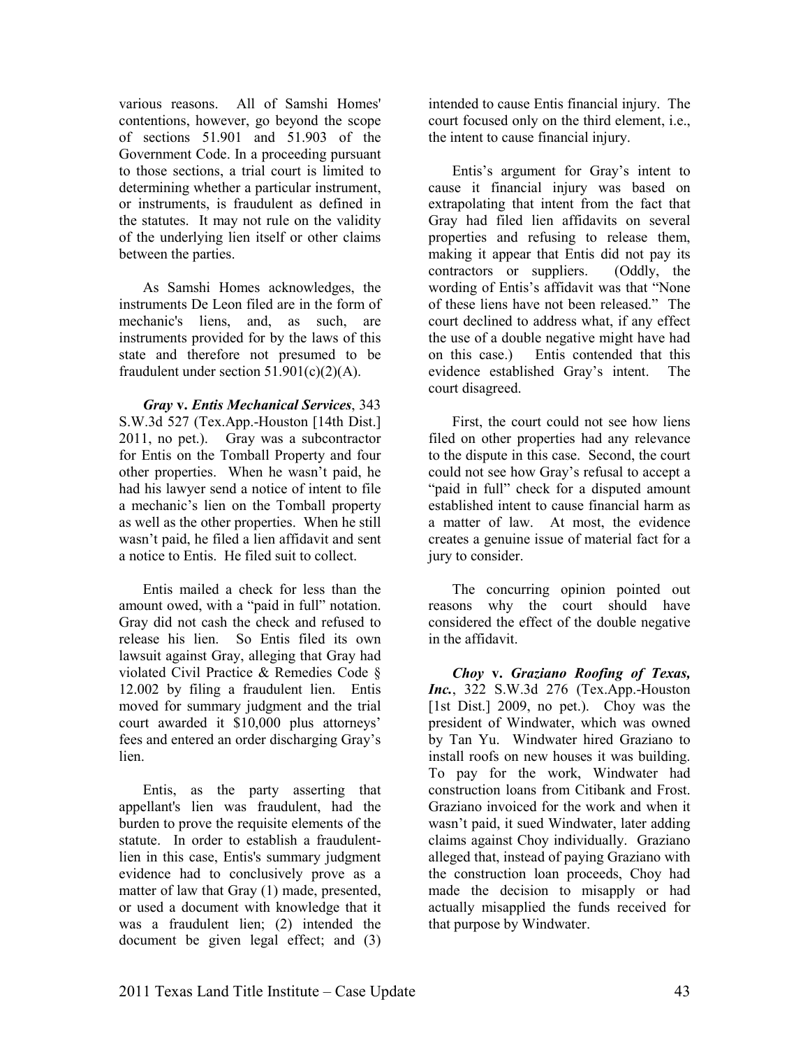various reasons. All of Samshi Homes' contentions, however, go beyond the scope of sections 51.901 and 51.903 of the Government Code. In a proceeding pursuant to those sections, a trial court is limited to determining whether a particular instrument, or instruments, is fraudulent as defined in the statutes. It may not rule on the validity of the underlying lien itself or other claims between the parties.

As Samshi Homes acknowledges, the instruments De Leon filed are in the form of mechanic's liens, and, as such, are instruments provided for by the laws of this state and therefore not presumed to be fraudulent under section 51.901(c)(2)(A).

***Gray* v. *Entis Mechanical Services***, 343 S.W.3d 527 (Tex.App.-Houston [14th Dist.] 2011, no pet.). Gray was a subcontractor for Entis on the Tomball Property and four other properties. When he wasn't paid, he had his lawyer send a notice of intent to file a mechanic's lien on the Tomball property as well as the other properties. When he still wasn't paid, he filed a lien affidavit and sent a notice to Entis. He filed suit to collect.

Entis mailed a check for less than the amount owed, with a "paid in full" notation. Gray did not cash the check and refused to release his lien. So Entis filed its own lawsuit against Gray, alleging that Gray had violated Civil Practice & Remedies Code § 12.002 by filing a fraudulent lien. Entis moved for summary judgment and the trial court awarded it $10,000 plus attorneys' fees and entered an order discharging Gray's lien.

Entis, as the party asserting that appellant's lien was fraudulent, had the burden to prove the requisite elements of the statute. In order to establish a fraudulent-lien in this case, Entis's summary judgment evidence had to conclusively prove as a matter of law that Gray (1) made, presented, or used a document with knowledge that it was a fraudulent lien; (2) intended the document be given legal effect; and (3) intended to cause Entis financial injury. The court focused only on the third element, i.e., the intent to cause financial injury.

Entis's argument for Gray's intent to cause it financial injury was based on extrapolating that intent from the fact that Gray had filed lien affidavits on several properties and refusing to release them, making it appear that Entis did not pay its contractors or suppliers. (Oddly, the wording of Entis's affidavit was that "None of these liens have not been released." The court declined to address what, if any effect the use of a double negative might have had on this case.) Entis contended that this evidence established Gray's intent. The court disagreed.

First, the court could not see how liens filed on other properties had any relevance to the dispute in this case. Second, the court could not see how Gray's refusal to accept a "paid in full" check for a disputed amount established intent to cause financial harm as a matter of law. At most, the evidence creates a genuine issue of material fact for a jury to consider.

The concurring opinion pointed out reasons why the court should have considered the effect of the double negative in the affidavit.

***Choy* v. *Graziano Roofing of Texas, Inc.***, 322 S.W.3d 276 (Tex.App.-Houston [1st Dist.] 2009, no pet.). Choy was the president of Windwater, which was owned by Tan Yu. Windwater hired Graziano to install roofs on new houses it was building. To pay for the work, Windwater had construction loans from Citibank and Frost. Graziano invoiced for the work and when it wasn't paid, it sued Windwater, later adding claims against Choy individually. Graziano alleged that, instead of paying Graziano with the construction loan proceeds, Choy had made the decision to misapply or had actually misapplied the funds received for that purpose by Windwater.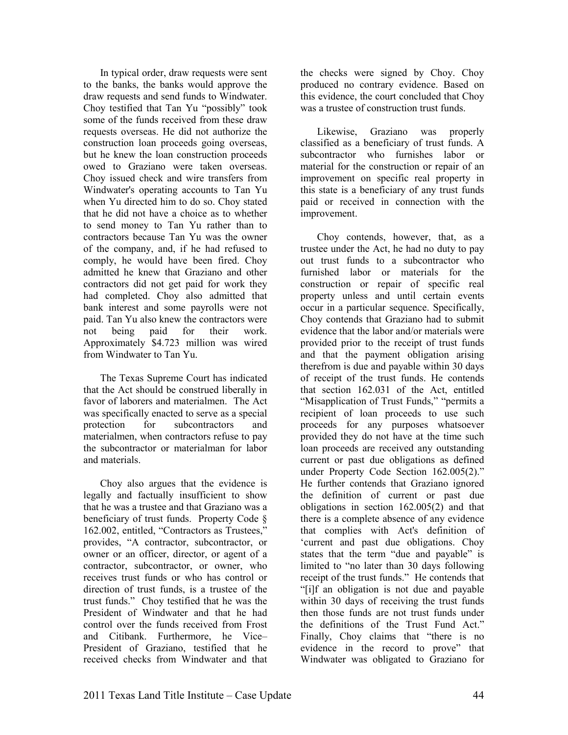In typical order, draw requests were sent to the banks, the banks would approve the draw requests and send funds to Windwater. Choy testified that Tan Yu "possibly" took some of the funds received from these draw requests overseas. He did not authorize the construction loan proceeds going overseas, but he knew the loan construction proceeds owed to Graziano were taken overseas. Choy issued check and wire transfers from Windwater's operating accounts to Tan Yu when Yu directed him to do so. Choy stated that he did not have a choice as to whether to send money to Tan Yu rather than to contractors because Tan Yu was the owner of the company, and, if he had refused to comply, he would have been fired. Choy admitted he knew that Graziano and other contractors did not get paid for work they had completed. Choy also admitted that bank interest and some payrolls were not paid. Tan Yu also knew the contractors were not being paid for their work. Approximately $4.723 million was wired from Windwater to Tan Yu.

The Texas Supreme Court has indicated that the Act should be construed liberally in favor of laborers and materialmen. The Act was specifically enacted to serve as a special protection for subcontractors and materialmen, when contractors refuse to pay the subcontractor or materialman for labor and materials.

Choy also argues that the evidence is legally and factually insufficient to show that he was a trustee and that Graziano was a beneficiary of trust funds. Property Code § 162.002, entitled, "Contractors as Trustees," provides, "A contractor, subcontractor, or owner or an officer, director, or agent of a contractor, subcontractor, or owner, who receives trust funds or who has control or direction of trust funds, is a trustee of the trust funds." Choy testified that he was the President of Windwater and that he had control over the funds received from Frost and Citibank. Furthermore, he Vice–President of Graziano, testified that he received checks from Windwater and that the checks were signed by Choy. Choy produced no contrary evidence. Based on this evidence, the court concluded that Choy was a trustee of construction trust funds.

Likewise, Graziano was properly classified as a beneficiary of trust funds. A subcontractor who furnishes labor or material for the construction or repair of an improvement on specific real property in this state is a beneficiary of any trust funds paid or received in connection with the improvement.

Choy contends, however, that, as a trustee under the Act, he had no duty to pay out trust funds to a subcontractor who furnished labor or materials for the construction or repair of specific real property unless and until certain events occur in a particular sequence. Specifically, Choy contends that Graziano had to submit evidence that the labor and/or materials were provided prior to the receipt of trust funds and that the payment obligation arising therefrom is due and payable within 30 days of receipt of the trust funds. He contends that section 162.031 of the Act, entitled "Misapplication of Trust Funds," "permits a recipient of loan proceeds to use such proceeds for any purposes whatsoever provided they do not have at the time such loan proceeds are received any outstanding current or past due obligations as defined under Property Code Section 162.005(2)." He further contends that Graziano ignored the definition of current or past due obligations in section 162.005(2) and that there is a complete absence of any evidence that complies with Act's definition of 'current and past due obligations. Choy states that the term "due and payable" is limited to "no later than 30 days following receipt of the trust funds." He contends that "[i]f an obligation is not due and payable within 30 days of receiving the trust funds then those funds are not trust funds under the definitions of the Trust Fund Act." Finally, Choy claims that "there is no evidence in the record to prove" that Windwater was obligated to Graziano for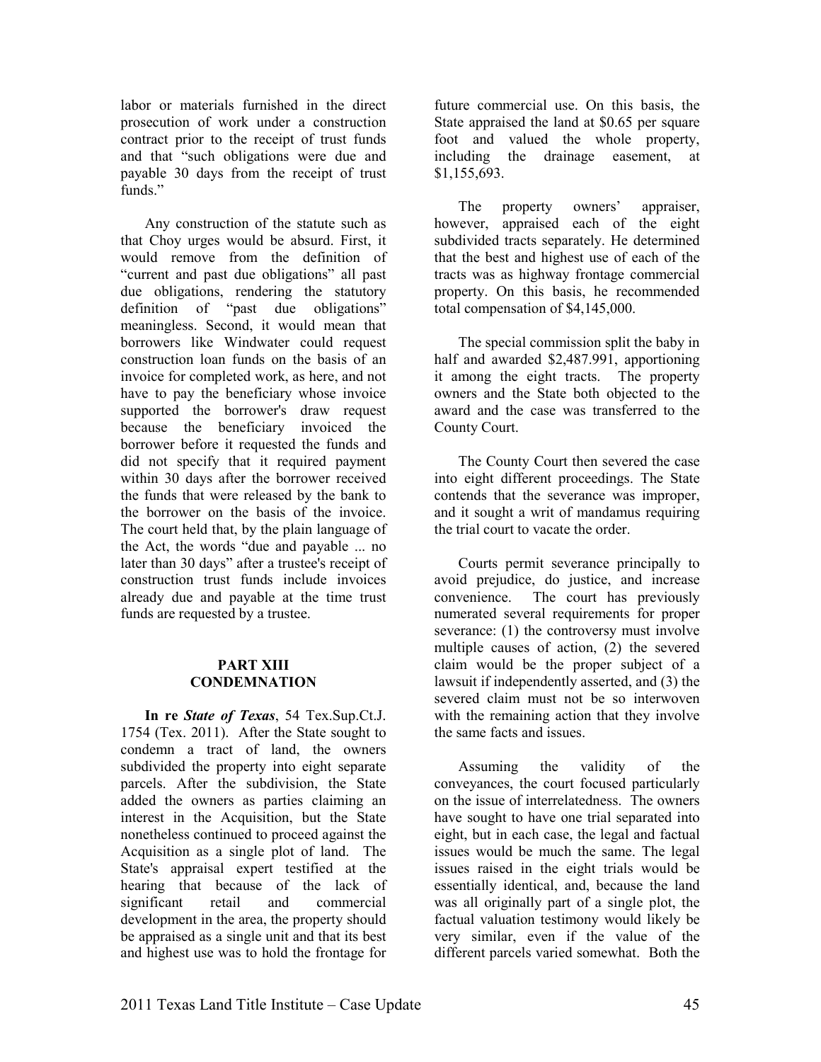labor or materials furnished in the direct prosecution of work under a construction contract prior to the receipt of trust funds and that "such obligations were due and payable 30 days from the receipt of trust funds."

Any construction of the statute such as that Choy urges would be absurd. First, it would remove from the definition of "current and past due obligations" all past due obligations, rendering the statutory definition of "past due obligations" meaningless. Second, it would mean that borrowers like Windwater could request construction loan funds on the basis of an invoice for completed work, as here, and not have to pay the beneficiary whose invoice supported the borrower's draw request because the beneficiary invoiced the borrower before it requested the funds and did not specify that it required payment within 30 days after the borrower received the funds that were released by the bank to the borrower on the basis of the invoice. The court held that, by the plain language of the Act, the words "due and payable ... no later than 30 days" after a trustee's receipt of construction trust funds include invoices already due and payable at the time trust funds are requested by a trustee.

## PART XIII
## CONDEMNATION

**In re *State of Texas***, 54 Tex.Sup.Ct.J. 1754 (Tex. 2011). After the State sought to condemn a tract of land, the owners subdivided the property into eight separate parcels. After the subdivision, the State added the owners as parties claiming an interest in the Acquisition, but the State nonetheless continued to proceed against the Acquisition as a single plot of land. The State's appraisal expert testified at the hearing that because of the lack of significant retail and commercial development in the area, the property should be appraised as a single unit and that its best and highest use was to hold the frontage for future commercial use. On this basis, the State appraised the land at $0.65 per square foot and valued the whole property, including the drainage easement, at $1,155,693.

The property owners' appraiser, however, appraised each of the eight subdivided tracts separately. He determined that the best and highest use of each of the tracts was as highway frontage commercial property. On this basis, he recommended total compensation of $4,145,000.

The special commission split the baby in half and awarded $2,487.991, apportioning it among the eight tracts. The property owners and the State both objected to the award and the case was transferred to the County Court.

The County Court then severed the case into eight different proceedings. The State contends that the severance was improper, and it sought a writ of mandamus requiring the trial court to vacate the order.

Courts permit severance principally to avoid prejudice, do justice, and increase convenience. The court has previously numerated several requirements for proper severance: (1) the controversy must involve multiple causes of action, (2) the severed claim would be the proper subject of a lawsuit if independently asserted, and (3) the severed claim must not be so interwoven with the remaining action that they involve the same facts and issues.

Assuming the validity of the conveyances, the court focused particularly on the issue of interrelatedness. The owners have sought to have one trial separated into eight, but in each case, the legal and factual issues would be much the same. The legal issues raised in the eight trials would be essentially identical, and, because the land was all originally part of a single plot, the factual valuation testimony would likely be very similar, even if the value of the different parcels varied somewhat. Both the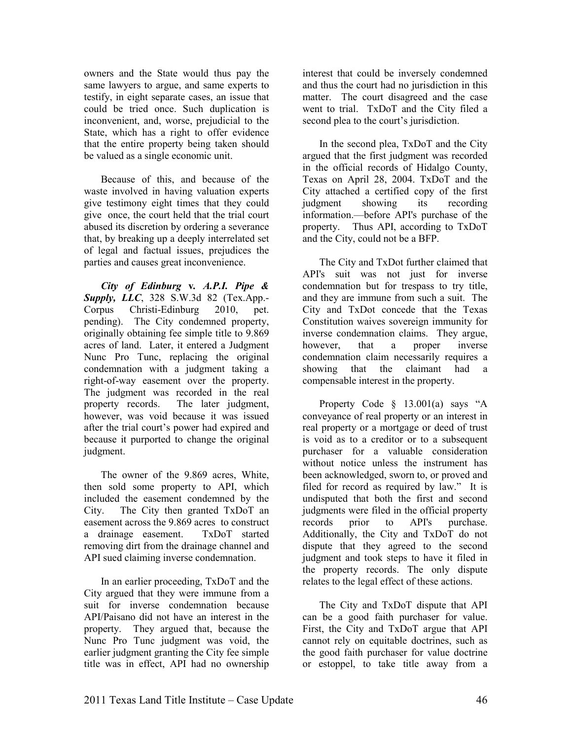owners and the State would thus pay the same lawyers to argue, and same experts to testify, in eight separate cases, an issue that could be tried once. Such duplication is inconvenient, and, worse, prejudicial to the State, which has a right to offer evidence that the entire property being taken should be valued as a single economic unit.

Because of this, and because of the waste involved in having valuation experts give testimony eight times that they could give once, the court held that the trial court abused its discretion by ordering a severance that, by breaking up a deeply interrelated set of legal and factual issues, prejudices the parties and causes great inconvenience.

***City of Edinburg* v. *A.P.I. Pipe & Supply, LLC***, 328 S.W.3d 82 (Tex.App.-Corpus Christi-Edinburg 2010, pet. pending). The City condemned property, originally obtaining fee simple title to 9.869 acres of land. Later, it entered a Judgment Nunc Pro Tunc, replacing the original condemnation with a judgment taking a right-of-way easement over the property. The judgment was recorded in the real property records. The later judgment, however, was void because it was issued after the trial court's power had expired and because it purported to change the original judgment.

The owner of the 9.869 acres, White, then sold some property to API, which included the easement condemned by the City. The City then granted TxDoT an easement across the 9.869 acres to construct a drainage easement. TxDoT started removing dirt from the drainage channel and API sued claiming inverse condemnation.

In an earlier proceeding, TxDoT and the City argued that they were immune from a suit for inverse condemnation because API/Paisano did not have an interest in the property. They argued that, because the Nunc Pro Tunc judgment was void, the earlier judgment granting the City fee simple title was in effect, API had no ownership interest that could be inversely condemned and thus the court had no jurisdiction in this matter. The court disagreed and the case went to trial. TxDoT and the City filed a second plea to the court's jurisdiction.

In the second plea, TxDoT and the City argued that the first judgment was recorded in the official records of Hidalgo County, Texas on April 28, 2004. TxDoT and the City attached a certified copy of the first judgment showing its recording information.—before API's purchase of the property. Thus API, according to TxDoT and the City, could not be a BFP.

The City and TxDot further claimed that API's suit was not just for inverse condemnation but for trespass to try title, and they are immune from such a suit. The City and TxDot concede that the Texas Constitution waives sovereign immunity for inverse condemnation claims. They argue, however, that a proper inverse condemnation claim necessarily requires a showing that the claimant had a compensable interest in the property.

Property Code § 13.001(a) says "A conveyance of real property or an interest in real property or a mortgage or deed of trust is void as to a creditor or to a subsequent purchaser for a valuable consideration without notice unless the instrument has been acknowledged, sworn to, or proved and filed for record as required by law." It is undisputed that both the first and second judgments were filed in the official property records prior to API's purchase. Additionally, the City and TxDoT do not dispute that they agreed to the second judgment and took steps to have it filed in the property records. The only dispute relates to the legal effect of these actions.

The City and TxDoT dispute that API can be a good faith purchaser for value. First, the City and TxDoT argue that API cannot rely on equitable doctrines, such as the good faith purchaser for value doctrine or estoppel, to take title away from a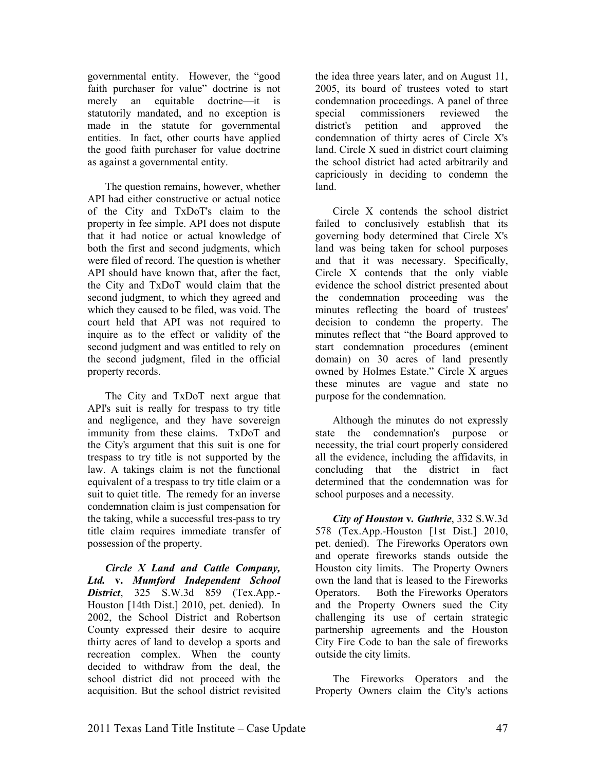governmental entity. However, the "good faith purchaser for value" doctrine is not merely an equitable doctrine—it is statutorily mandated, and no exception is made in the statute for governmental entities. In fact, other courts have applied the good faith purchaser for value doctrine as against a governmental entity.

The question remains, however, whether API had either constructive or actual notice of the City and TxDoT's claim to the property in fee simple. API does not dispute that it had notice or actual knowledge of both the first and second judgments, which were filed of record. The question is whether API should have known that, after the fact, the City and TxDoT would claim that the second judgment, to which they agreed and which they caused to be filed, was void. The court held that API was not required to inquire as to the effect or validity of the second judgment and was entitled to rely on the second judgment, filed in the official property records.

The City and TxDoT next argue that API's suit is really for trespass to try title and negligence, and they have sovereign immunity from these claims. TxDoT and the City's argument that this suit is one for trespass to try title is not supported by the law. A takings claim is not the functional equivalent of a trespass to try title claim or a suit to quiet title. The remedy for an inverse condemnation claim is just compensation for the taking, while a successful tres-pass to try title claim requires immediate transfer of possession of the property.

***Circle X Land and Cattle Company, Ltd.* v. *Mumford Independent School District***, 325 S.W.3d 859 (Tex.App.-Houston [14th Dist.] 2010, pet. denied). In 2002, the School District and Robertson County expressed their desire to acquire thirty acres of land to develop a sports and recreation complex. When the county decided to withdraw from the deal, the school district did not proceed with the acquisition. But the school district revisited the idea three years later, and on August 11, 2005, its board of trustees voted to start condemnation proceedings. A panel of three special commissioners reviewed the district's petition and approved the condemnation of thirty acres of Circle X's land. Circle X sued in district court claiming the school district had acted arbitrarily and capriciously in deciding to condemn the land.

Circle X contends the school district failed to conclusively establish that its governing body determined that Circle X's land was being taken for school purposes and that it was necessary. Specifically, Circle X contends that the only viable evidence the school district presented about the condemnation proceeding was the minutes reflecting the board of trustees' decision to condemn the property. The minutes reflect that "the Board approved to start condemnation procedures (eminent domain) on 30 acres of land presently owned by Holmes Estate." Circle X argues these minutes are vague and state no purpose for the condemnation.

Although the minutes do not expressly state the condemnation's purpose or necessity, the trial court properly considered all the evidence, including the affidavits, in concluding that the district in fact determined that the condemnation was for school purposes and a necessity.

***City of Houston* v. *Guthrie***, 332 S.W.3d 578 (Tex.App.-Houston [1st Dist.] 2010, pet. denied). The Fireworks Operators own and operate fireworks stands outside the Houston city limits. The Property Owners own the land that is leased to the Fireworks Operators. Both the Fireworks Operators and the Property Owners sued the City challenging its use of certain strategic partnership agreements and the Houston City Fire Code to ban the sale of fireworks outside the city limits.

The Fireworks Operators and the Property Owners claim the City's actions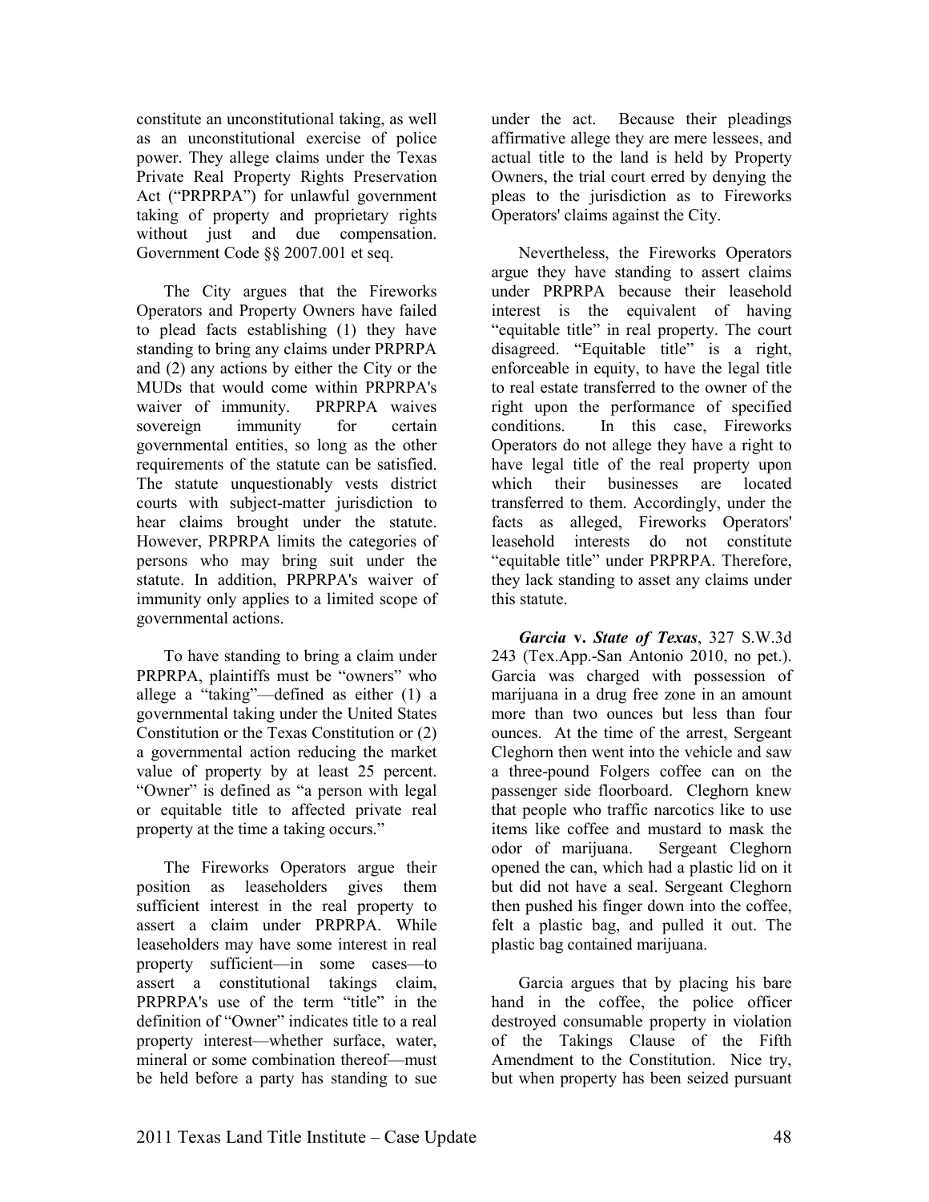constitute an unconstitutional taking, as well as an unconstitutional exercise of police power. They allege claims under the Texas Private Real Property Rights Preservation Act ("PRPRPA") for unlawful government taking of property and proprietary rights without just and due compensation. Government Code §§ 2007.001 et seq.

The City argues that the Fireworks Operators and Property Owners have failed to plead facts establishing (1) they have standing to bring any claims under PRPRPA and (2) any actions by either the City or the MUDs that would come within PRPRPA's waiver of immunity. PRPRPA waives sovereign immunity for certain governmental entities, so long as the other requirements of the statute can be satisfied. The statute unquestionably vests district courts with subject-matter jurisdiction to hear claims brought under the statute. However, PRPRPA limits the categories of persons who may bring suit under the statute. In addition, PRPRPA's waiver of immunity only applies to a limited scope of governmental actions.

To have standing to bring a claim under PRPRPA, plaintiffs must be "owners" who allege a "taking"—defined as either (1) a governmental taking under the United States Constitution or the Texas Constitution or (2) a governmental action reducing the market value of property by at least 25 percent. "Owner" is defined as "a person with legal or equitable title to affected private real property at the time a taking occurs."

The Fireworks Operators argue their position as leaseholders gives them sufficient interest in the real property to assert a claim under PRPRPA. While leaseholders may have some interest in real property sufficient—in some cases—to assert a constitutional takings claim, PRPRPA's use of the term "title" in the definition of "Owner" indicates title to a real property interest—whether surface, water, mineral or some combination thereof—must be held before a party has standing to sue under the act. Because their pleadings affirmative allege they are mere lessees, and actual title to the land is held by Property Owners, the trial court erred by denying the pleas to the jurisdiction as to Fireworks Operators' claims against the City.

Nevertheless, the Fireworks Operators argue they have standing to assert claims under PRPRPA because their leasehold interest is the equivalent of having "equitable title" in real property. The court disagreed. "Equitable title" is a right, enforceable in equity, to have the legal title to real estate transferred to the owner of the right upon the performance of specified conditions. In this case, Fireworks Operators do not allege they have a right to have legal title of the real property upon which their businesses are located transferred to them. Accordingly, under the facts as alleged, Fireworks Operators' leasehold interests do not constitute "equitable title" under PRPRPA. Therefore, they lack standing to asset any claims under this statute.

***Garcia* v. *State of Texas***, 327 S.W.3d 243 (Tex.App.-San Antonio 2010, no pet.). Garcia was charged with possession of marijuana in a drug free zone in an amount more than two ounces but less than four ounces. At the time of the arrest, Sergeant Cleghorn then went into the vehicle and saw a three-pound Folgers coffee can on the passenger side floorboard. Cleghorn knew that people who traffic narcotics like to use items like coffee and mustard to mask the odor of marijuana. Sergeant Cleghorn opened the can, which had a plastic lid on it but did not have a seal. Sergeant Cleghorn then pushed his finger down into the coffee, felt a plastic bag, and pulled it out. The plastic bag contained marijuana.

Garcia argues that by placing his bare hand in the coffee, the police officer destroyed consumable property in violation of the Takings Clause of the Fifth Amendment to the Constitution. Nice try, but when property has been seized pursuant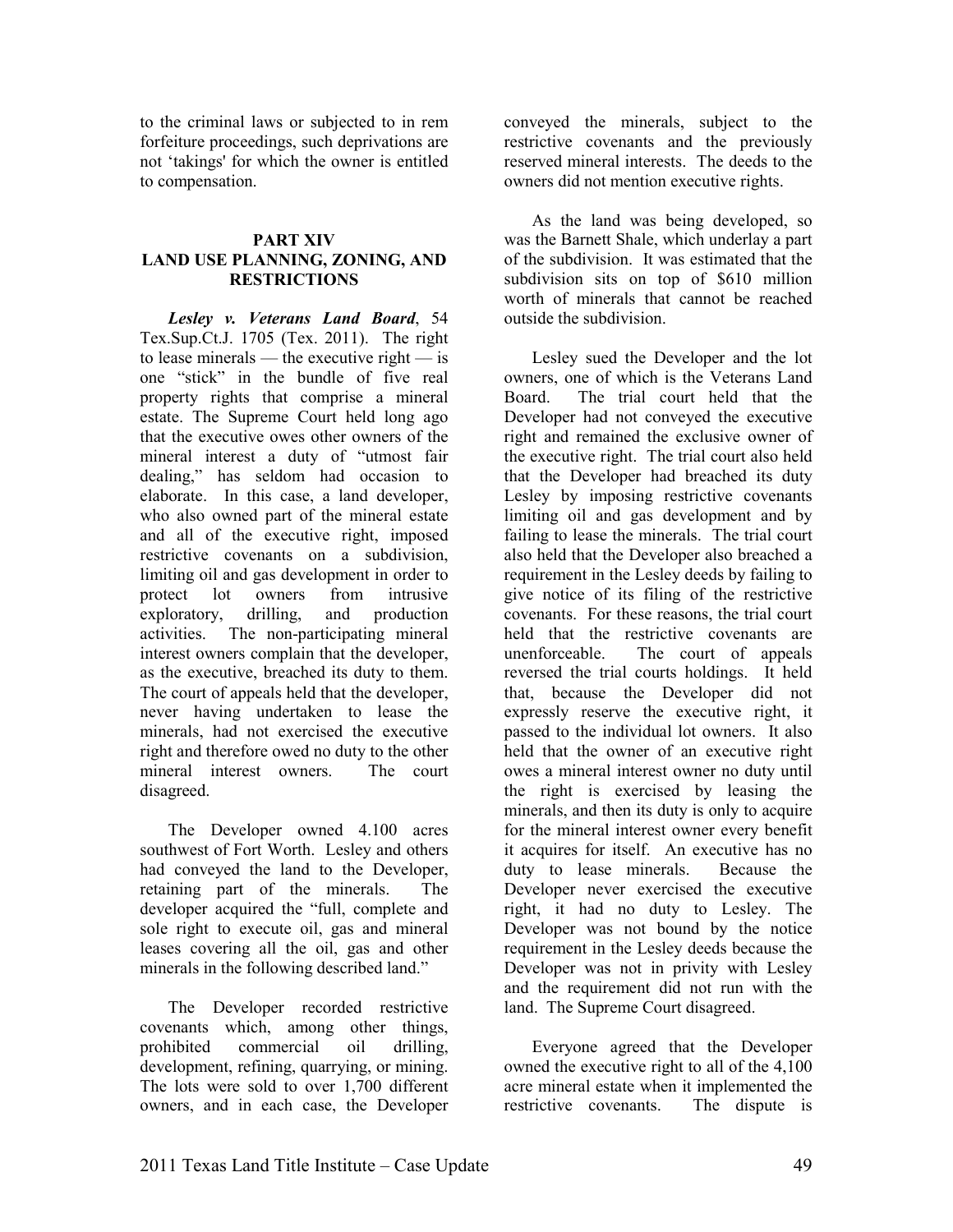to the criminal laws or subjected to in rem forfeiture proceedings, such deprivations are not 'takings' for which the owner is entitled to compensation.

## PART XIV
## LAND USE PLANNING, ZONING, AND RESTRICTIONS

***Lesley v. Veterans Land Board***, 54 Tex.Sup.Ct.J. 1705 (Tex. 2011). The right to lease minerals — the executive right — is one "stick" in the bundle of five real property rights that comprise a mineral estate. The Supreme Court held long ago that the executive owes other owners of the mineral interest a duty of "utmost fair dealing," has seldom had occasion to elaborate. In this case, a land developer, who also owned part of the mineral estate and all of the executive right, imposed restrictive covenants on a subdivision, limiting oil and gas development in order to protect lot owners from intrusive exploratory, drilling, and production activities. The non-participating mineral interest owners complain that the developer, as the executive, breached its duty to them. The court of appeals held that the developer, never having undertaken to lease the minerals, had not exercised the executive right and therefore owed no duty to the other mineral interest owners. The court disagreed.

The Developer owned 4.100 acres southwest of Fort Worth. Lesley and others had conveyed the land to the Developer, retaining part of the minerals. The developer acquired the "full, complete and sole right to execute oil, gas and mineral leases covering all the oil, gas and other minerals in the following described land."

The Developer recorded restrictive covenants which, among other things, prohibited commercial oil drilling, development, refining, quarrying, or mining. The lots were sold to over 1,700 different owners, and in each case, the Developer conveyed the minerals, subject to the restrictive covenants and the previously reserved mineral interests. The deeds to the owners did not mention executive rights.

As the land was being developed, so was the Barnett Shale, which underlay a part of the subdivision. It was estimated that the subdivision sits on top of $610 million worth of minerals that cannot be reached outside the subdivision.

Lesley sued the Developer and the lot owners, one of which is the Veterans Land Board. The trial court held that the Developer had not conveyed the executive right and remained the exclusive owner of the executive right. The trial court also held that the Developer had breached its duty Lesley by imposing restrictive covenants limiting oil and gas development and by failing to lease the minerals. The trial court also held that the Developer also breached a requirement in the Lesley deeds by failing to give notice of its filing of the restrictive covenants. For these reasons, the trial court held that the restrictive covenants are unenforceable. The court of appeals reversed the trial courts holdings. It held that, because the Developer did not expressly reserve the executive right, it passed to the individual lot owners. It also held that the owner of an executive right owes a mineral interest owner no duty until the right is exercised by leasing the minerals, and then its duty is only to acquire for the mineral interest owner every benefit it acquires for itself. An executive has no duty to lease minerals. Because the Developer never exercised the executive right, it had no duty to Lesley. The Developer was not bound by the notice requirement in the Lesley deeds because the Developer was not in privity with Lesley and the requirement did not run with the land. The Supreme Court disagreed.

Everyone agreed that the Developer owned the executive right to all of the 4,100 acre mineral estate when it implemented the restrictive covenants. The dispute is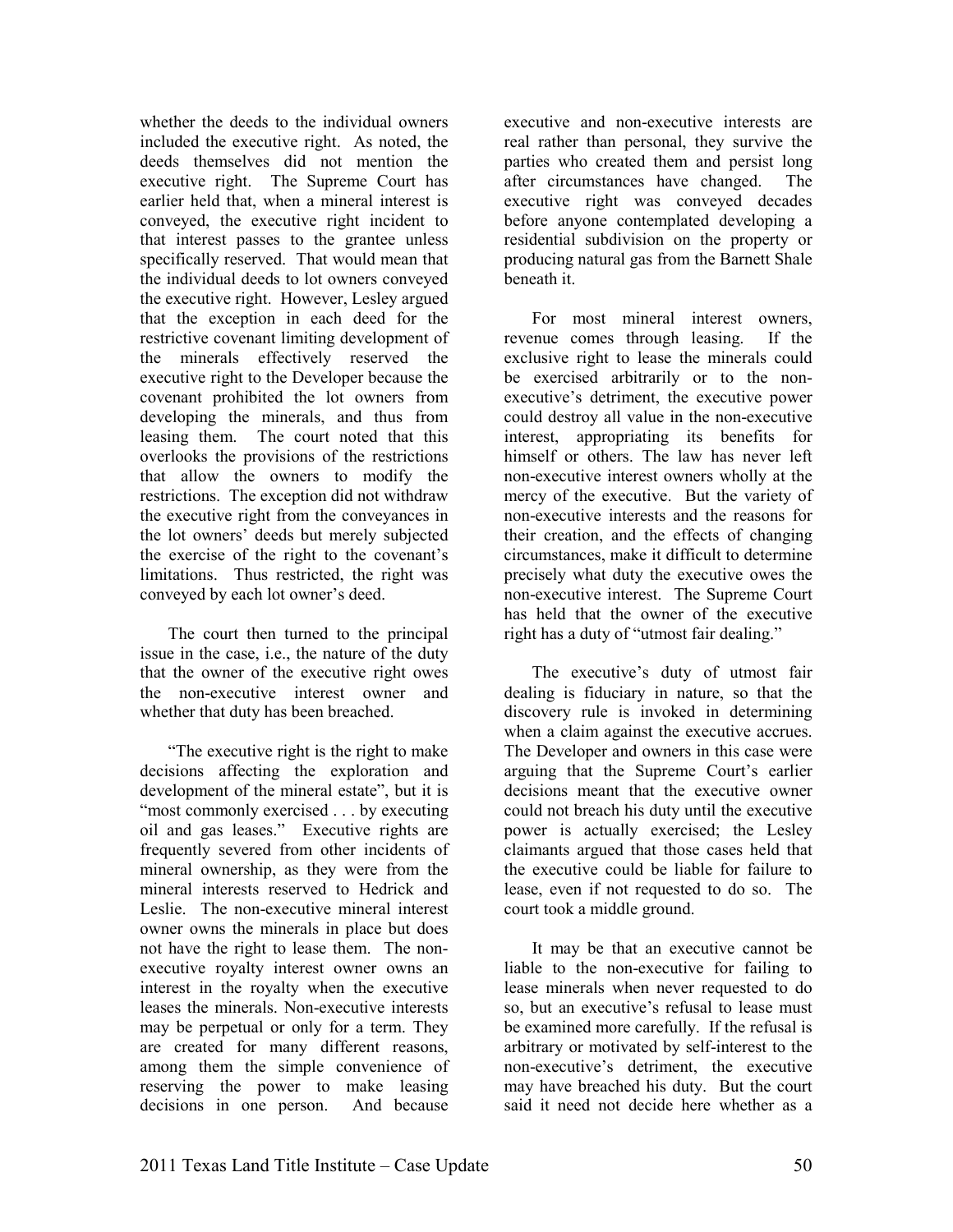whether the deeds to the individual owners included the executive right. As noted, the deeds themselves did not mention the executive right. The Supreme Court has earlier held that, when a mineral interest is conveyed, the executive right incident to that interest passes to the grantee unless specifically reserved. That would mean that the individual deeds to lot owners conveyed the executive right. However, Lesley argued that the exception in each deed for the restrictive covenant limiting development of the minerals effectively reserved the executive right to the Developer because the covenant prohibited the lot owners from developing the minerals, and thus from leasing them. The court noted that this overlooks the provisions of the restrictions that allow the owners to modify the restrictions. The exception did not withdraw the executive right from the conveyances in the lot owners' deeds but merely subjected the exercise of the right to the covenant's limitations. Thus restricted, the right was conveyed by each lot owner's deed.

The court then turned to the principal issue in the case, i.e., the nature of the duty that the owner of the executive right owes the non-executive interest owner and whether that duty has been breached.

"The executive right is the right to make decisions affecting the exploration and development of the mineral estate", but it is "most commonly exercised . . . by executing oil and gas leases." Executive rights are frequently severed from other incidents of mineral ownership, as they were from the mineral interests reserved to Hedrick and Leslie. The non-executive mineral interest owner owns the minerals in place but does not have the right to lease them. The non-executive royalty interest owner owns an interest in the royalty when the executive leases the minerals. Non-executive interests may be perpetual or only for a term. They are created for many different reasons, among them the simple convenience of reserving the power to make leasing decisions in one person. And because executive and non-executive interests are real rather than personal, they survive the parties who created them and persist long after circumstances have changed. The executive right was conveyed decades before anyone contemplated developing a residential subdivision on the property or producing natural gas from the Barnett Shale beneath it.

For most mineral interest owners, revenue comes through leasing. If the exclusive right to lease the minerals could be exercised arbitrarily or to the non-executive's detriment, the executive power could destroy all value in the non-executive interest, appropriating its benefits for himself or others. The law has never left non-executive interest owners wholly at the mercy of the executive. But the variety of non-executive interests and the reasons for their creation, and the effects of changing circumstances, make it difficult to determine precisely what duty the executive owes the non-executive interest. The Supreme Court has held that the owner of the executive right has a duty of "utmost fair dealing."

The executive's duty of utmost fair dealing is fiduciary in nature, so that the discovery rule is invoked in determining when a claim against the executive accrues. The Developer and owners in this case were arguing that the Supreme Court's earlier decisions meant that the executive owner could not breach his duty until the executive power is actually exercised; the Lesley claimants argued that those cases held that the executive could be liable for failure to lease, even if not requested to do so. The court took a middle ground.

It may be that an executive cannot be liable to the non-executive for failing to lease minerals when never requested to do so, but an executive's refusal to lease must be examined more carefully. If the refusal is arbitrary or motivated by self-interest to the non-executive's detriment, the executive may have breached his duty. But the court said it need not decide here whether as a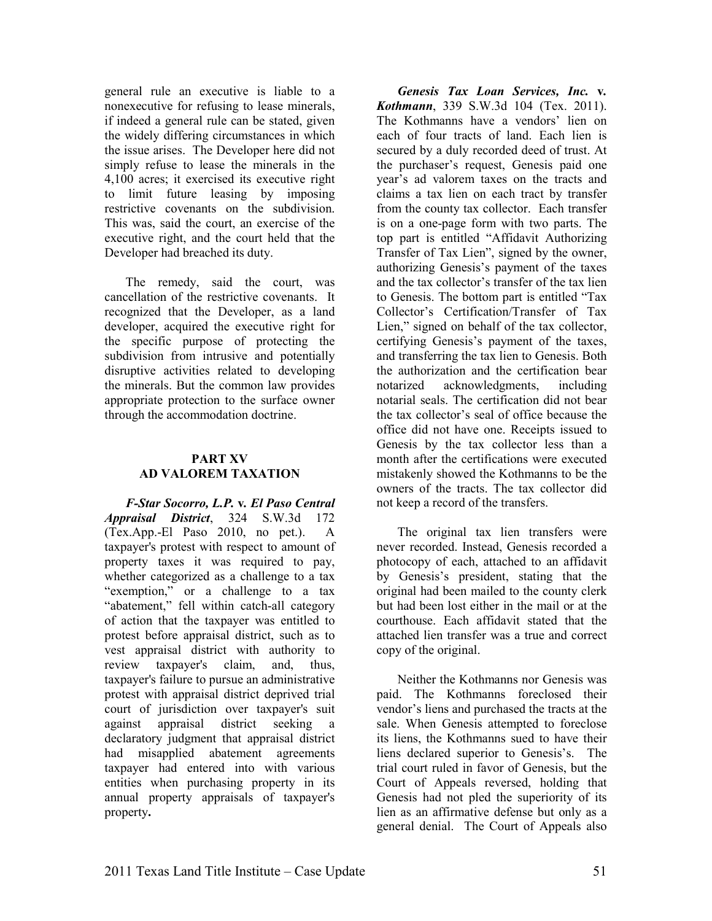general rule an executive is liable to a nonexecutive for refusing to lease minerals, if indeed a general rule can be stated, given the widely differing circumstances in which the issue arises. The Developer here did not simply refuse to lease the minerals in the 4,100 acres; it exercised its executive right to limit future leasing by imposing restrictive covenants on the subdivision. This was, said the court, an exercise of the executive right, and the court held that the Developer had breached its duty.

The remedy, said the court, was cancellation of the restrictive covenants. It recognized that the Developer, as a land developer, acquired the executive right for the specific purpose of protecting the subdivision from intrusive and potentially disruptive activities related to developing the minerals. But the common law provides appropriate protection to the surface owner through the accommodation doctrine.

## PART XV
## AD VALOREM TAXATION

***F-Star Socorro, L.P.* v. *El Paso Central Appraisal District***, 324 S.W.3d 172 (Tex.App.-El Paso 2010, no pet.). A taxpayer's protest with respect to amount of property taxes it was required to pay, whether categorized as a challenge to a tax "exemption," or a challenge to a tax "abatement," fell within catch-all category of action that the taxpayer was entitled to protest before appraisal district, such as to vest appraisal district with authority to review taxpayer's claim, and, thus, taxpayer's failure to pursue an administrative protest with appraisal district deprived trial court of jurisdiction over taxpayer's suit against appraisal district seeking a declaratory judgment that appraisal district had misapplied abatement agreements taxpayer had entered into with various entities when purchasing property in its annual property appraisals of taxpayer's property**.**

***Genesis Tax Loan Services, Inc.* v. *Kothmann***, 339 S.W.3d 104 (Tex. 2011). The Kothmanns have a vendors' lien on each of four tracts of land. Each lien is secured by a duly recorded deed of trust. At the purchaser's request, Genesis paid one year's ad valorem taxes on the tracts and claims a tax lien on each tract by transfer from the county tax collector. Each transfer is on a one-page form with two parts. The top part is entitled "Affidavit Authorizing Transfer of Tax Lien", signed by the owner, authorizing Genesis's payment of the taxes and the tax collector's transfer of the tax lien to Genesis. The bottom part is entitled "Tax Collector's Certification/Transfer of Tax Lien," signed on behalf of the tax collector, certifying Genesis's payment of the taxes, and transferring the tax lien to Genesis. Both the authorization and the certification bear notarized acknowledgments, including notarial seals. The certification did not bear the tax collector's seal of office because the office did not have one. Receipts issued to Genesis by the tax collector less than a month after the certifications were executed mistakenly showed the Kothmanns to be the owners of the tracts. The tax collector did not keep a record of the transfers.

The original tax lien transfers were never recorded. Instead, Genesis recorded a photocopy of each, attached to an affidavit by Genesis's president, stating that the original had been mailed to the county clerk but had been lost either in the mail or at the courthouse. Each affidavit stated that the attached lien transfer was a true and correct copy of the original.

Neither the Kothmanns nor Genesis was paid. The Kothmanns foreclosed their vendor's liens and purchased the tracts at the sale. When Genesis attempted to foreclose its liens, the Kothmanns sued to have their liens declared superior to Genesis's. The trial court ruled in favor of Genesis, but the Court of Appeals reversed, holding that Genesis had not pled the superiority of its lien as an affirmative defense but only as a general denial. The Court of Appeals also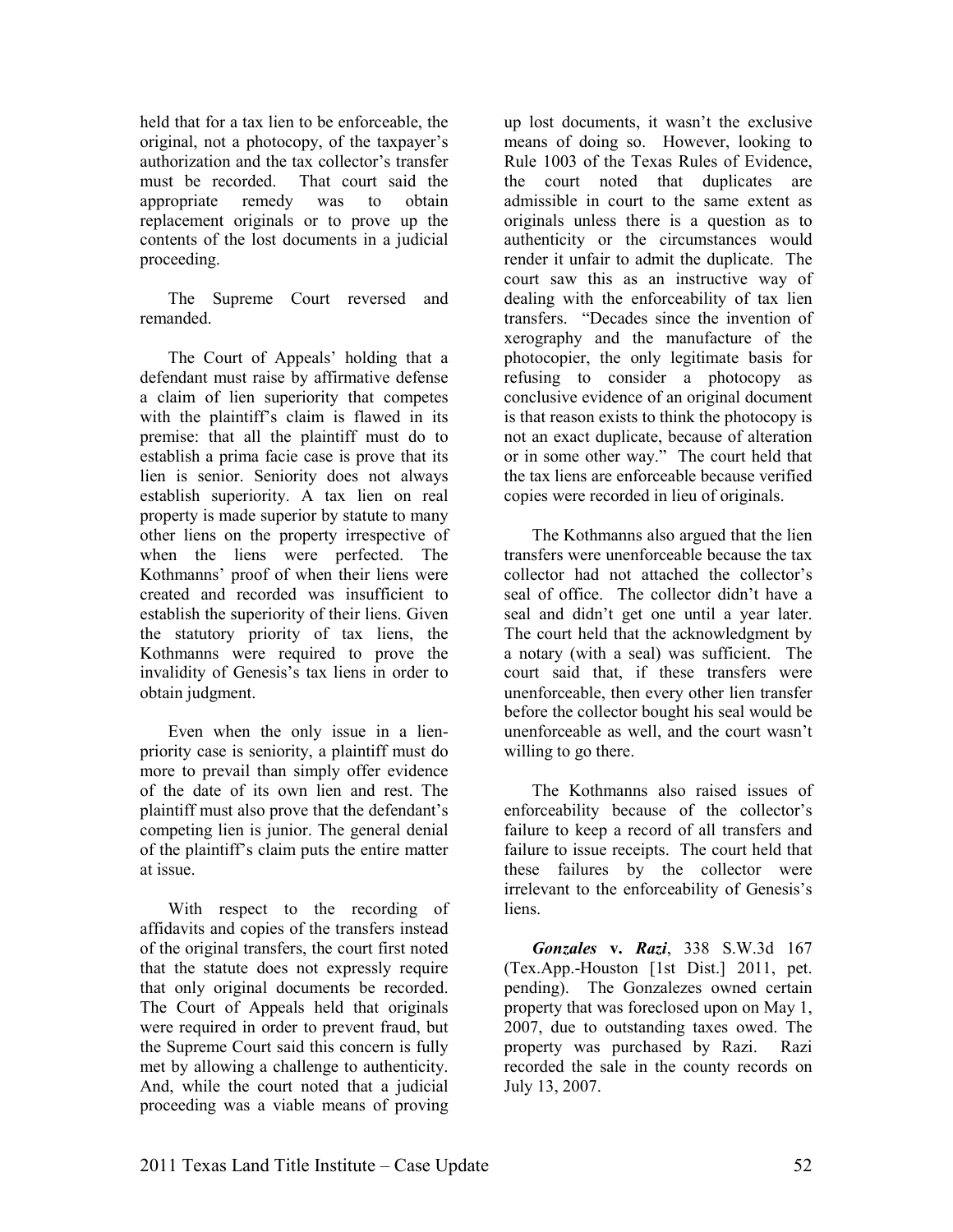held that for a tax lien to be enforceable, the original, not a photocopy, of the taxpayer's authorization and the tax collector's transfer must be recorded. That court said the appropriate remedy was to obtain replacement originals or to prove up the contents of the lost documents in a judicial proceeding.

The Supreme Court reversed and remanded.

The Court of Appeals' holding that a defendant must raise by affirmative defense a claim of lien superiority that competes with the plaintiff's claim is flawed in its premise: that all the plaintiff must do to establish a prima facie case is prove that its lien is senior. Seniority does not always establish superiority. A tax lien on real property is made superior by statute to many other liens on the property irrespective of when the liens were perfected. The Kothmanns' proof of when their liens were created and recorded was insufficient to establish the superiority of their liens. Given the statutory priority of tax liens, the Kothmanns were required to prove the invalidity of Genesis's tax liens in order to obtain judgment.

Even when the only issue in a lien-priority case is seniority, a plaintiff must do more to prevail than simply offer evidence of the date of its own lien and rest. The plaintiff must also prove that the defendant's competing lien is junior. The general denial of the plaintiff's claim puts the entire matter at issue.

With respect to the recording of affidavits and copies of the transfers instead of the original transfers, the court first noted that the statute does not expressly require that only original documents be recorded. The Court of Appeals held that originals were required in order to prevent fraud, but the Supreme Court said this concern is fully met by allowing a challenge to authenticity. And, while the court noted that a judicial proceeding was a viable means of proving up lost documents, it wasn't the exclusive means of doing so. However, looking to Rule 1003 of the Texas Rules of Evidence, the court noted that duplicates are admissible in court to the same extent as originals unless there is a question as to authenticity or the circumstances would render it unfair to admit the duplicate. The court saw this as an instructive way of dealing with the enforceability of tax lien transfers. "Decades since the invention of xerography and the manufacture of the photocopier, the only legitimate basis for refusing to consider a photocopy as conclusive evidence of an original document is that reason exists to think the photocopy is not an exact duplicate, because of alteration or in some other way." The court held that the tax liens are enforceable because verified copies were recorded in lieu of originals.

The Kothmanns also argued that the lien transfers were unenforceable because the tax collector had not attached the collector's seal of office. The collector didn't have a seal and didn't get one until a year later. The court held that the acknowledgment by a notary (with a seal) was sufficient. The court said that, if these transfers were unenforceable, then every other lien transfer before the collector bought his seal would be unenforceable as well, and the court wasn't willing to go there.

The Kothmanns also raised issues of enforceability because of the collector's failure to keep a record of all transfers and failure to issue receipts. The court held that these failures by the collector were irrelevant to the enforceability of Genesis's liens.

***Gonzales* v. *Razi***, 338 S.W.3d 167 (Tex.App.-Houston [1st Dist.] 2011, pet. pending). The Gonzalezes owned certain property that was foreclosed upon on May 1, 2007, due to outstanding taxes owed. The property was purchased by Razi. Razi recorded the sale in the county records on July 13, 2007.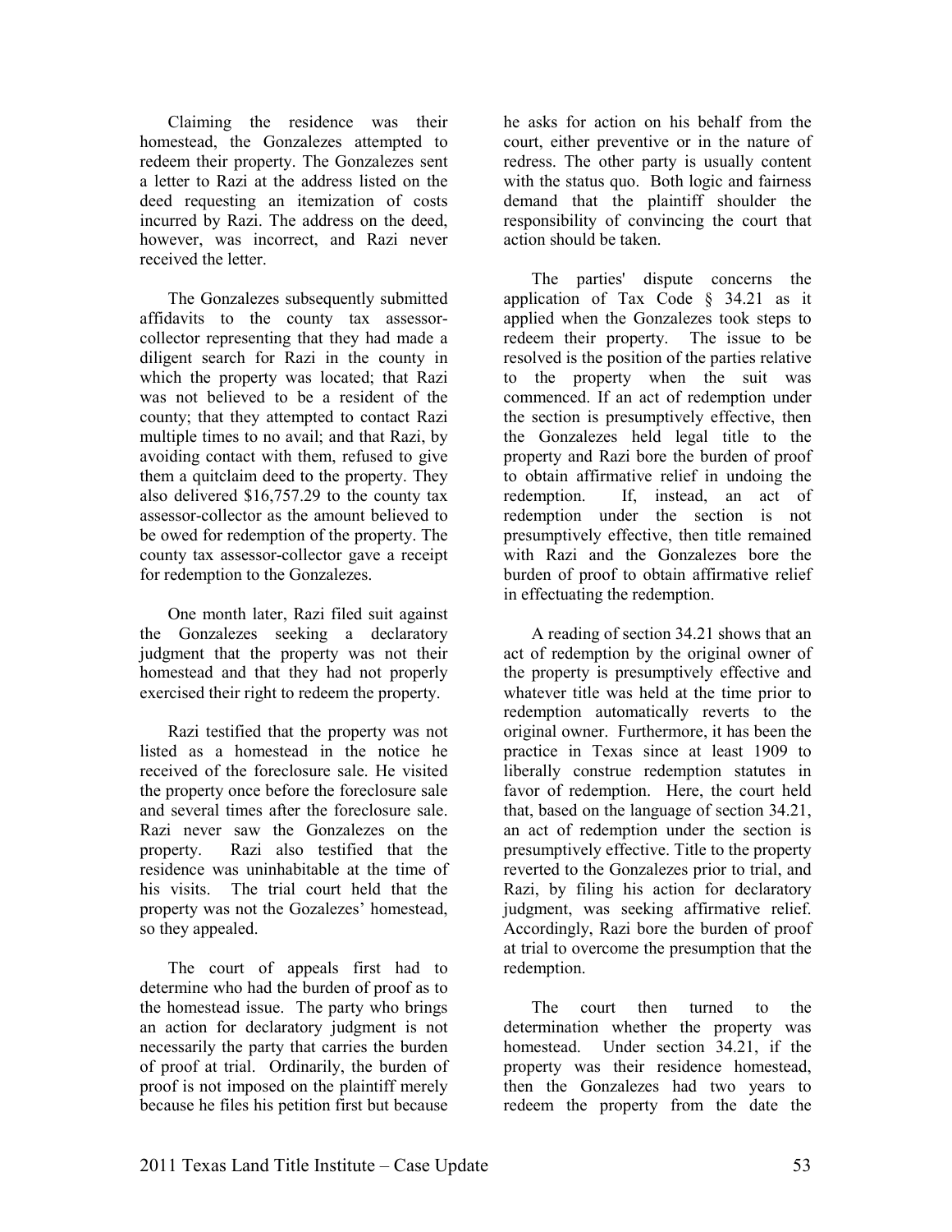Claiming the residence was their homestead, the Gonzalezes attempted to redeem their property. The Gonzalezes sent a letter to Razi at the address listed on the deed requesting an itemization of costs incurred by Razi. The address on the deed, however, was incorrect, and Razi never received the letter.

The Gonzalezes subsequently submitted affidavits to the county tax assessor-collector representing that they had made a diligent search for Razi in the county in which the property was located; that Razi was not believed to be a resident of the county; that they attempted to contact Razi multiple times to no avail; and that Razi, by avoiding contact with them, refused to give them a quitclaim deed to the property. They also delivered $16,757.29 to the county tax assessor-collector as the amount believed to be owed for redemption of the property. The county tax assessor-collector gave a receipt for redemption to the Gonzalezes.

One month later, Razi filed suit against the Gonzalezes seeking a declaratory judgment that the property was not their homestead and that they had not properly exercised their right to redeem the property.

Razi testified that the property was not listed as a homestead in the notice he received of the foreclosure sale. He visited the property once before the foreclosure sale and several times after the foreclosure sale. Razi never saw the Gonzalezes on the property. Razi also testified that the residence was uninhabitable at the time of his visits. The trial court held that the property was not the Gozalezes' homestead, so they appealed.

The court of appeals first had to determine who had the burden of proof as to the homestead issue. The party who brings an action for declaratory judgment is not necessarily the party that carries the burden of proof at trial. Ordinarily, the burden of proof is not imposed on the plaintiff merely because he files his petition first but because he asks for action on his behalf from the court, either preventive or in the nature of redress. The other party is usually content with the status quo. Both logic and fairness demand that the plaintiff shoulder the responsibility of convincing the court that action should be taken.

The parties' dispute concerns the application of Tax Code § 34.21 as it applied when the Gonzalezes took steps to redeem their property. The issue to be resolved is the position of the parties relative to the property when the suit was commenced. If an act of redemption under the section is presumptively effective, then the Gonzalezes held legal title to the property and Razi bore the burden of proof to obtain affirmative relief in undoing the redemption. If, instead, an act of redemption under the section is not presumptively effective, then title remained with Razi and the Gonzalezes bore the burden of proof to obtain affirmative relief in effectuating the redemption.

A reading of section 34.21 shows that an act of redemption by the original owner of the property is presumptively effective and whatever title was held at the time prior to redemption automatically reverts to the original owner. Furthermore, it has been the practice in Texas since at least 1909 to liberally construe redemption statutes in favor of redemption. Here, the court held that, based on the language of section 34.21, an act of redemption under the section is presumptively effective. Title to the property reverted to the Gonzalezes prior to trial, and Razi, by filing his action for declaratory judgment, was seeking affirmative relief. Accordingly, Razi bore the burden of proof at trial to overcome the presumption that the redemption.

The court then turned to the determination whether the property was homestead. Under section 34.21, if the property was their residence homestead, then the Gonzalezes had two years to redeem the property from the date the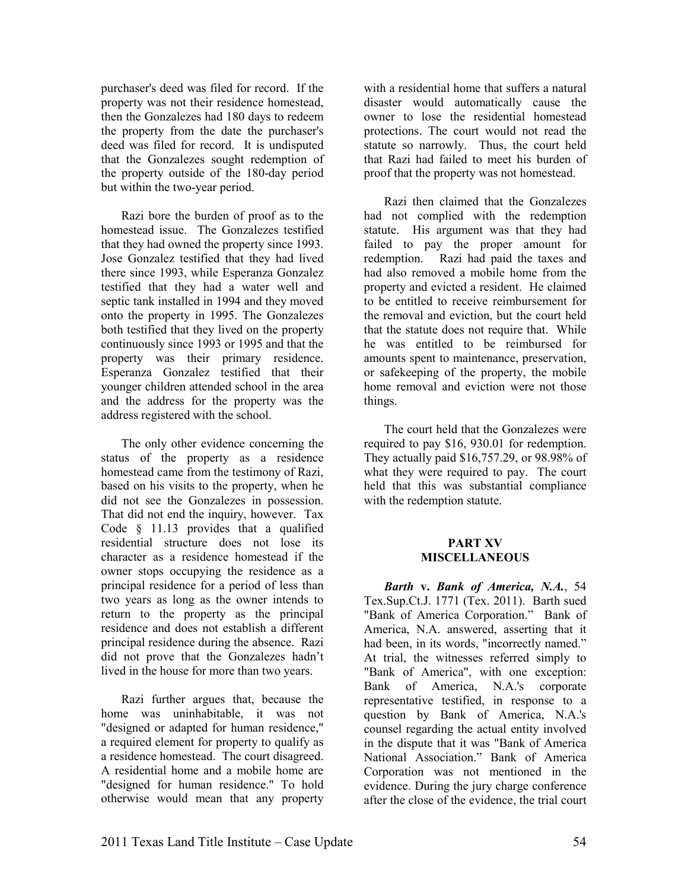purchaser's deed was filed for record. If the property was not their residence homestead, then the Gonzalezes had 180 days to redeem the property from the date the purchaser's deed was filed for record. It is undisputed that the Gonzalezes sought redemption of the property outside of the 180-day period but within the two-year period.

Razi bore the burden of proof as to the homestead issue. The Gonzalezes testified that they had owned the property since 1993. Jose Gonzalez testified that they had lived there since 1993, while Esperanza Gonzalez testified that they had a water well and septic tank installed in 1994 and they moved onto the property in 1995. The Gonzalezes both testified that they lived on the property continuously since 1993 or 1995 and that the property was their primary residence. Esperanza Gonzalez testified that their younger children attended school in the area and the address for the property was the address registered with the school.

The only other evidence concerning the status of the property as a residence homestead came from the testimony of Razi, based on his visits to the property, when he did not see the Gonzalezes in possession. That did not end the inquiry, however. Tax Code § 11.13 provides that a qualified residential structure does not lose its character as a residence homestead if the owner stops occupying the residence as a principal residence for a period of less than two years as long as the owner intends to return to the property as the principal residence and does not establish a different principal residence during the absence. Razi did not prove that the Gonzalezes hadn't lived in the house for more than two years.

Razi further argues that, because the home was uninhabitable, it was not "designed or adapted for human residence," a required element for property to qualify as a residence homestead. The court disagreed. A residential home and a mobile home are "designed for human residence." To hold otherwise would mean that any property with a residential home that suffers a natural disaster would automatically cause the owner to lose the residential homestead protections. The court would not read the statute so narrowly. Thus, the court held that Razi had failed to meet his burden of proof that the property was not homestead.

Razi then claimed that the Gonzalezes had not complied with the redemption statute. His argument was that they had failed to pay the proper amount for redemption. Razi had paid the taxes and had also removed a mobile home from the property and evicted a resident. He claimed to be entitled to receive reimbursement for the removal and eviction, but the court held that the statute does not require that. While he was entitled to be reimbursed for amounts spent to maintenance, preservation, or safekeeping of the property, the mobile home removal and eviction were not those things.

The court held that the Gonzalezes were required to pay $16, 930.01 for redemption. They actually paid $16,757.29, or 98.98% of what they were required to pay. The court held that this was substantial compliance with the redemption statute.

## PART XV
## MISCELLANEOUS

***Barth* v. *Bank of America, N.A.***, 54 Tex.Sup.Ct.J. 1771 (Tex. 2011). Barth sued "Bank of America Corporation." Bank of America, N.A. answered, asserting that it had been, in its words, "incorrectly named." At trial, the witnesses referred simply to "Bank of America", with one exception: Bank of America, N.A.'s corporate representative testified, in response to a question by Bank of America, N.A.'s counsel regarding the actual entity involved in the dispute that it was "Bank of America National Association." Bank of America Corporation was not mentioned in the evidence. During the jury charge conference after the close of the evidence, the trial court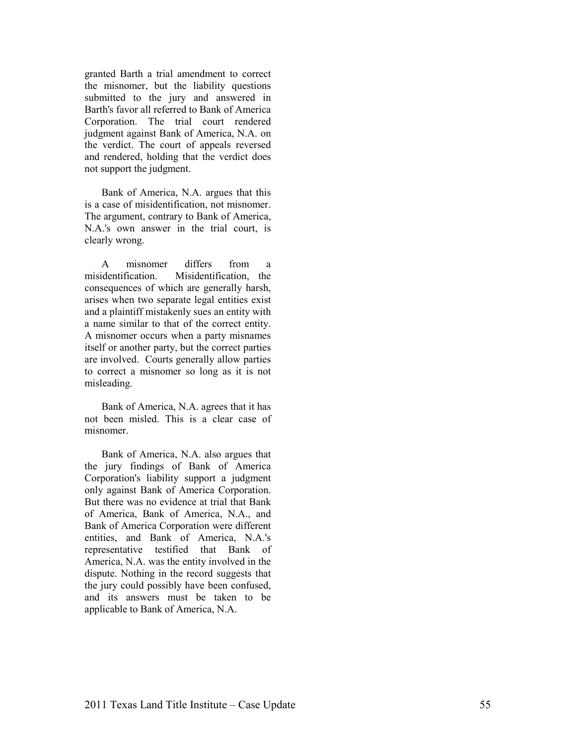granted Barth a trial amendment to correct the misnomer, but the liability questions submitted to the jury and answered in Barth's favor all referred to Bank of America Corporation. The trial court rendered judgment against Bank of America, N.A. on the verdict. The court of appeals reversed and rendered, holding that the verdict does not support the judgment.

Bank of America, N.A. argues that this is a case of misidentification, not misnomer. The argument, contrary to Bank of America, N.A.'s own answer in the trial court, is clearly wrong.

A misnomer differs from a misidentification. Misidentification, the consequences of which are generally harsh, arises when two separate legal entities exist and a plaintiff mistakenly sues an entity with a name similar to that of the correct entity. A misnomer occurs when a party misnames itself or another party, but the correct parties are involved. Courts generally allow parties to correct a misnomer so long as it is not misleading.

Bank of America, N.A. agrees that it has not been misled. This is a clear case of misnomer.

Bank of America, N.A. also argues that the jury findings of Bank of America Corporation's liability support a judgment only against Bank of America Corporation. But there was no evidence at trial that Bank of America, Bank of America, N.A., and Bank of America Corporation were different entities, and Bank of America, N.A.'s representative testified that Bank of America, N.A. was the entity involved in the dispute. Nothing in the record suggests that the jury could possibly have been confused, and its answers must be taken to be applicable to Bank of America, N.A.